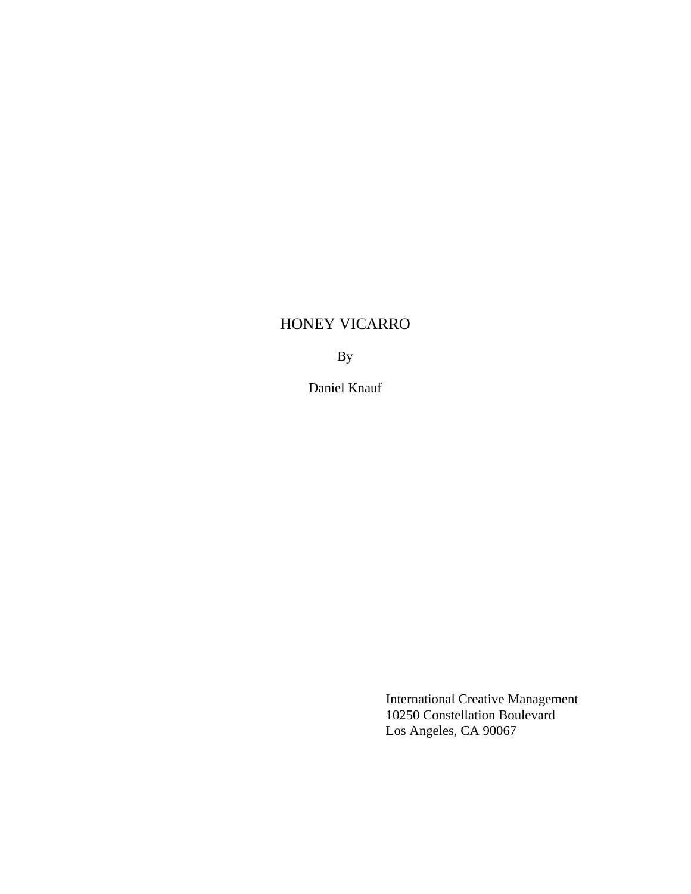# HONEY VICARRO

By

Daniel Knauf

International Creative Management
10250 Constellation Boulevard
Los Angeles, CA 90067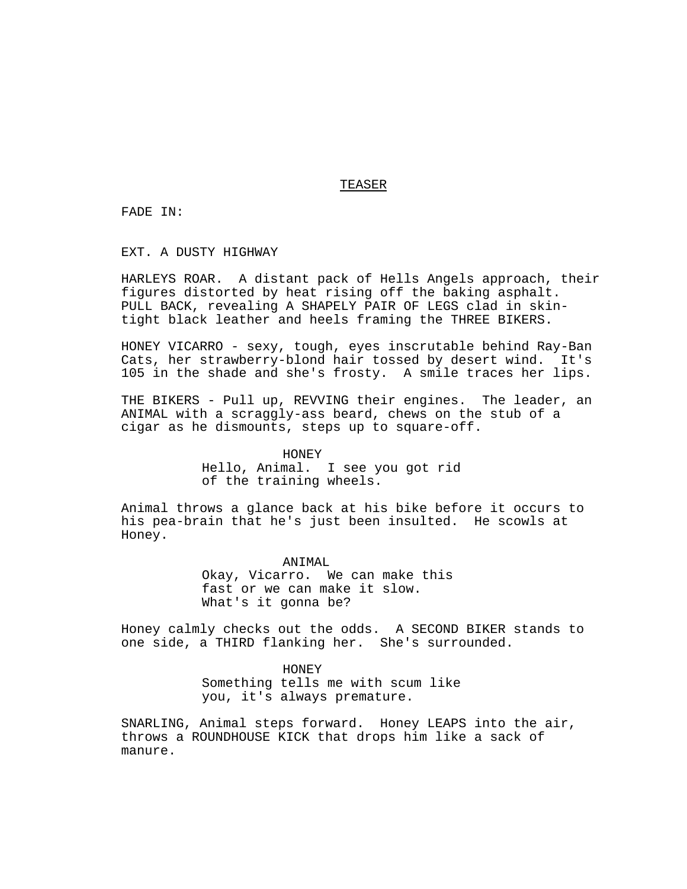## TEASER

FADE IN:

EXT. A DUSTY HIGHWAY

HARLEYS ROAR.  A distant pack of Hells Angels approach, their figures distorted by heat rising off the baking asphalt. PULL BACK, revealing A SHAPELY PAIR OF LEGS clad in skin-tight black leather and heels framing the THREE BIKERS.

HONEY VICARRO - sexy, tough, eyes inscrutable behind Ray-Ban Cats, her strawberry-blond hair tossed by desert wind.  It's 105 in the shade and she's frosty.  A smile traces her lips.

THE BIKERS - Pull up, REVVING their engines.  The leader, an ANIMAL with a scraggly-ass beard, chews on the stub of a cigar as he dismounts, steps up to square-off.

HONEY
Hello, Animal.  I see you got rid of the training wheels.

Animal throws a glance back at his bike before it occurs to his pea-brain that he's just been insulted.  He scowls at Honey.

ANIMAL
Okay, Vicarro.  We can make this fast or we can make it slow. What's it gonna be?

Honey calmly checks out the odds.  A SECOND BIKER stands to one side, a THIRD flanking her.  She's surrounded.

HONEY
Something tells me with scum like you, it's always premature.

SNARLING, Animal steps forward.  Honey LEAPS into the air, throws a ROUNDHOUSE KICK that drops him like a sack of manure.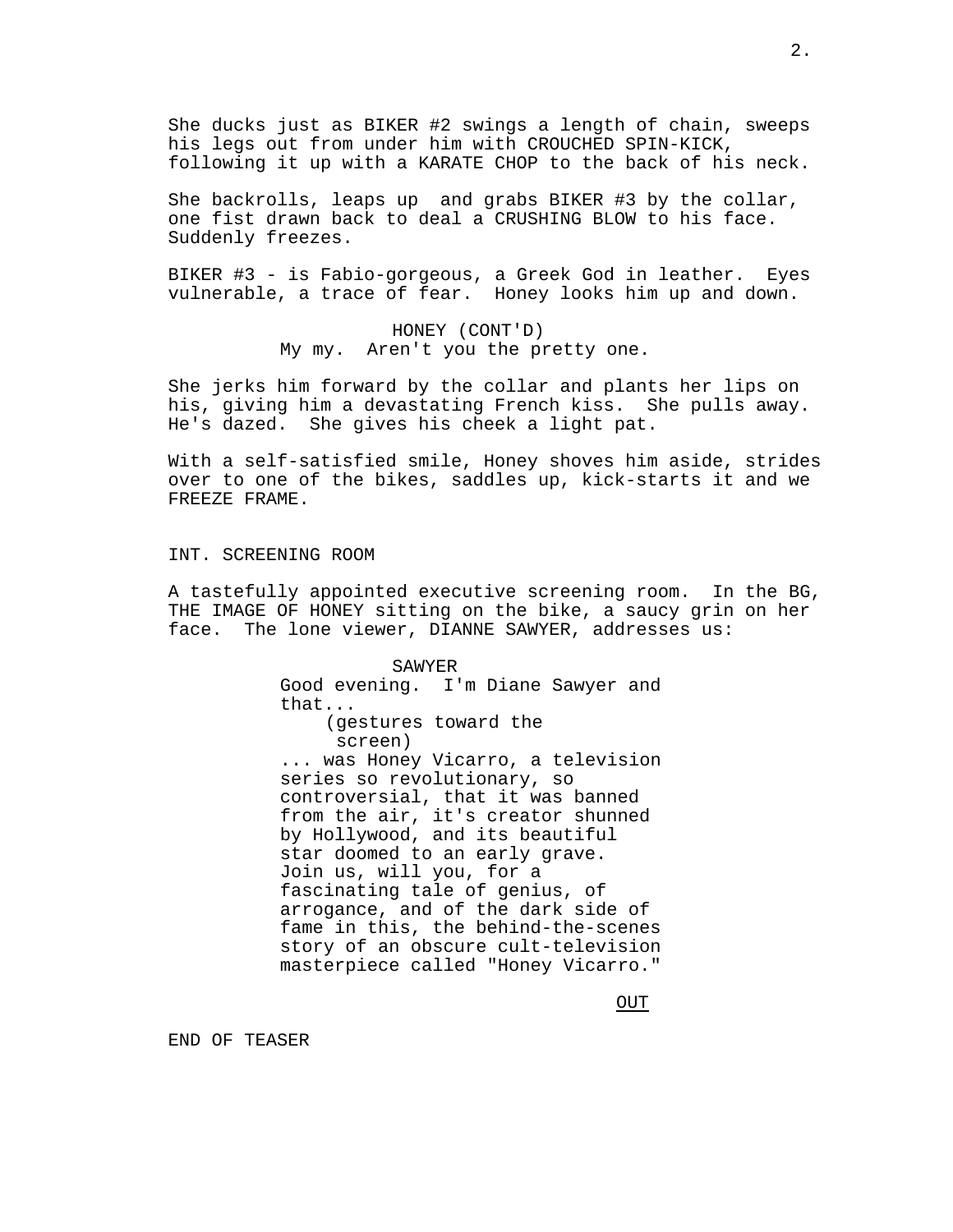She ducks just as BIKER #2 swings a length of chain, sweeps his legs out from under him with CROUCHED SPIN-KICK, following it up with a KARATE CHOP to the back of his neck.

She backrolls, leaps up  and grabs BIKER #3 by the collar, one fist drawn back to deal a CRUSHING BLOW to his face. Suddenly freezes.

BIKER #3 - is Fabio-gorgeous, a Greek God in leather.  Eyes vulnerable, a trace of fear.  Honey looks him up and down.

HONEY (CONT'D)
My my.  Aren't you the pretty one.

She jerks him forward by the collar and plants her lips on his, giving him a devastating French kiss.  She pulls away. He's dazed.  She gives his cheek a light pat.

With a self-satisfied smile, Honey shoves him aside, strides over to one of the bikes, saddles up, kick-starts it and we FREEZE FRAME.

INT. SCREENING ROOM

A tastefully appointed executive screening room.  In the BG, THE IMAGE OF HONEY sitting on the bike, a saucy grin on her face.  The lone viewer, DIANNE SAWYER, addresses us:

SAWYER
Good evening.  I'm Diane Sawyer and that...
(gestures toward the screen)
... was Honey Vicarro, a television series so revolutionary, so controversial, that it was banned from the air, it's creator shunned by Hollywood, and its beautiful star doomed to an early grave. Join us, will you, for a fascinating tale of genius, of arrogance, and of the dark side of fame in this, the behind-the-scenes story of an obscure cult-television masterpiece called "Honey Vicarro."

<u>OUT</u>

END OF TEASER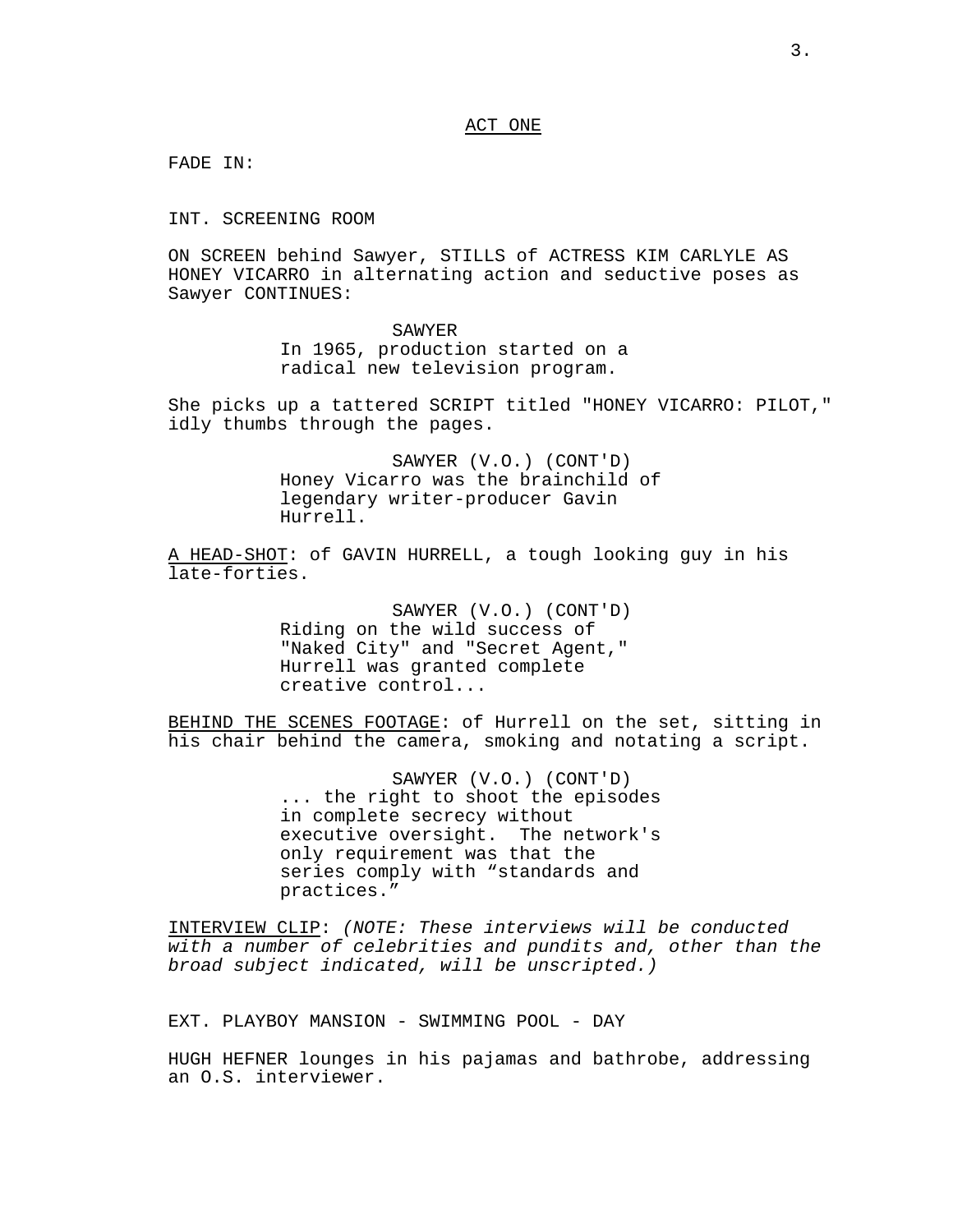ACT ONE

FADE IN:

INT. SCREENING ROOM

ON SCREEN behind Sawyer, STILLS of ACTRESS KIM CARLYLE AS HONEY VICARRO in alternating action and seductive poses as Sawyer CONTINUES:

SAWYER
In 1965, production started on a radical new television program.

She picks up a tattered SCRIPT titled "HONEY VICARRO: PILOT," idly thumbs through the pages.

SAWYER (V.O.) (CONT'D)
Honey Vicarro was the brainchild of legendary writer-producer Gavin Hurrell.

A HEAD-SHOT: of GAVIN HURRELL, a tough looking guy in his late-forties.

SAWYER (V.O.) (CONT'D)
Riding on the wild success of "Naked City" and "Secret Agent," Hurrell was granted complete creative control...

BEHIND THE SCENES FOOTAGE: of Hurrell on the set, sitting in his chair behind the camera, smoking and notating a script.

SAWYER (V.O.) (CONT'D)
... the right to shoot the episodes in complete secrecy without executive oversight. The network's only requirement was that the series comply with “standards and practices.”

INTERVIEW CLIP: *(NOTE: These interviews will be conducted with a number of celebrities and pundits and, other than the broad subject indicated, will be unscripted.)*

EXT. PLAYBOY MANSION - SWIMMING POOL - DAY

HUGH HEFNER lounges in his pajamas and bathrobe, addressing an O.S. interviewer.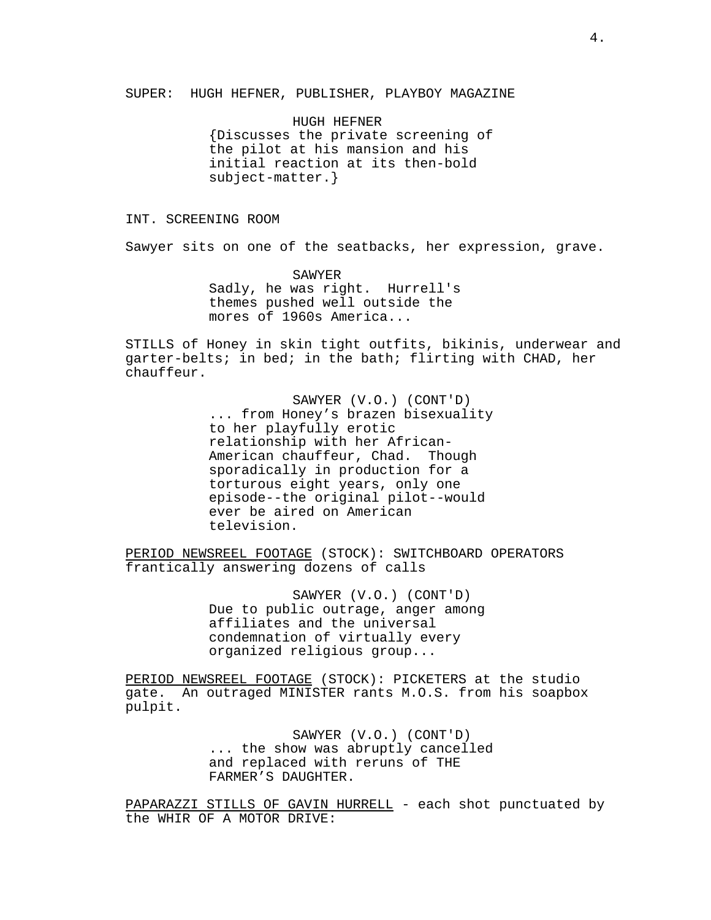SUPER: HUGH HEFNER, PUBLISHER, PLAYBOY MAGAZINE

HUGH HEFNER
{Discusses the private screening of the pilot at his mansion and his initial reaction at its then-bold subject-matter.}

INT. SCREENING ROOM

Sawyer sits on one of the seatbacks, her expression, grave.

SAWYER
Sadly, he was right. Hurrell's themes pushed well outside the mores of 1960s America...

STILLS of Honey in skin tight outfits, bikinis, underwear and garter-belts; in bed; in the bath; flirting with CHAD, her chauffeur.

SAWYER (V.O.) (CONT'D)
... from Honey's brazen bisexuality to her playfully erotic relationship with her African-American chauffeur, Chad. Though sporadically in production for a torturous eight years, only one episode--the original pilot--would ever be aired on American television.

PERIOD NEWSREEL FOOTAGE (STOCK): SWITCHBOARD OPERATORS frantically answering dozens of calls

SAWYER (V.O.) (CONT'D)
Due to public outrage, anger among affiliates and the universal condemnation of virtually every organized religious group...

PERIOD NEWSREEL FOOTAGE (STOCK): PICKETERS at the studio gate. An outraged MINISTER rants M.O.S. from his soapbox pulpit.

SAWYER (V.O.) (CONT'D)
... the show was abruptly cancelled and replaced with reruns of THE FARMER'S DAUGHTER.

PAPARAZZI STILLS OF GAVIN HURRELL - each shot punctuated by the WHIR OF A MOTOR DRIVE: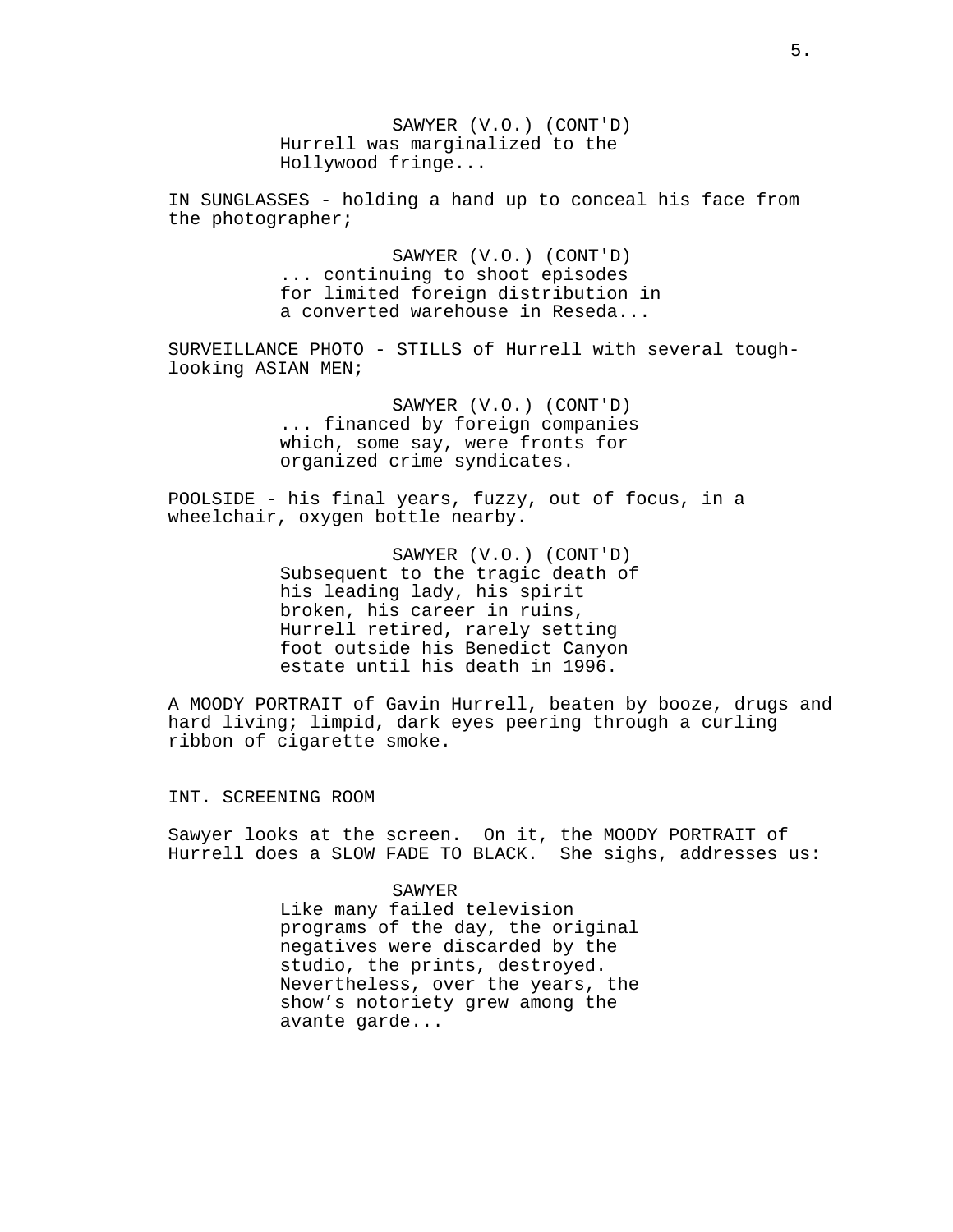SAWYER (V.O.) (CONT'D)
Hurrell was marginalized to the Hollywood fringe...

IN SUNGLASSES - holding a hand up to conceal his face from the photographer;

SAWYER (V.O.) (CONT'D)
... continuing to shoot episodes for limited foreign distribution in a converted warehouse in Reseda...

SURVEILLANCE PHOTO - STILLS of Hurrell with several tough-looking ASIAN MEN;

SAWYER (V.O.) (CONT'D)
... financed by foreign companies which, some say, were fronts for organized crime syndicates.

POOLSIDE - his final years, fuzzy, out of focus, in a wheelchair, oxygen bottle nearby.

SAWYER (V.O.) (CONT'D)
Subsequent to the tragic death of his leading lady, his spirit broken, his career in ruins, Hurrell retired, rarely setting foot outside his Benedict Canyon estate until his death in 1996.

A MOODY PORTRAIT of Gavin Hurrell, beaten by booze, drugs and hard living; limpid, dark eyes peering through a curling ribbon of cigarette smoke.

INT. SCREENING ROOM

Sawyer looks at the screen. On it, the MOODY PORTRAIT of Hurrell does a SLOW FADE TO BLACK. She sighs, addresses us:

SAWYER
Like many failed television programs of the day, the original negatives were discarded by the studio, the prints, destroyed. Nevertheless, over the years, the show’s notoriety grew among the avante garde...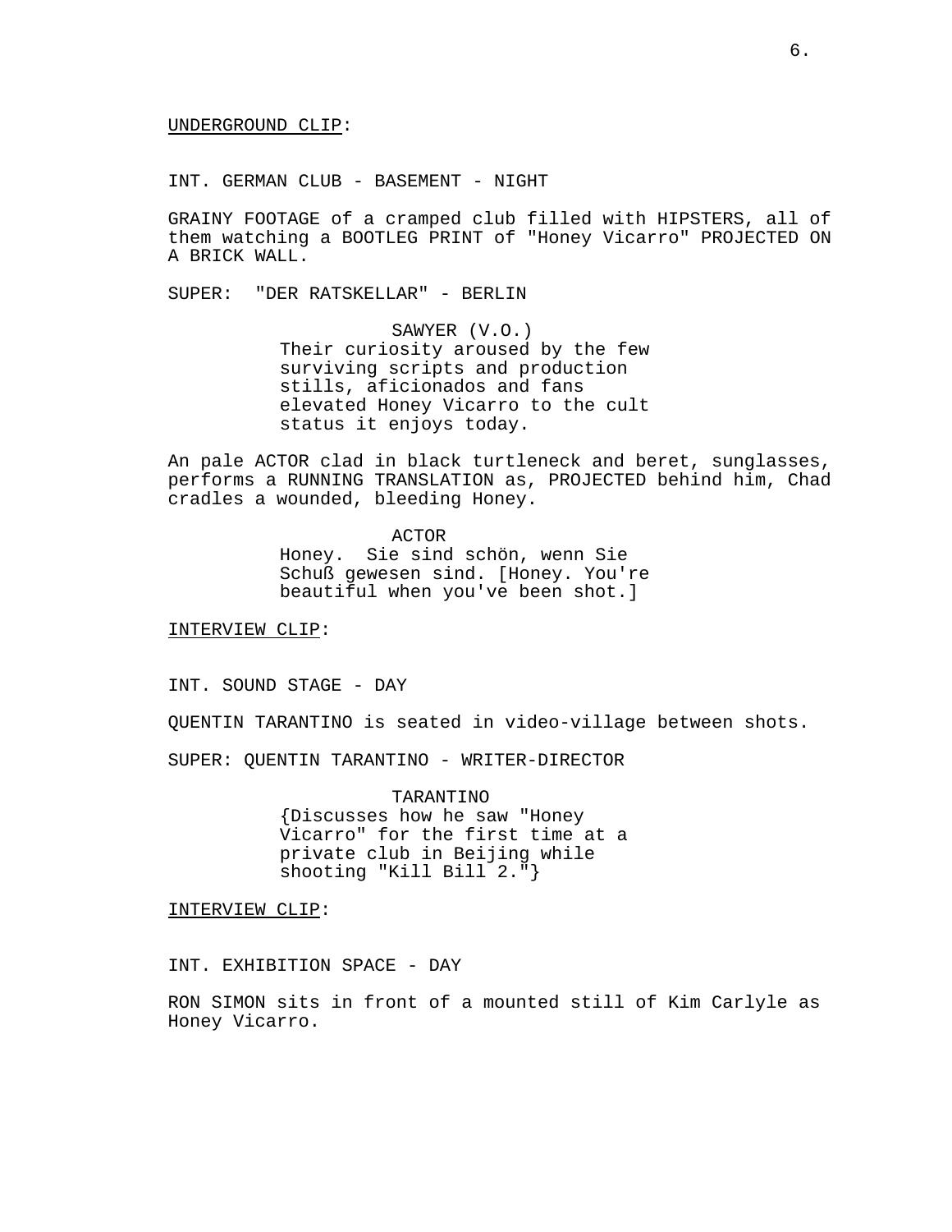<u>UNDERGROUND CLIP</u>:

INT. GERMAN CLUB - BASEMENT - NIGHT

GRAINY FOOTAGE of a cramped club filled with HIPSTERS, all of them watching a BOOTLEG PRINT of "Honey Vicarro" PROJECTED ON A BRICK WALL.

SUPER: "DER RATSKELLAR" - BERLIN

SAWYER (V.O.)
Their curiosity aroused by the few surviving scripts and production stills, aficionados and fans elevated Honey Vicarro to the cult status it enjoys today.

An pale ACTOR clad in black turtleneck and beret, sunglasses, performs a RUNNING TRANSLATION as, PROJECTED behind him, Chad cradles a wounded, bleeding Honey.

ACTOR
Honey. Sie sind schön, wenn Sie Schuß gewesen sind. [Honey. You're beautiful when you've been shot.]

<u>INTERVIEW CLIP</u>:

INT. SOUND STAGE - DAY

QUENTIN TARANTINO is seated in video-village between shots.

SUPER: QUENTIN TARANTINO - WRITER-DIRECTOR

TARANTINO
{Discusses how he saw "Honey Vicarro" for the first time at a private club in Beijing while shooting "Kill Bill 2."}

<u>INTERVIEW CLIP</u>:

INT. EXHIBITION SPACE - DAY

RON SIMON sits in front of a mounted still of Kim Carlyle as Honey Vicarro.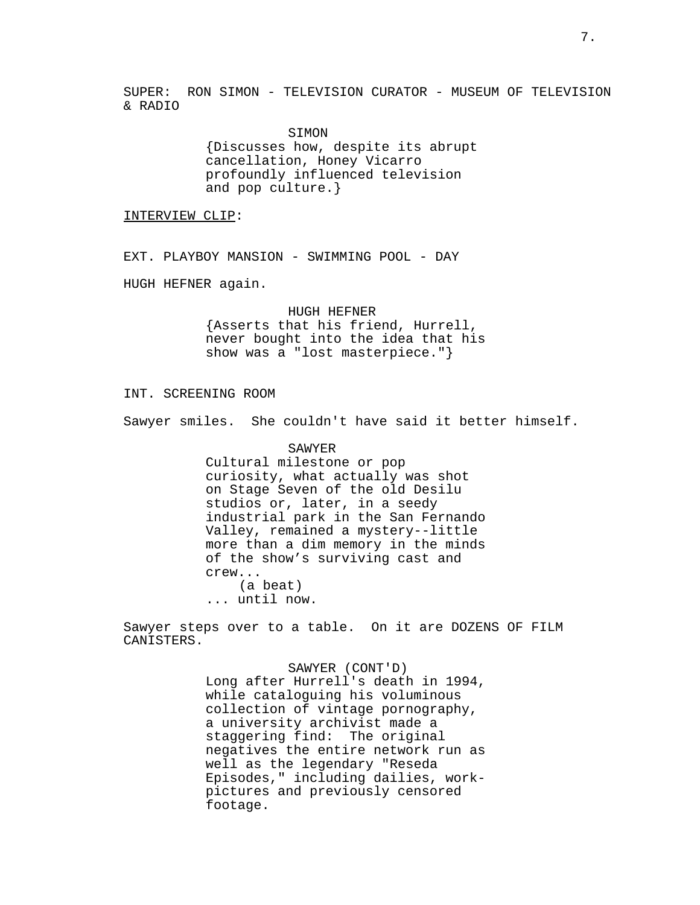SUPER: RON SIMON - TELEVISION CURATOR - MUSEUM OF TELEVISION & RADIO

SIMON
{Discusses how, despite its abrupt cancellation, Honey Vicarro profoundly influenced television and pop culture.}

INTERVIEW CLIP:

EXT. PLAYBOY MANSION - SWIMMING POOL - DAY

HUGH HEFNER again.

HUGH HEFNER
{Asserts that his friend, Hurrell, never bought into the idea that his show was a "lost masterpiece."}

INT. SCREENING ROOM

Sawyer smiles. She couldn't have said it better himself.

SAWYER
Cultural milestone or pop curiosity, what actually was shot on Stage Seven of the old Desilu studios or, later, in a seedy industrial park in the San Fernando Valley, remained a mystery--little more than a dim memory in the minds of the show's surviving cast and crew...
(a beat)
... until now.

Sawyer steps over to a table. On it are DOZENS OF FILM CANISTERS.

SAWYER (CONT'D)
Long after Hurrell's death in 1994, while cataloguing his voluminous collection of vintage pornography, a university archivist made a staggering find: The original negatives the entire network run as well as the legendary "Reseda Episodes," including dailies, work-pictures and previously censored footage.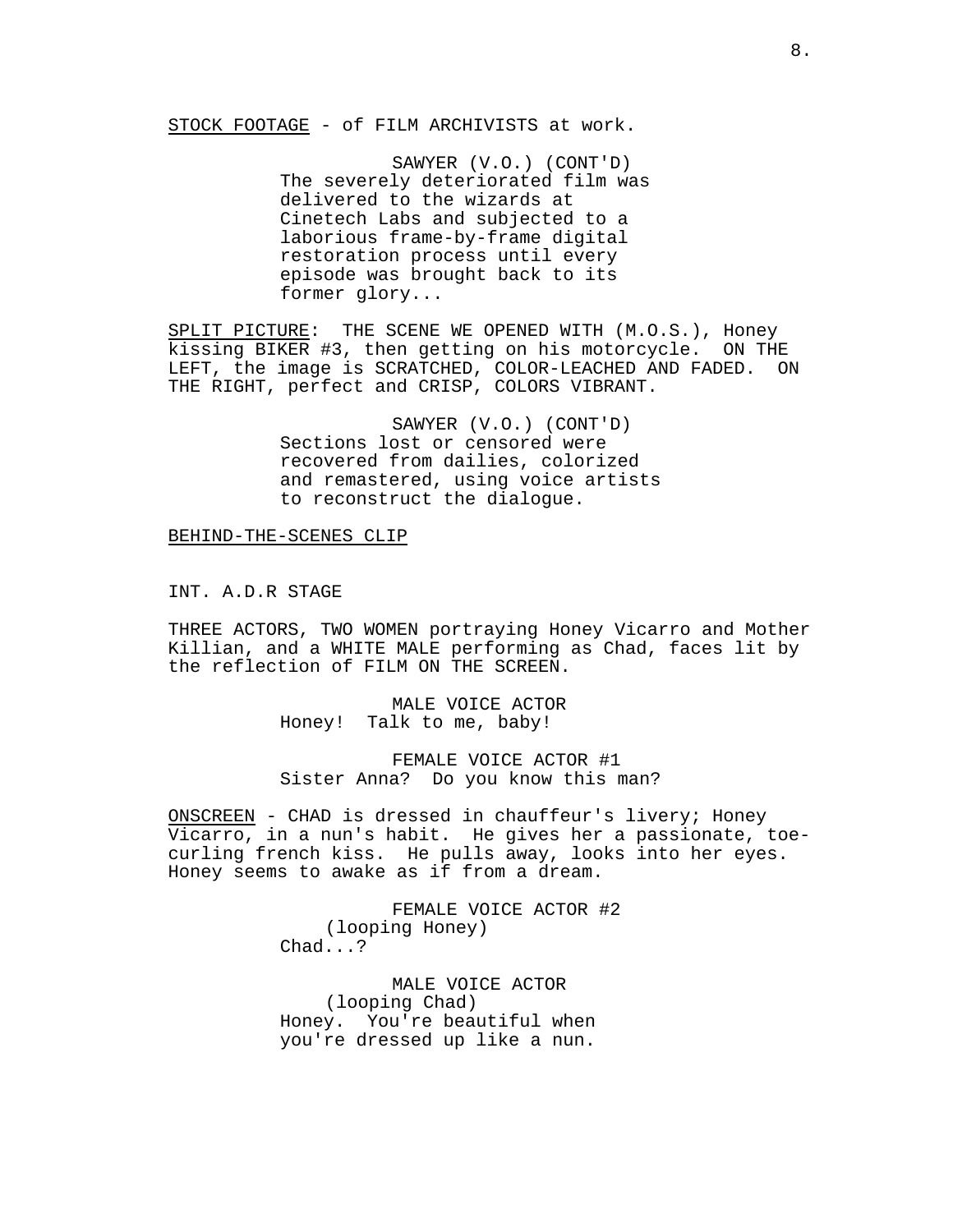STOCK FOOTAGE - of FILM ARCHIVISTS at work.

SAWYER (V.O.) (CONT'D)
The severely deteriorated film was delivered to the wizards at Cinetech Labs and subjected to a laborious frame-by-frame digital restoration process until every episode was brought back to its former glory...

SPLIT PICTURE: THE SCENE WE OPENED WITH (M.O.S.), Honey kissing BIKER #3, then getting on his motorcycle. ON THE LEFT, the image is SCRATCHED, COLOR-LEACHED AND FADED. ON THE RIGHT, perfect and CRISP, COLORS VIBRANT.

SAWYER (V.O.) (CONT'D)
Sections lost or censored were recovered from dailies, colorized and remastered, using voice artists to reconstruct the dialogue.

BEHIND-THE-SCENES CLIP

INT. A.D.R STAGE

THREE ACTORS, TWO WOMEN portraying Honey Vicarro and Mother Killian, and a WHITE MALE performing as Chad, faces lit by the reflection of FILM ON THE SCREEN.

MALE VOICE ACTOR
Honey! Talk to me, baby!

FEMALE VOICE ACTOR #1
Sister Anna? Do you know this man?

ONSCREEN - CHAD is dressed in chauffeur's livery; Honey Vicarro, in a nun's habit. He gives her a passionate, toe-curling french kiss. He pulls away, looks into her eyes. Honey seems to awake as if from a dream.

FEMALE VOICE ACTOR #2
(looping Honey)
Chad...?

MALE VOICE ACTOR
(looping Chad)
Honey. You're beautiful when you're dressed up like a nun.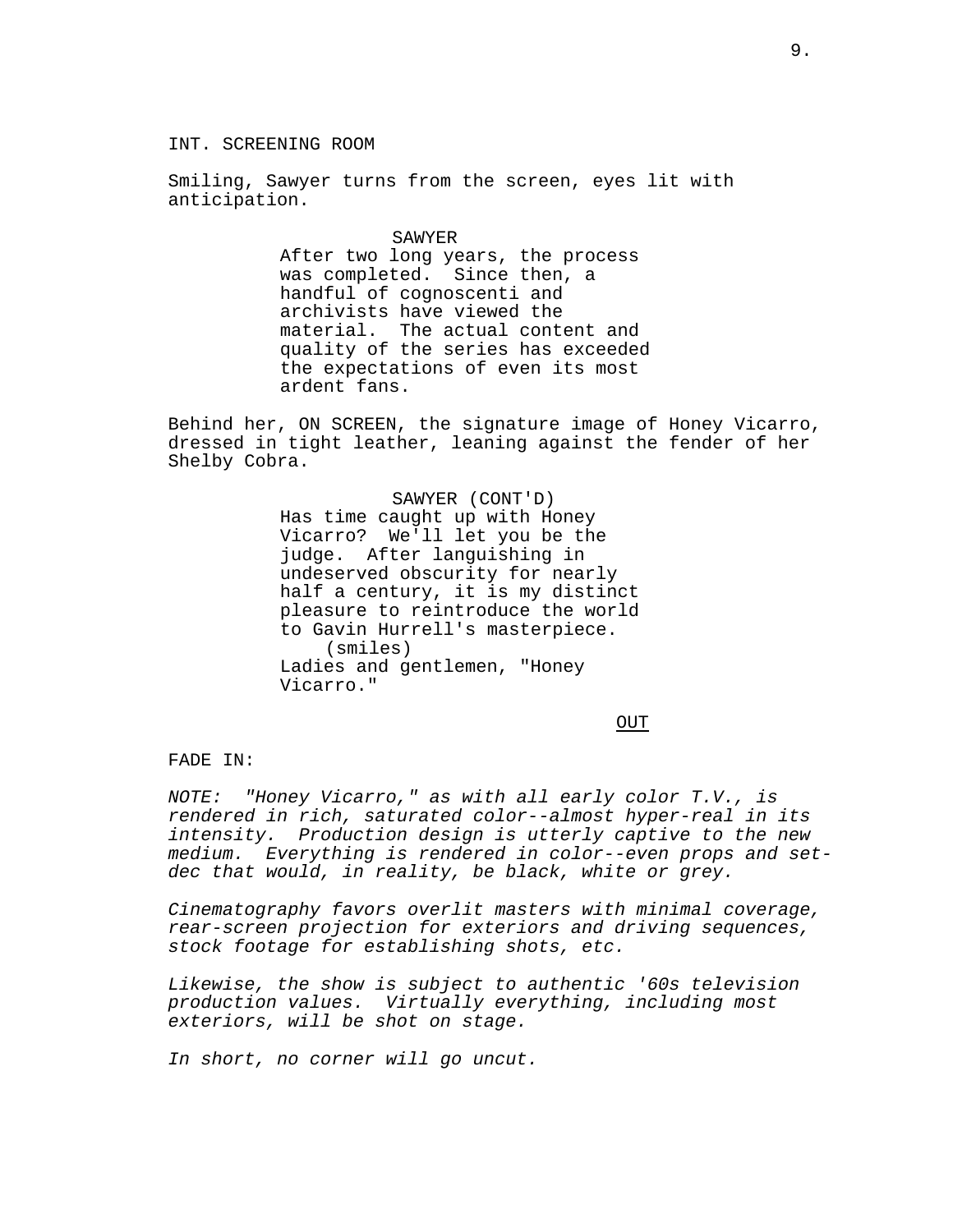INT. SCREENING ROOM

Smiling, Sawyer turns from the screen, eyes lit with anticipation.

SAWYER
After two long years, the process was completed. Since then, a handful of cognoscenti and archivists have viewed the material. The actual content and quality of the series has exceeded the expectations of even its most ardent fans.

Behind her, ON SCREEN, the signature image of Honey Vicarro, dressed in tight leather, leaning against the fender of her Shelby Cobra.

SAWYER (CONT'D)
Has time caught up with Honey Vicarro? We'll let you be the judge. After languishing in undeserved obscurity for nearly half a century, it is my distinct pleasure to reintroduce the world to Gavin Hurrell's masterpiece.
(smiles)
Ladies and gentlemen, "Honey Vicarro."

OUT

FADE IN:

*NOTE: "Honey Vicarro," as with all early color T.V., is rendered in rich, saturated color--almost hyper-real in its intensity. Production design is utterly captive to the new medium. Everything is rendered in color--even props and set-dec that would, in reality, be black, white or grey.*

*Cinematography favors overlit masters with minimal coverage, rear-screen projection for exteriors and driving sequences, stock footage for establishing shots, etc.*

*Likewise, the show is subject to authentic '60s television production values. Virtually everything, including most exteriors, will be shot on stage.*

*In short, no corner will go uncut.*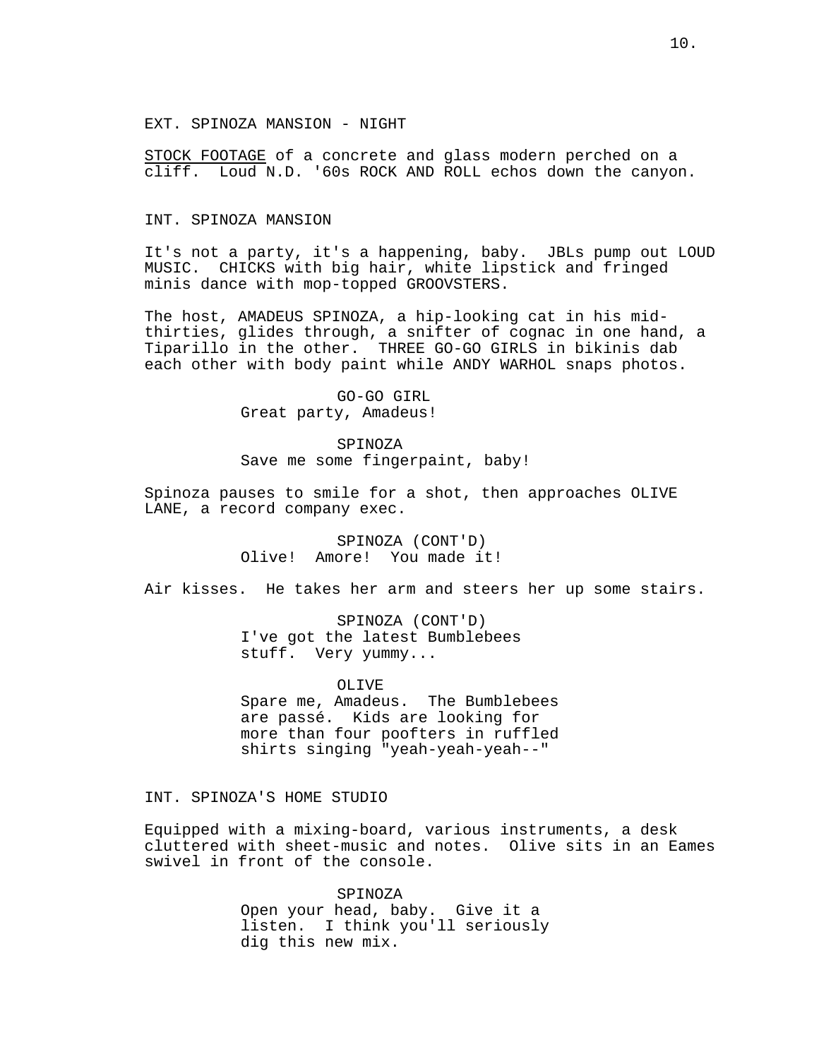EXT. SPINOZA MANSION - NIGHT

STOCK FOOTAGE of a concrete and glass modern perched on a cliff. Loud N.D. '60s ROCK AND ROLL echos down the canyon.

INT. SPINOZA MANSION

It's not a party, it's a happening, baby. JBLs pump out LOUD MUSIC. CHICKS with big hair, white lipstick and fringed minis dance with mop-topped GROOVSTERS.

The host, AMADEUS SPINOZA, a hip-looking cat in his mid-thirties, glides through, a snifter of cognac in one hand, a Tiparillo in the other. THREE GO-GO GIRLS in bikinis dab each other with body paint while ANDY WARHOL snaps photos.

GO-GO GIRL
Great party, Amadeus!

SPINOZA
Save me some fingerpaint, baby!

Spinoza pauses to smile for a shot, then approaches OLIVE LANE, a record company exec.

SPINOZA (CONT'D)
Olive! Amore! You made it!

Air kisses. He takes her arm and steers her up some stairs.

SPINOZA (CONT'D)
I've got the latest Bumblebees stuff. Very yummy...

OLIVE
Spare me, Amadeus. The Bumblebees are passé. Kids are looking for more than four poofters in ruffled shirts singing "yeah-yeah-yeah--"

INT. SPINOZA'S HOME STUDIO

Equipped with a mixing-board, various instruments, a desk cluttered with sheet-music and notes. Olive sits in an Eames swivel in front of the console.

SPINOZA
Open your head, baby. Give it a listen. I think you'll seriously dig this new mix.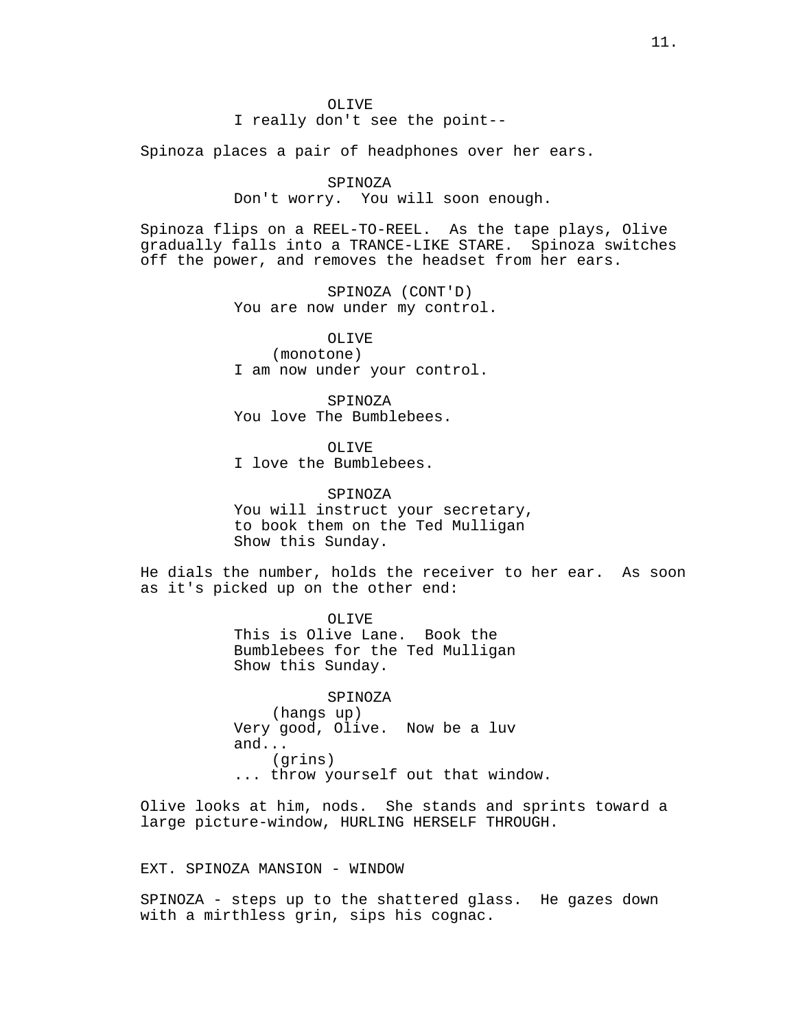OLIVE
I really don't see the point--

Spinoza places a pair of headphones over her ears.

SPINOZA
Don't worry. You will soon enough.

Spinoza flips on a REEL-TO-REEL. As the tape plays, Olive gradually falls into a TRANCE-LIKE STARE. Spinoza switches off the power, and removes the headset from her ears.

SPINOZA (CONT'D)
You are now under my control.

OLIVE
(monotone)
I am now under your control.

SPINOZA
You love The Bumblebees.

OLIVE
I love the Bumblebees.

SPINOZA
You will instruct your secretary, to book them on the Ted Mulligan Show this Sunday.

He dials the number, holds the receiver to her ear. As soon as it's picked up on the other end:

OLIVE
This is Olive Lane. Book the Bumblebees for the Ted Mulligan Show this Sunday.

SPINOZA
(hangs up)
Very good, Olive. Now be a luv and...
(grins)
... throw yourself out that window.

Olive looks at him, nods. She stands and sprints toward a large picture-window, HURLING HERSELF THROUGH.

EXT. SPINOZA MANSION - WINDOW

SPINOZA - steps up to the shattered glass. He gazes down with a mirthless grin, sips his cognac.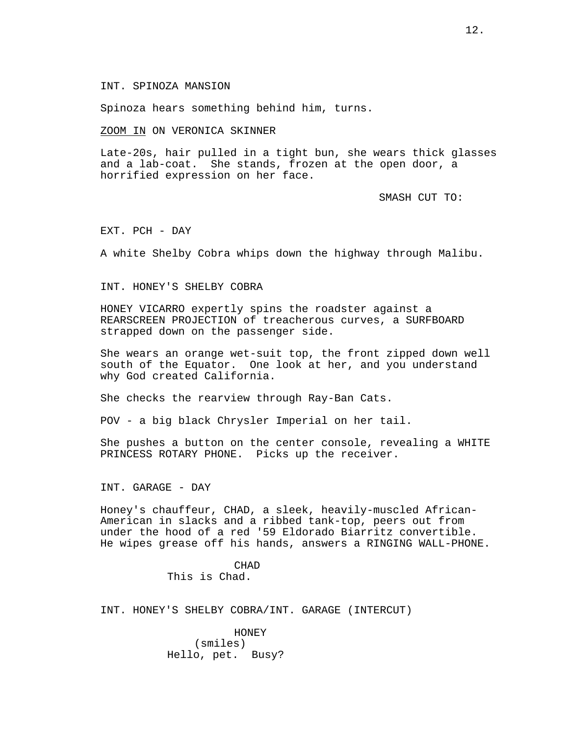INT. SPINOZA MANSION

Spinoza hears something behind him, turns.

ZOOM IN ON VERONICA SKINNER

Late-20s, hair pulled in a tight bun, she wears thick glasses and a lab-coat. She stands, frozen at the open door, a horrified expression on her face.

SMASH CUT TO:

EXT. PCH - DAY

A white Shelby Cobra whips down the highway through Malibu.

INT. HONEY'S SHELBY COBRA

HONEY VICARRO expertly spins the roadster against a REARSCREEN PROJECTION of treacherous curves, a SURFBOARD strapped down on the passenger side.

She wears an orange wet-suit top, the front zipped down well south of the Equator. One look at her, and you understand why God created California.

She checks the rearview through Ray-Ban Cats.

POV - a big black Chrysler Imperial on her tail.

She pushes a button on the center console, revealing a WHITE PRINCESS ROTARY PHONE. Picks up the receiver.

INT. GARAGE - DAY

Honey's chauffeur, CHAD, a sleek, heavily-muscled African-American in slacks and a ribbed tank-top, peers out from under the hood of a red '59 Eldorado Biarritz convertible. He wipes grease off his hands, answers a RINGING WALL-PHONE.

CHAD
This is Chad.

INT. HONEY'S SHELBY COBRA/INT. GARAGE (INTERCUT)

HONEY
(smiles)
Hello, pet. Busy?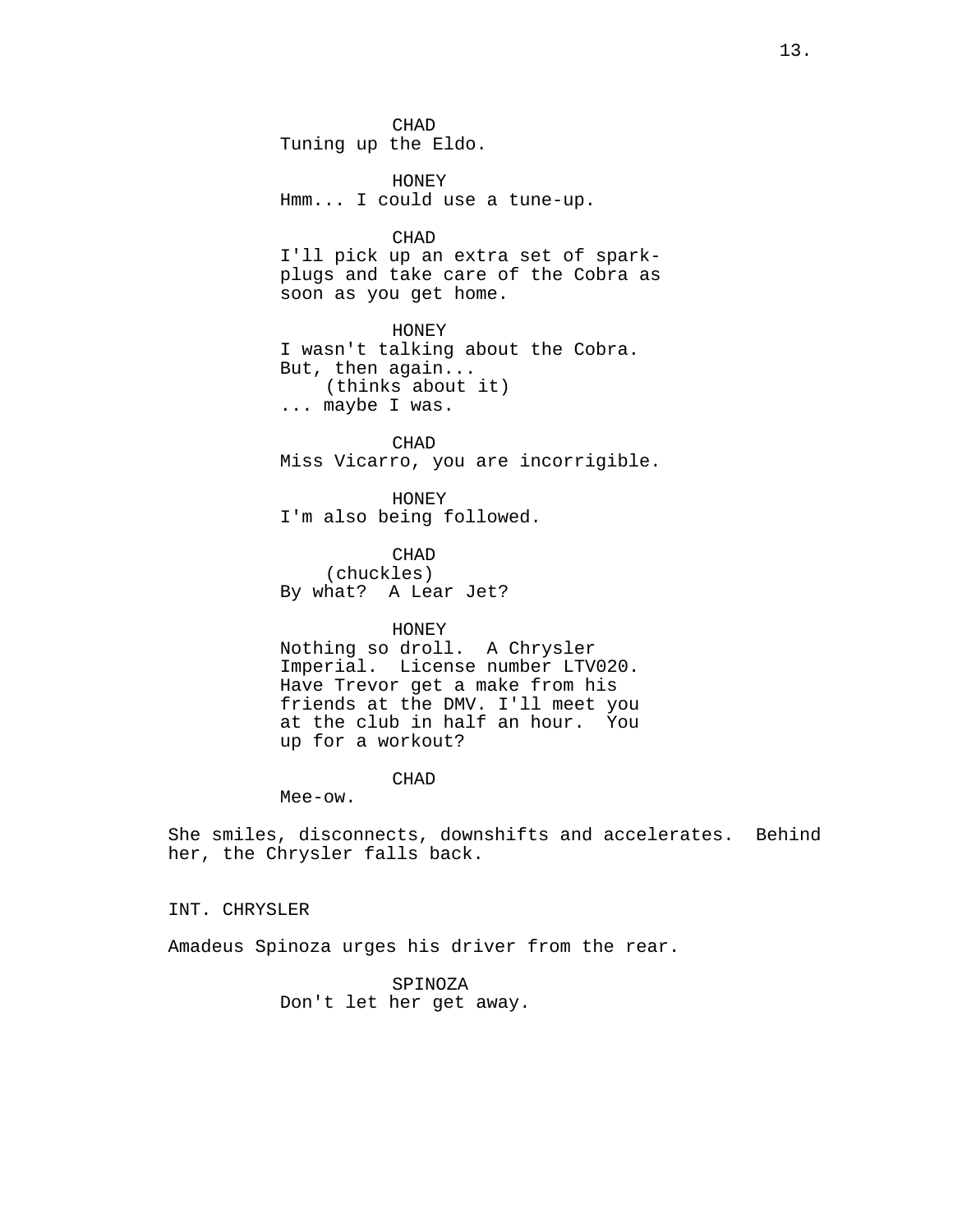CHAD
Tuning up the Eldo.

HONEY
Hmm... I could use a tune-up.

CHAD
I'll pick up an extra set of spark-plugs and take care of the Cobra as soon as you get home.

HONEY
I wasn't talking about the Cobra. But, then again...
(thinks about it)
... maybe I was.

CHAD
Miss Vicarro, you are incorrigible.

HONEY
I'm also being followed.

CHAD
(chuckles)
By what? A Lear Jet?

HONEY
Nothing so droll. A Chrysler Imperial. License number LTV020. Have Trevor get a make from his friends at the DMV. I'll meet you at the club in half an hour. You up for a workout?

CHAD
Mee-ow.

She smiles, disconnects, downshifts and accelerates. Behind her, the Chrysler falls back.

INT. CHRYSLER

Amadeus Spinoza urges his driver from the rear.

SPINOZA
Don't let her get away.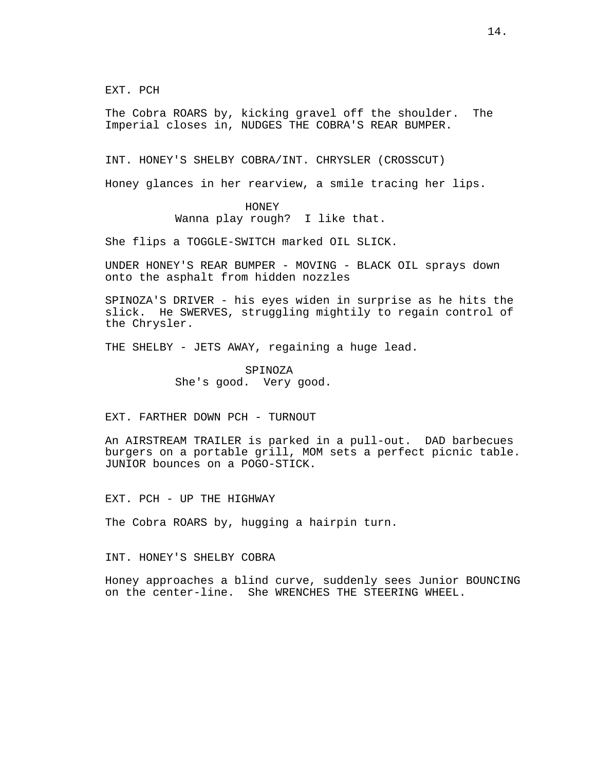EXT. PCH

The Cobra ROARS by, kicking gravel off the shoulder. The Imperial closes in, NUDGES THE COBRA'S REAR BUMPER.

INT. HONEY'S SHELBY COBRA/INT. CHRYSLER (CROSSCUT)

Honey glances in her rearview, a smile tracing her lips.

HONEY
Wanna play rough? I like that.

She flips a TOGGLE-SWITCH marked OIL SLICK.

UNDER HONEY'S REAR BUMPER - MOVING - BLACK OIL sprays down onto the asphalt from hidden nozzles

SPINOZA'S DRIVER - his eyes widen in surprise as he hits the slick. He SWERVES, struggling mightily to regain control of the Chrysler.

THE SHELBY - JETS AWAY, regaining a huge lead.

SPINOZA
She's good. Very good.

EXT. FARTHER DOWN PCH - TURNOUT

An AIRSTREAM TRAILER is parked in a pull-out. DAD barbecues burgers on a portable grill, MOM sets a perfect picnic table. JUNIOR bounces on a POGO-STICK.

EXT. PCH - UP THE HIGHWAY

The Cobra ROARS by, hugging a hairpin turn.

INT. HONEY'S SHELBY COBRA

Honey approaches a blind curve, suddenly sees Junior BOUNCING on the center-line. She WRENCHES THE STEERING WHEEL.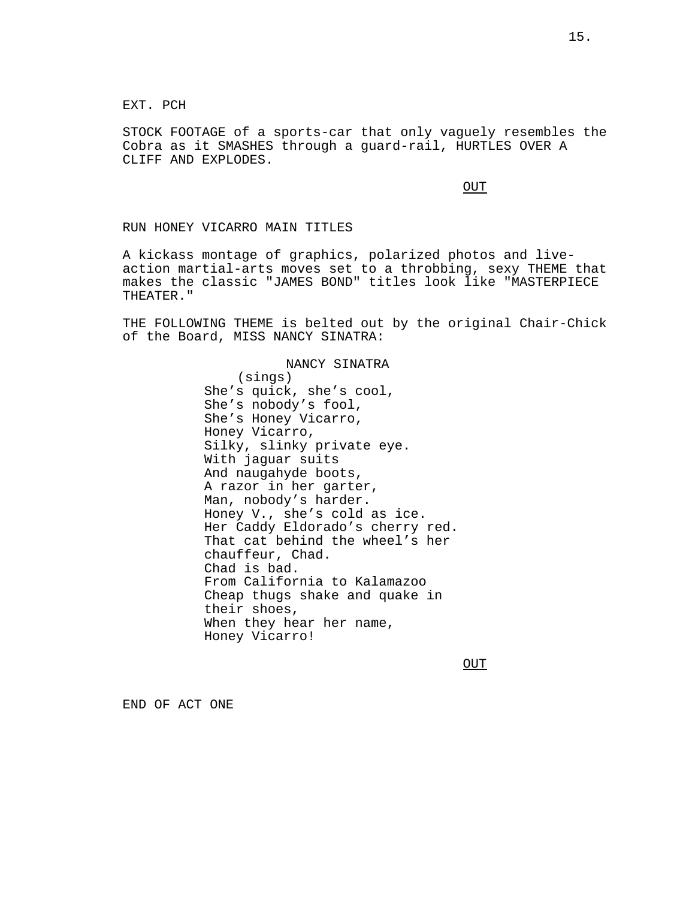EXT. PCH

STOCK FOOTAGE of a sports-car that only vaguely resembles the Cobra as it SMASHES through a guard-rail, HURTLES OVER A CLIFF AND EXPLODES.

OUT

RUN HONEY VICARRO MAIN TITLES

A kickass montage of graphics, polarized photos and live-action martial-arts moves set to a throbbing, sexy THEME that makes the classic "JAMES BOND" titles look like "MASTERPIECE THEATER."

THE FOLLOWING THEME is belted out by the original Chair-Chick of the Board, MISS NANCY SINATRA:

NANCY SINATRA
(sings)
She's quick, she's cool,
She's nobody's fool,
She's Honey Vicarro,
Honey Vicarro,
Silky, slinky private eye.
With jaguar suits
And naugahyde boots,
A razor in her garter,
Man, nobody's harder.
Honey V., she's cold as ice.
Her Caddy Eldorado's cherry red.
That cat behind the wheel's her chauffeur, Chad.
Chad is bad.
From California to Kalamazoo
Cheap thugs shake and quake in their shoes,
When they hear her name,
Honey Vicarro!

OUT

END OF ACT ONE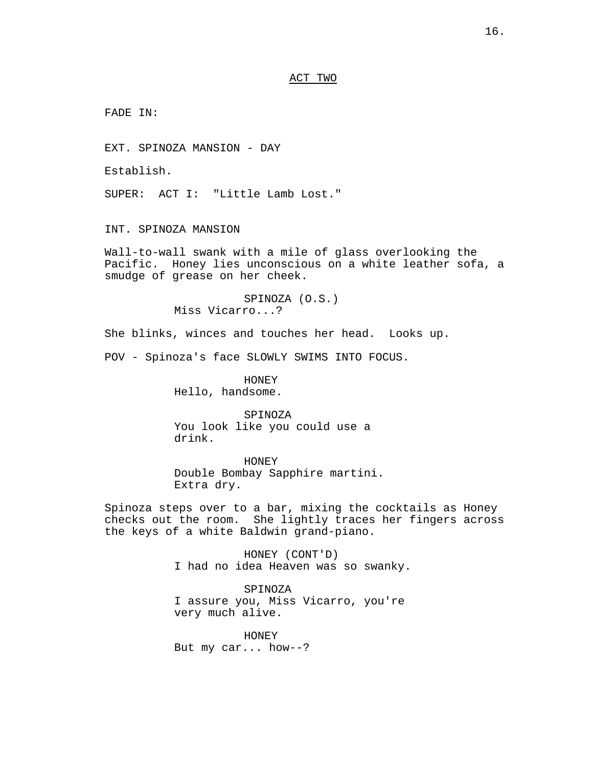ACT TWO

FADE IN:

EXT. SPINOZA MANSION - DAY

Establish.

SUPER: ACT I: "Little Lamb Lost."

INT. SPINOZA MANSION

Wall-to-wall swank with a mile of glass overlooking the Pacific. Honey lies unconscious on a white leather sofa, a smudge of grease on her cheek.

SPINOZA (O.S.)
Miss Vicarro...?

She blinks, winces and touches her head. Looks up.

POV - Spinoza's face SLOWLY SWIMS INTO FOCUS.

HONEY
Hello, handsome.

SPINOZA
You look like you could use a drink.

HONEY
Double Bombay Sapphire martini. Extra dry.

Spinoza steps over to a bar, mixing the cocktails as Honey checks out the room. She lightly traces her fingers across the keys of a white Baldwin grand-piano.

HONEY (CONT'D)
I had no idea Heaven was so swanky.

SPINOZA
I assure you, Miss Vicarro, you're very much alive.

HONEY
But my car... how--?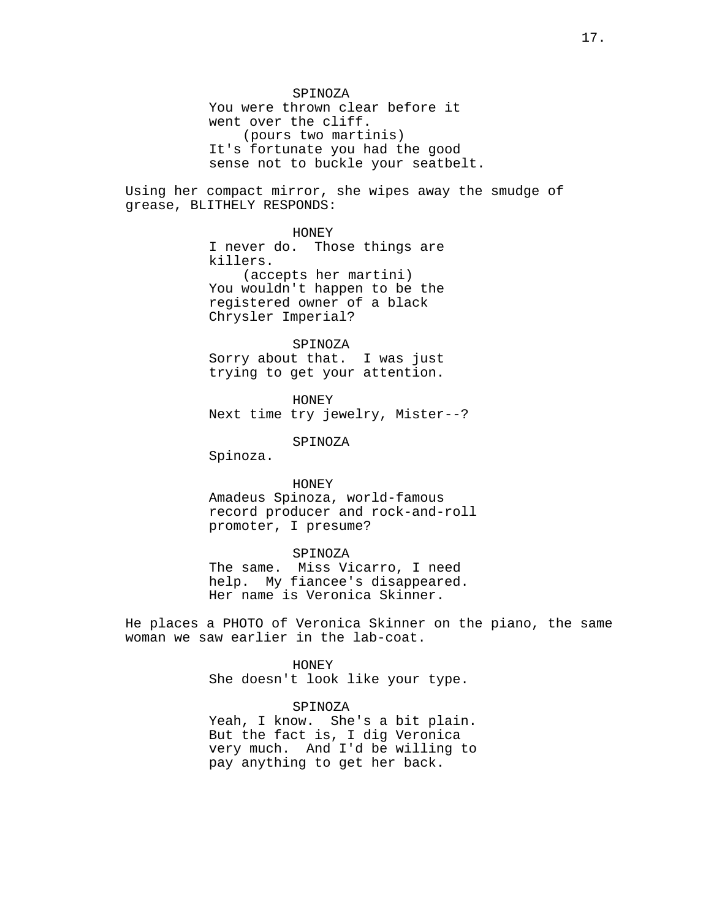SPINOZA
You were thrown clear before it
went over the cliff.
(pours two martinis)
It's fortunate you had the good
sense not to buckle your seatbelt.

Using her compact mirror, she wipes away the smudge of
grease, BLITHELY RESPONDS:

HONEY
I never do.  Those things are
killers.
(accepts her martini)
You wouldn't happen to be the
registered owner of a black
Chrysler Imperial?

SPINOZA
Sorry about that.  I was just
trying to get your attention.

HONEY
Next time try jewelry, Mister--?

SPINOZA
Spinoza.

HONEY
Amadeus Spinoza, world-famous
record producer and rock-and-roll
promoter, I presume?

SPINOZA
The same.  Miss Vicarro, I need
help.  My fiancee's disappeared.
Her name is Veronica Skinner.

He places a PHOTO of Veronica Skinner on the piano, the same
woman we saw earlier in the lab-coat.

HONEY
She doesn't look like your type.

SPINOZA
Yeah, I know.  She's a bit plain.
But the fact is, I dig Veronica
very much.  And I'd be willing to
pay anything to get her back.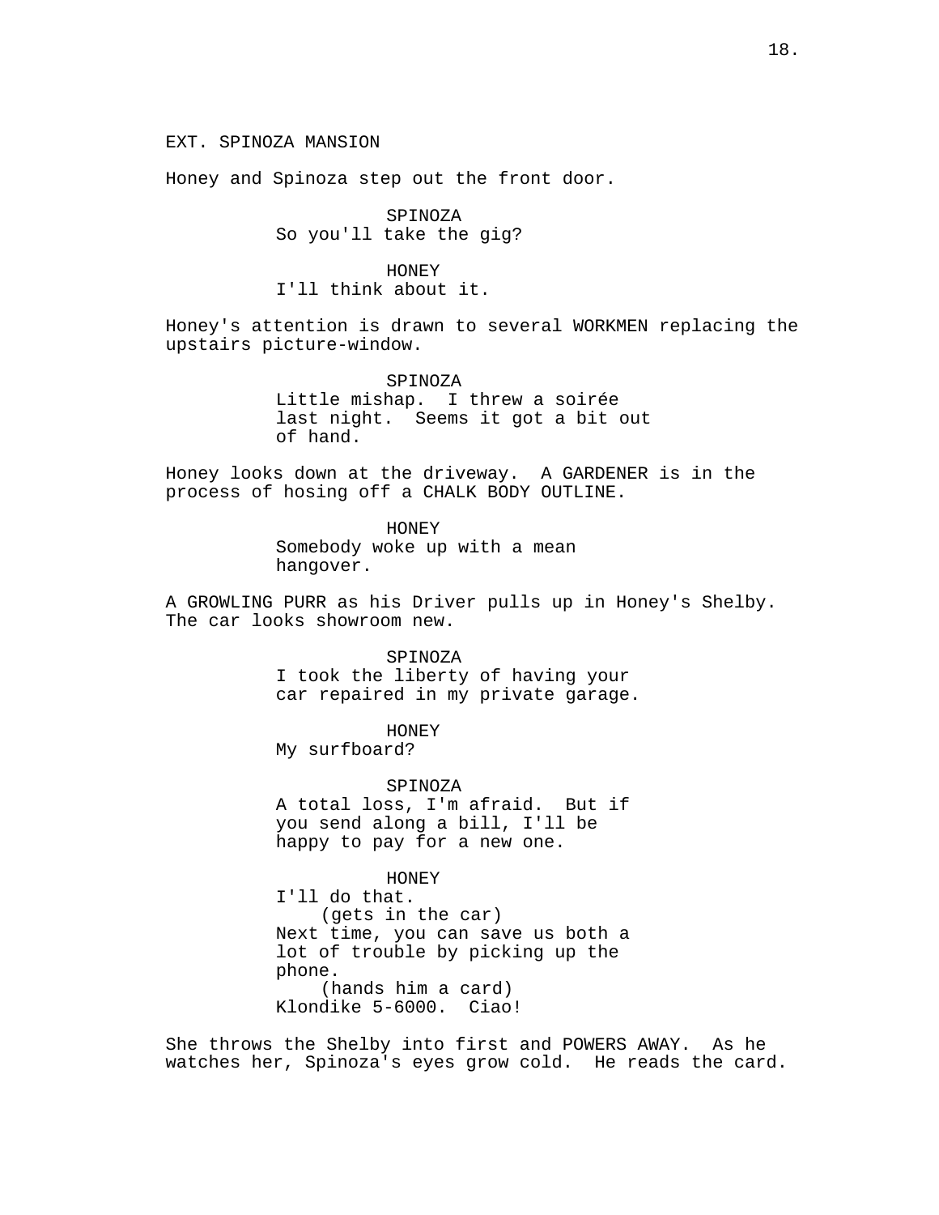EXT. SPINOZA MANSION

Honey and Spinoza step out the front door.

SPINOZA
So you'll take the gig?

HONEY
I'll think about it.

Honey's attention is drawn to several WORKMEN replacing the upstairs picture-window.

SPINOZA
Little mishap. I threw a soirée last night. Seems it got a bit out of hand.

Honey looks down at the driveway. A GARDENER is in the process of hosing off a CHALK BODY OUTLINE.

HONEY
Somebody woke up with a mean hangover.

A GROWLING PURR as his Driver pulls up in Honey's Shelby. The car looks showroom new.

SPINOZA
I took the liberty of having your car repaired in my private garage.

HONEY
My surfboard?

SPINOZA
A total loss, I'm afraid. But if you send along a bill, I'll be happy to pay for a new one.

HONEY
I'll do that.
(gets in the car)
Next time, you can save us both a lot of trouble by picking up the phone.
(hands him a card)
Klondike 5-6000. Ciao!

She throws the Shelby into first and POWERS AWAY. As he watches her, Spinoza's eyes grow cold. He reads the card.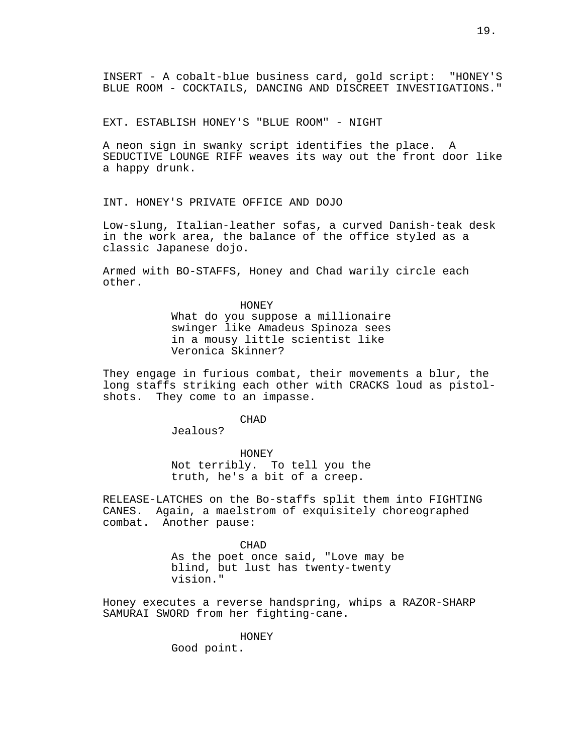INSERT - A cobalt-blue business card, gold script: "HONEY'S BLUE ROOM - COCKTAILS, DANCING AND DISCREET INVESTIGATIONS."

EXT. ESTABLISH HONEY'S "BLUE ROOM" - NIGHT

A neon sign in swanky script identifies the place. A SEDUCTIVE LOUNGE RIFF weaves its way out the front door like a happy drunk.

INT. HONEY'S PRIVATE OFFICE AND DOJO

Low-slung, Italian-leather sofas, a curved Danish-teak desk in the work area, the balance of the office styled as a classic Japanese dojo.

Armed with BO-STAFFS, Honey and Chad warily circle each other.

HONEY
What do you suppose a millionaire swinger like Amadeus Spinoza sees in a mousy little scientist like Veronica Skinner?

They engage in furious combat, their movements a blur, the long staffs striking each other with CRACKS loud as pistol-shots. They come to an impasse.

CHAD
Jealous?

HONEY
Not terribly. To tell you the truth, he's a bit of a creep.

RELEASE-LATCHES on the Bo-staffs split them into FIGHTING CANES. Again, a maelstrom of exquisitely choreographed combat. Another pause:

CHAD
As the poet once said, "Love may be blind, but lust has twenty-twenty vision."

Honey executes a reverse handspring, whips a RAZOR-SHARP SAMURAI SWORD from her fighting-cane.

HONEY
Good point.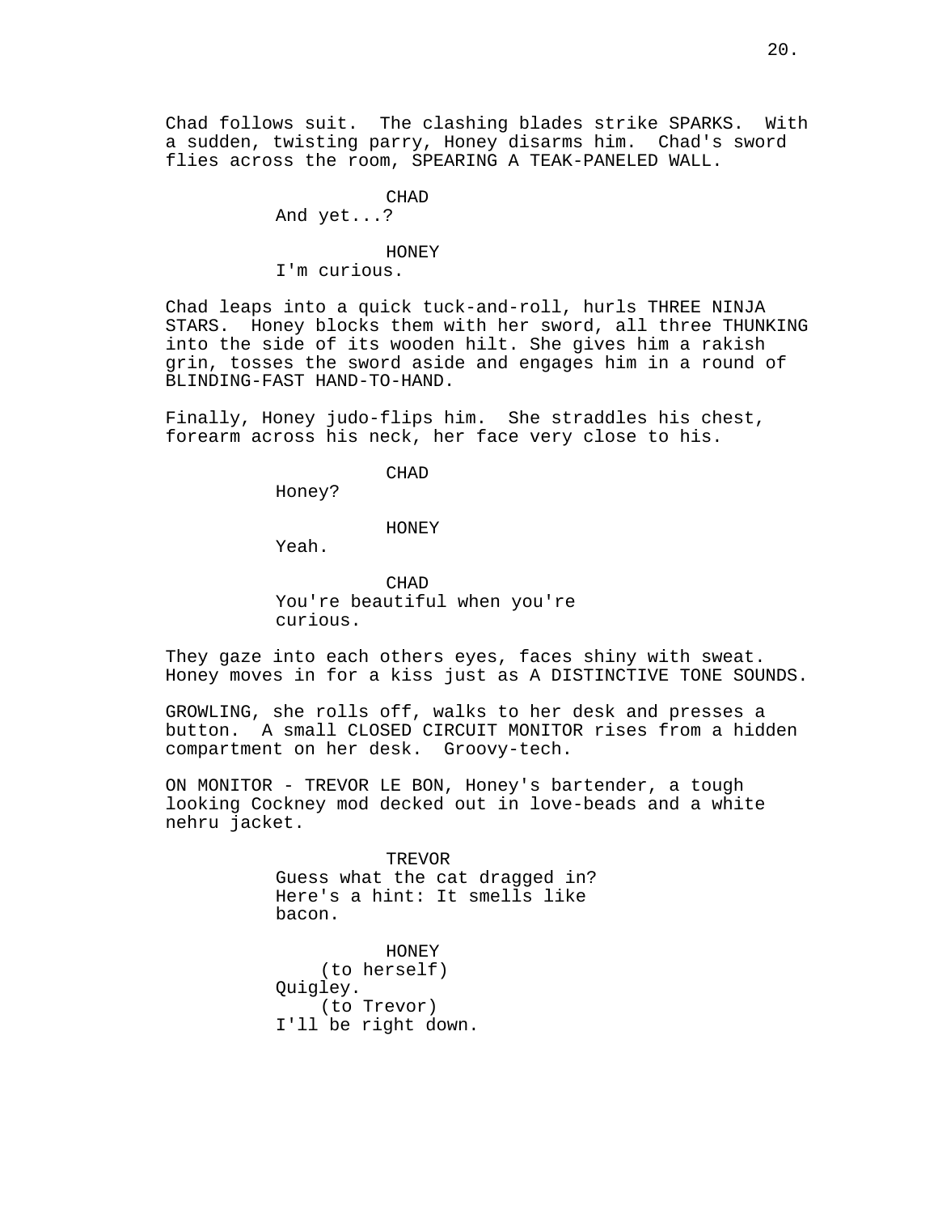Chad follows suit. The clashing blades strike SPARKS. With a sudden, twisting parry, Honey disarms him. Chad's sword flies across the room, SPEARING A TEAK-PANELED WALL.

CHAD
And yet...?

HONEY
I'm curious.

Chad leaps into a quick tuck-and-roll, hurls THREE NINJA STARS. Honey blocks them with her sword, all three THUNKING into the side of its wooden hilt. She gives him a rakish grin, tosses the sword aside and engages him in a round of BLINDING-FAST HAND-TO-HAND.

Finally, Honey judo-flips him. She straddles his chest, forearm across his neck, her face very close to his.

CHAD
Honey?

HONEY
Yeah.

CHAD
You're beautiful when you're curious.

They gaze into each others eyes, faces shiny with sweat. Honey moves in for a kiss just as A DISTINCTIVE TONE SOUNDS.

GROWLING, she rolls off, walks to her desk and presses a button. A small CLOSED CIRCUIT MONITOR rises from a hidden compartment on her desk. Groovy-tech.

ON MONITOR - TREVOR LE BON, Honey's bartender, a tough looking Cockney mod decked out in love-beads and a white nehru jacket.

TREVOR
Guess what the cat dragged in? Here's a hint: It smells like bacon.

HONEY
(to herself)
Quigley.
(to Trevor)
I'll be right down.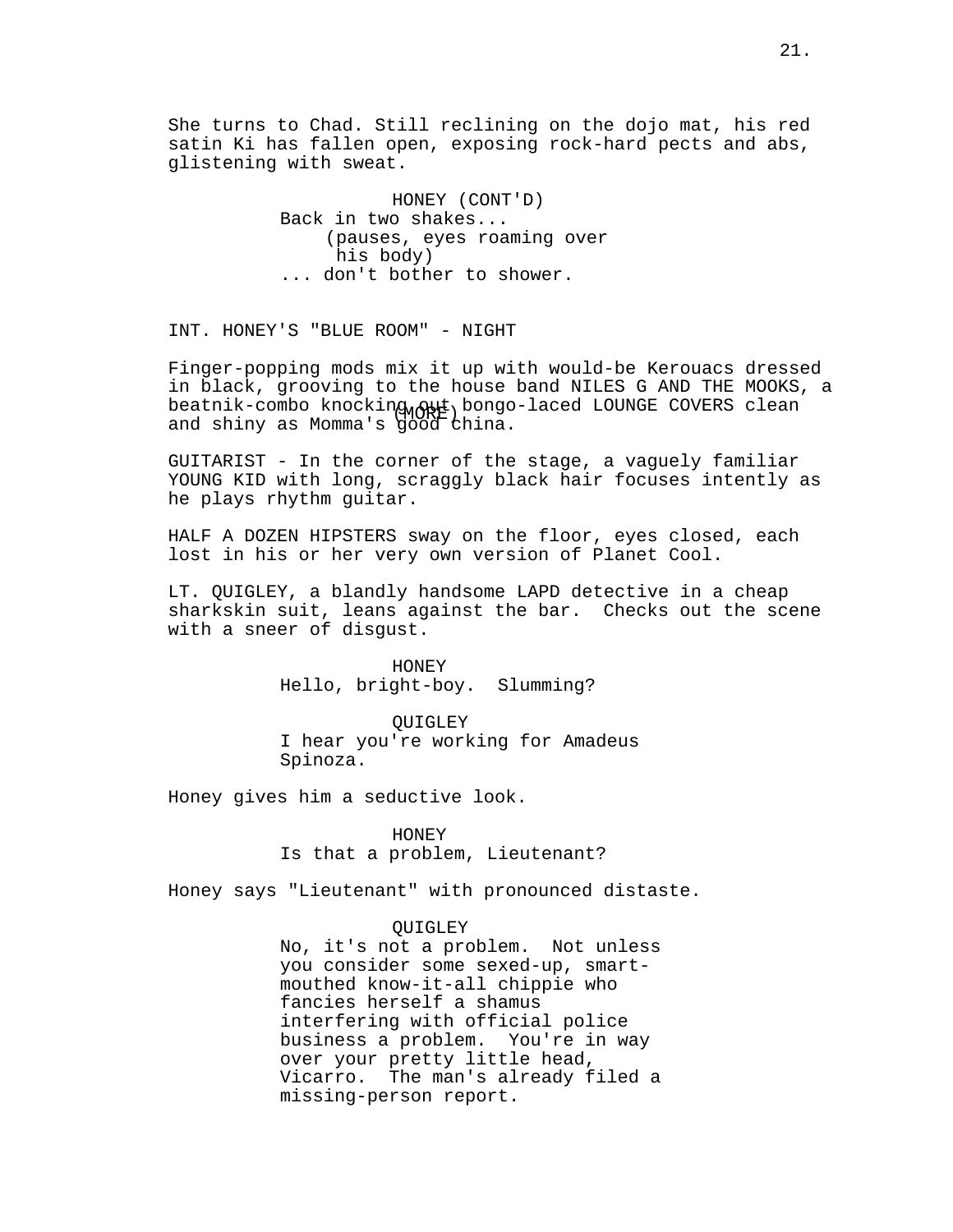She turns to Chad. Still reclining on the dojo mat, his red satin Ki has fallen open, exposing rock-hard pects and abs, glistening with sweat.

HONEY (CONT'D)
Back in two shakes...
(pauses, eyes roaming over his body)
... don't bother to shower.

INT. HONEY'S "BLUE ROOM" - NIGHT

Finger-popping mods mix it up with would-be Kerouacs dressed in black, grooving to the house band NILES G AND THE MOOKS, a beatnik-combo knocking out bongo-laced LOUNGE COVERS clean and shiny as Momma's good china.

(MORE)

GUITARIST - In the corner of the stage, a vaguely familiar YOUNG KID with long, scraggly black hair focuses intently as he plays rhythm guitar.

HALF A DOZEN HIPSTERS sway on the floor, eyes closed, each lost in his or her very own version of Planet Cool.

LT. QUIGLEY, a blandly handsome LAPD detective in a cheap sharkskin suit, leans against the bar. Checks out the scene with a sneer of disgust.

HONEY
Hello, bright-boy. Slumming?

QUIGLEY
I hear you're working for Amadeus Spinoza.

Honey gives him a seductive look.

HONEY
Is that a problem, Lieutenant?

Honey says "Lieutenant" with pronounced distaste.

QUIGLEY
No, it's not a problem. Not unless you consider some sexed-up, smart-mouthed know-it-all chippie who fancies herself a shamus interfering with official police business a problem. You're in way over your pretty little head, Vicarro. The man's already filed a missing-person report.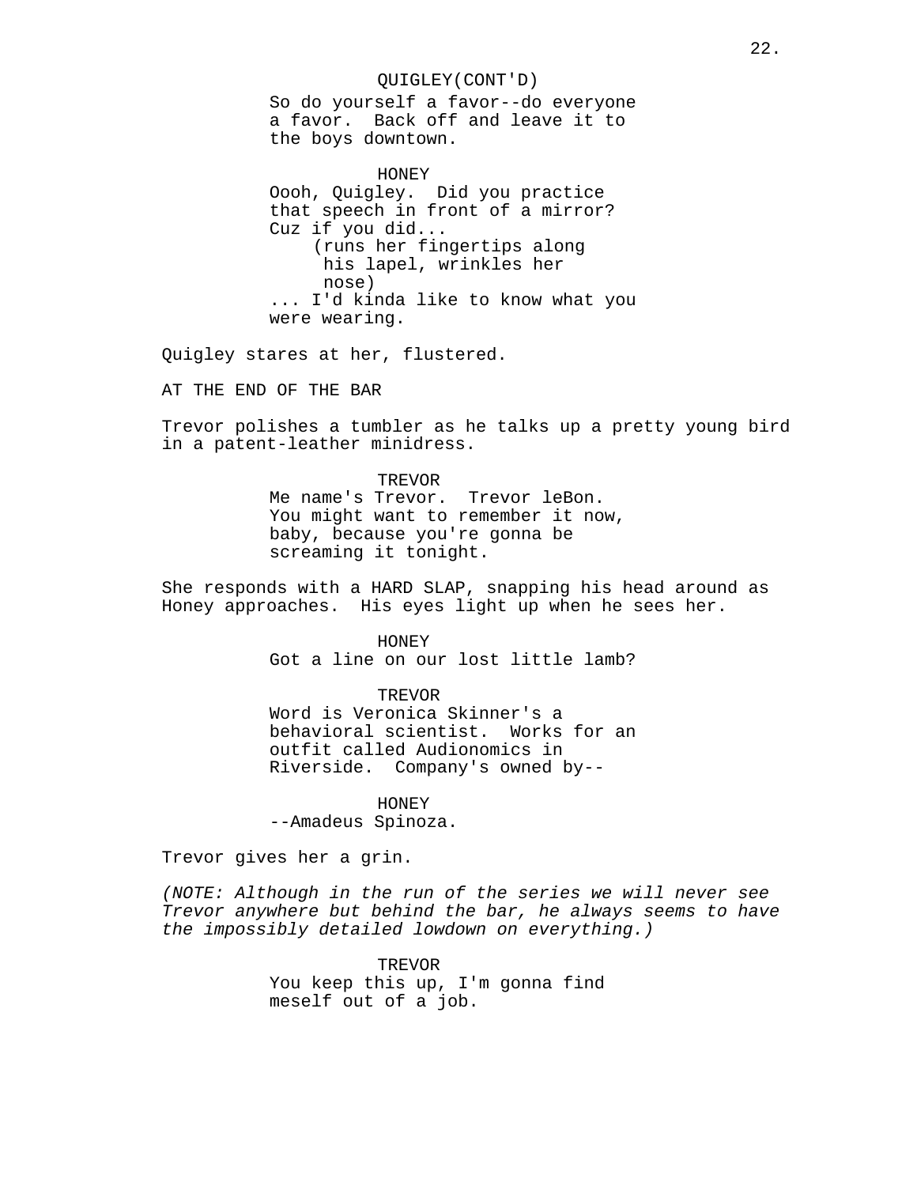QUIGLEY(CONT'D)
So do yourself a favor--do everyone a favor. Back off and leave it to the boys downtown.

HONEY
Oooh, Quigley. Did you practice that speech in front of a mirror? Cuz if you did...
(runs her fingertips along his lapel, wrinkles her nose)
... I'd kinda like to know what you were wearing.

Quigley stares at her, flustered.

AT THE END OF THE BAR

Trevor polishes a tumbler as he talks up a pretty young bird in a patent-leather minidress.

TREVOR
Me name's Trevor. Trevor leBon. You might want to remember it now, baby, because you're gonna be screaming it tonight.

She responds with a HARD SLAP, snapping his head around as Honey approaches. His eyes light up when he sees her.

HONEY
Got a line on our lost little lamb?

TREVOR
Word is Veronica Skinner's a behavioral scientist. Works for an outfit called Audionomics in Riverside. Company's owned by--

HONEY
--Amadeus Spinoza.

Trevor gives her a grin.

*(NOTE: Although in the run of the series we will never see Trevor anywhere but behind the bar, he always seems to have the impossibly detailed lowdown on everything.)*

TREVOR
You keep this up, I'm gonna find meself out of a job.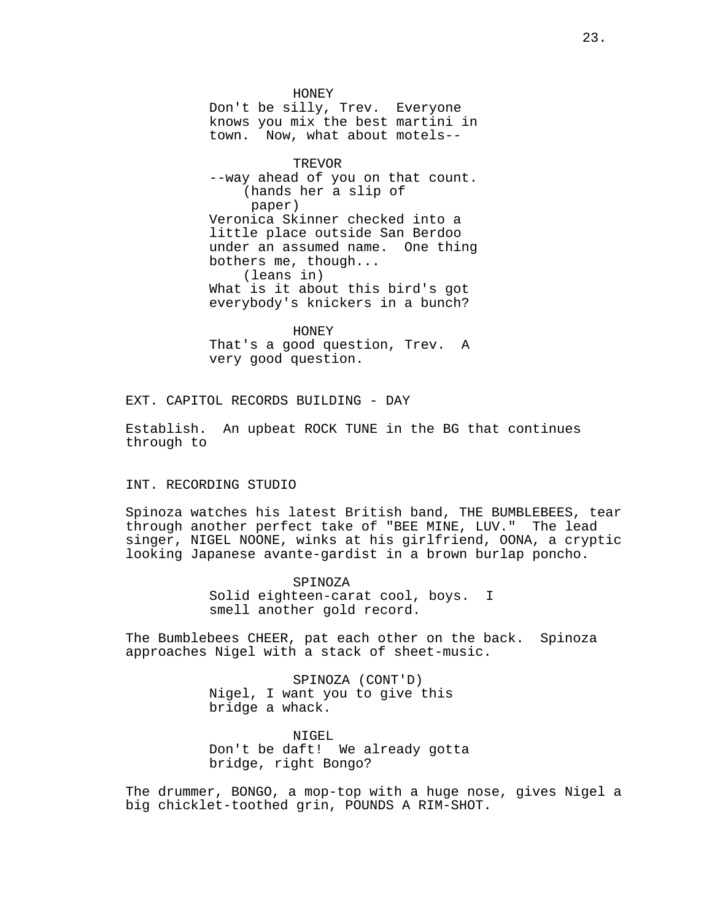HONEY
Don't be silly, Trev. Everyone knows you mix the best martini in town. Now, what about motels--

TREVOR
--way ahead of you on that count.
(hands her a slip of paper)
Veronica Skinner checked into a little place outside San Berdoo under an assumed name. One thing bothers me, though...
(leans in)
What is it about this bird's got everybody's knickers in a bunch?

HONEY
That's a good question, Trev. A very good question.

EXT. CAPITOL RECORDS BUILDING - DAY

Establish. An upbeat ROCK TUNE in the BG that continues through to

INT. RECORDING STUDIO

Spinoza watches his latest British band, THE BUMBLEBEES, tear through another perfect take of "BEE MINE, LUV." The lead singer, NIGEL NOONE, winks at his girlfriend, OONA, a cryptic looking Japanese avante-gardist in a brown burlap poncho.

SPINOZA
Solid eighteen-carat cool, boys. I smell another gold record.

The Bumblebees CHEER, pat each other on the back. Spinoza approaches Nigel with a stack of sheet-music.

SPINOZA (CONT'D)
Nigel, I want you to give this bridge a whack.

NIGEL
Don't be daft! We already gotta bridge, right Bongo?

The drummer, BONGO, a mop-top with a huge nose, gives Nigel a big chicklet-toothed grin, POUNDS A RIM-SHOT.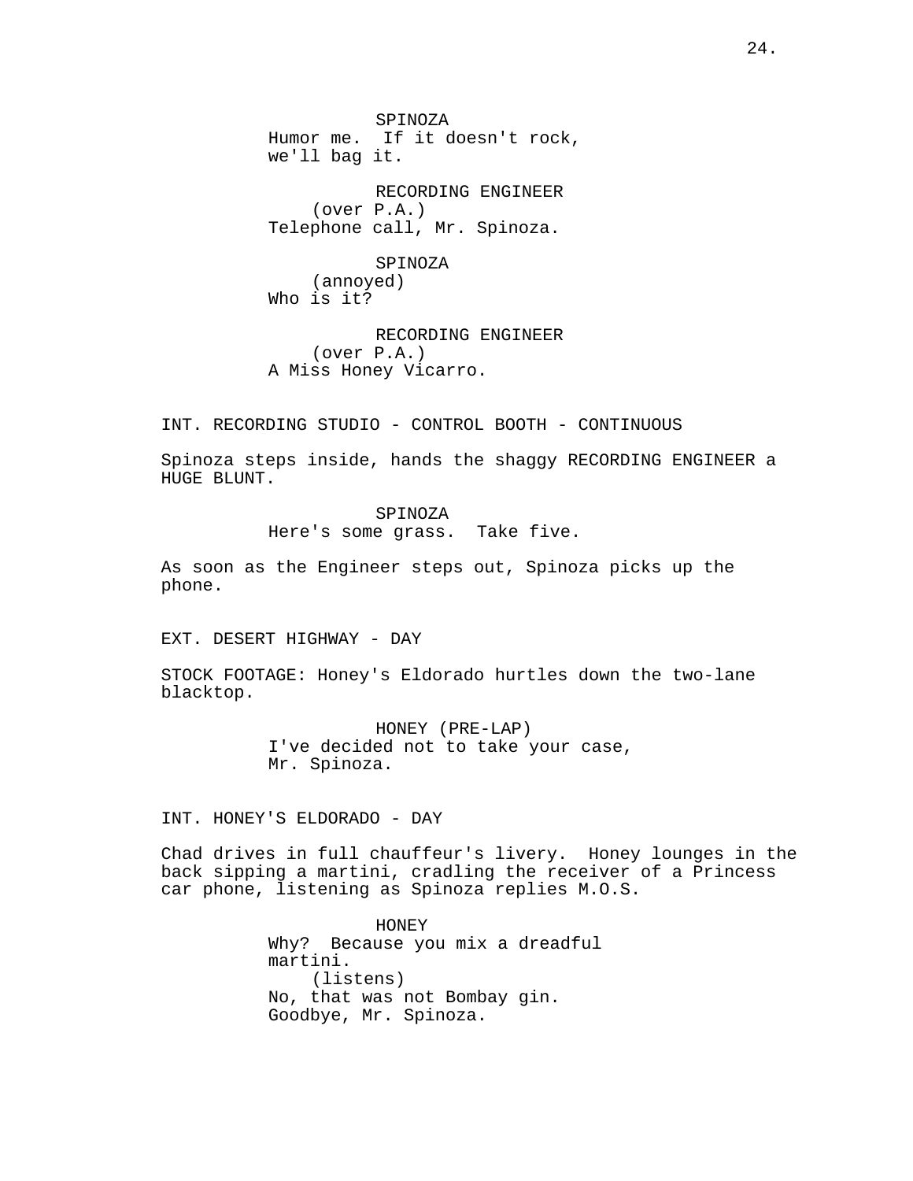SPINOZA
Humor me.  If it doesn't rock, we'll bag it.

RECORDING ENGINEER
(over P.A.)
Telephone call, Mr. Spinoza.

SPINOZA
(annoyed)
Who is it?

RECORDING ENGINEER
(over P.A.)
A Miss Honey Vicarro.

INT. RECORDING STUDIO - CONTROL BOOTH - CONTINUOUS

Spinoza steps inside, hands the shaggy RECORDING ENGINEER a HUGE BLUNT.

SPINOZA
Here's some grass.  Take five.

As soon as the Engineer steps out, Spinoza picks up the phone.

EXT. DESERT HIGHWAY - DAY

STOCK FOOTAGE: Honey's Eldorado hurtles down the two-lane blacktop.

HONEY (PRE-LAP)
I've decided not to take your case, Mr. Spinoza.

INT. HONEY'S ELDORADO - DAY

Chad drives in full chauffeur's livery.  Honey lounges in the back sipping a martini, cradling the receiver of a Princess car phone, listening as Spinoza replies M.O.S.

HONEY
Why?  Because you mix a dreadful martini.
(listens)
No, that was not Bombay gin.
Goodbye, Mr. Spinoza.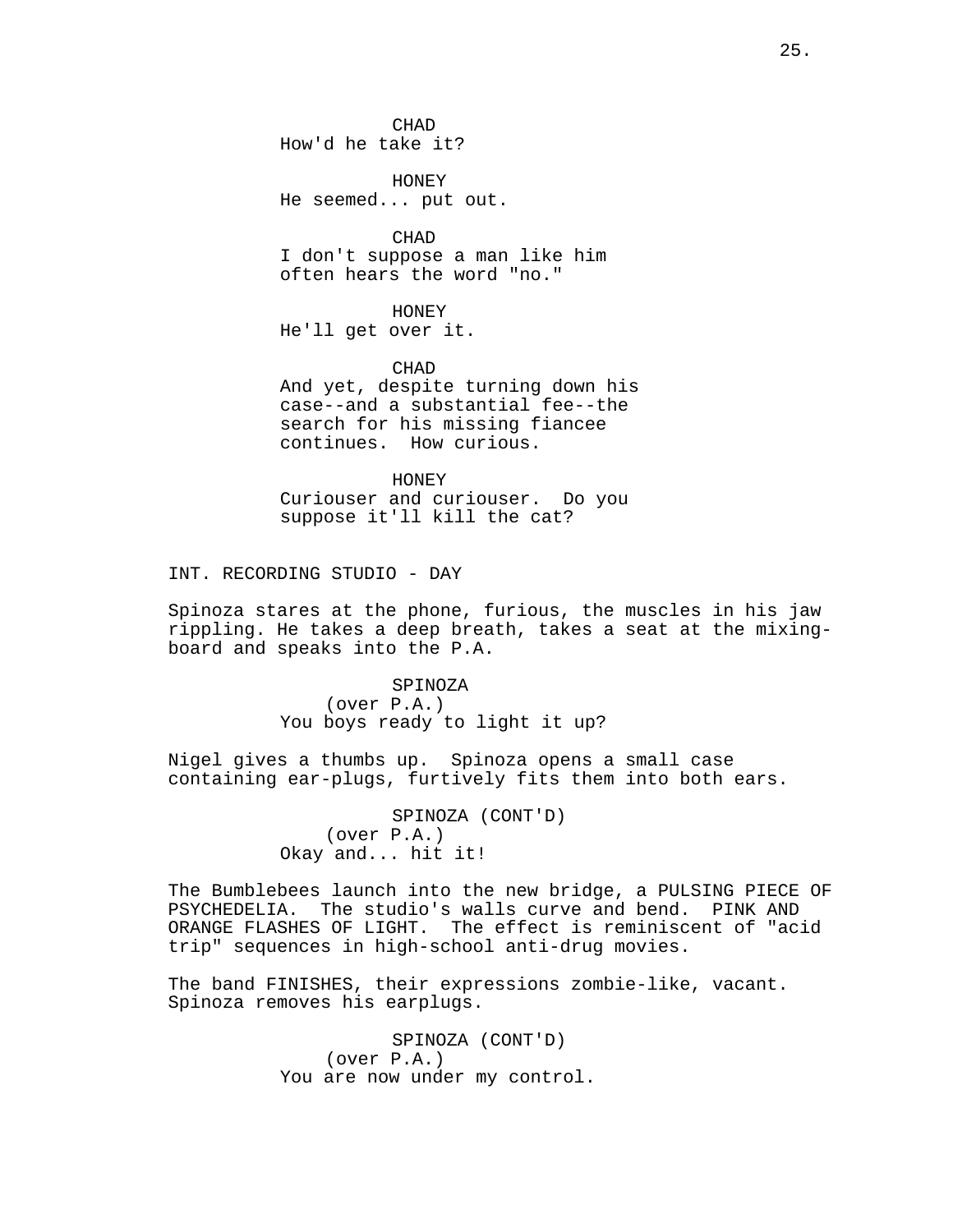CHAD
How'd he take it?

HONEY
He seemed... put out.

CHAD
I don't suppose a man like him often hears the word "no."

HONEY
He'll get over it.

CHAD
And yet, despite turning down his case--and a substantial fee--the search for his missing fiancee continues. How curious.

HONEY
Curiouser and curiouser. Do you suppose it'll kill the cat?

INT. RECORDING STUDIO - DAY

Spinoza stares at the phone, furious, the muscles in his jaw rippling. He takes a deep breath, takes a seat at the mixing-board and speaks into the P.A.

SPINOZA
(over P.A.)
You boys ready to light it up?

Nigel gives a thumbs up. Spinoza opens a small case containing ear-plugs, furtively fits them into both ears.

SPINOZA (CONT'D)
(over P.A.)
Okay and... hit it!

The Bumblebees launch into the new bridge, a PULSING PIECE OF PSYCHEDELIA. The studio's walls curve and bend. PINK AND ORANGE FLASHES OF LIGHT. The effect is reminiscent of "acid trip" sequences in high-school anti-drug movies.

The band FINISHES, their expressions zombie-like, vacant. Spinoza removes his earplugs.

SPINOZA (CONT'D)
(over P.A.)
You are now under my control.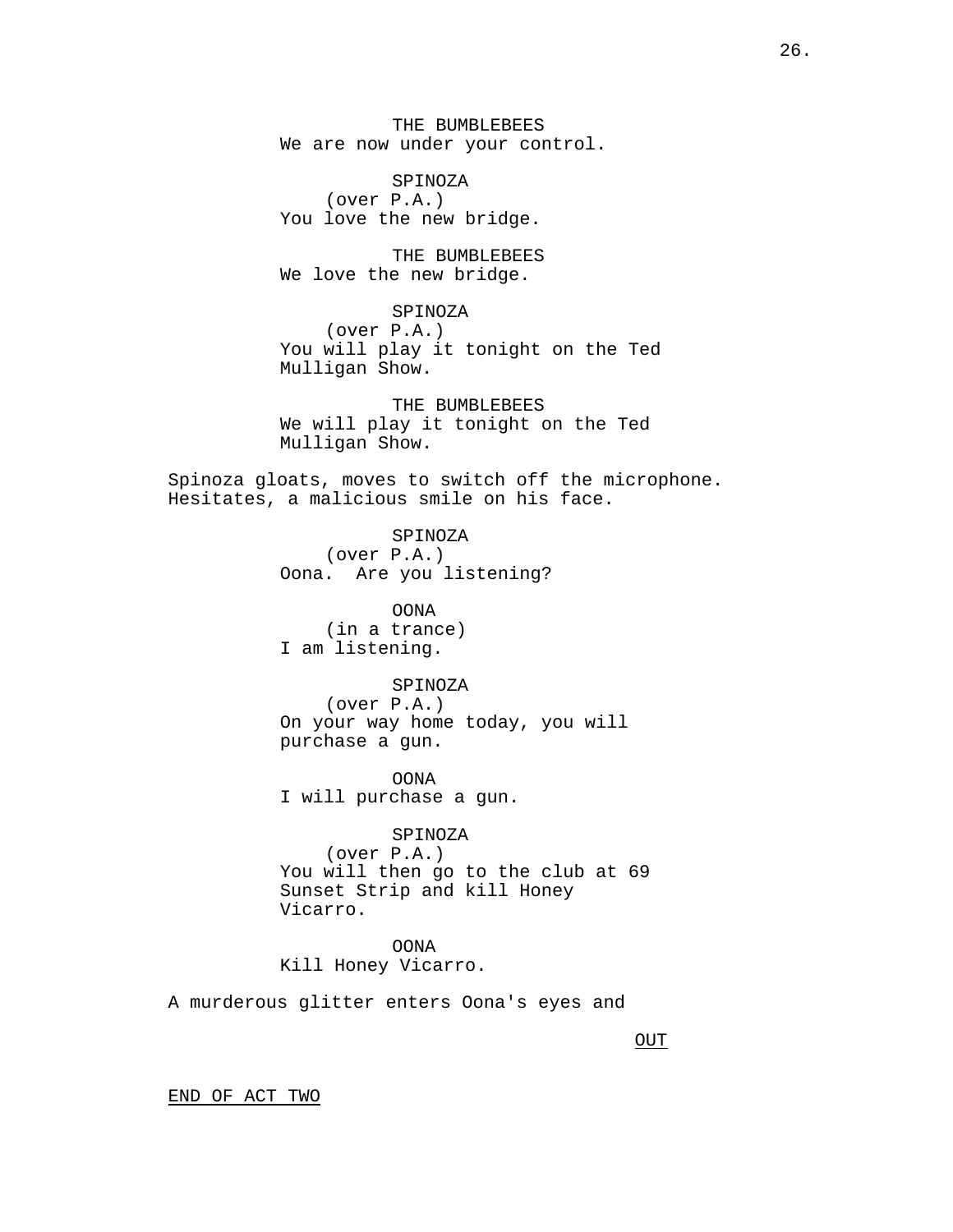THE BUMBLEBEES
We are now under your control.

SPINOZA
(over P.A.)
You love the new bridge.

THE BUMBLEBEES
We love the new bridge.

SPINOZA
(over P.A.)
You will play it tonight on the Ted Mulligan Show.

THE BUMBLEBEES
We will play it tonight on the Ted Mulligan Show.

Spinoza gloats, moves to switch off the microphone. Hesitates, a malicious smile on his face.

SPINOZA
(over P.A.)
Oona. Are you listening?

OONA
(in a trance)
I am listening.

SPINOZA
(over P.A.)
On your way home today, you will purchase a gun.

OONA
I will purchase a gun.

SPINOZA
(over P.A.)
You will then go to the club at 69 Sunset Strip and kill Honey Vicarro.

OONA
Kill Honey Vicarro.

A murderous glitter enters Oona's eyes and

<u>OUT</u>

<u>END OF ACT TWO</u>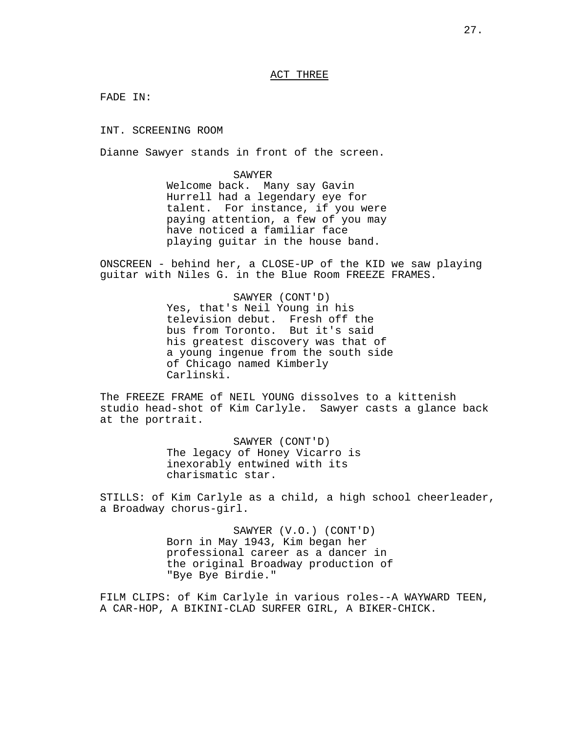ACT THREE

FADE IN:

INT. SCREENING ROOM

Dianne Sawyer stands in front of the screen.

SAWYER
Welcome back. Many say Gavin Hurrell had a legendary eye for talent. For instance, if you were paying attention, a few of you may have noticed a familiar face playing guitar in the house band.

ONSCREEN - behind her, a CLOSE-UP of the KID we saw playing guitar with Niles G. in the Blue Room FREEZE FRAMES.

SAWYER (CONT'D)
Yes, that's Neil Young in his television debut. Fresh off the bus from Toronto. But it's said his greatest discovery was that of a young ingenue from the south side of Chicago named Kimberly Carlinski.

The FREEZE FRAME of NEIL YOUNG dissolves to a kittenish studio head-shot of Kim Carlyle. Sawyer casts a glance back at the portrait.

SAWYER (CONT'D)
The legacy of Honey Vicarro is inexorably entwined with its charismatic star.

STILLS: of Kim Carlyle as a child, a high school cheerleader, a Broadway chorus-girl.

SAWYER (V.O.) (CONT'D)
Born in May 1943, Kim began her professional career as a dancer in the original Broadway production of "Bye Bye Birdie."

FILM CLIPS: of Kim Carlyle in various roles--A WAYWARD TEEN, A CAR-HOP, A BIKINI-CLAD SURFER GIRL, A BIKER-CHICK.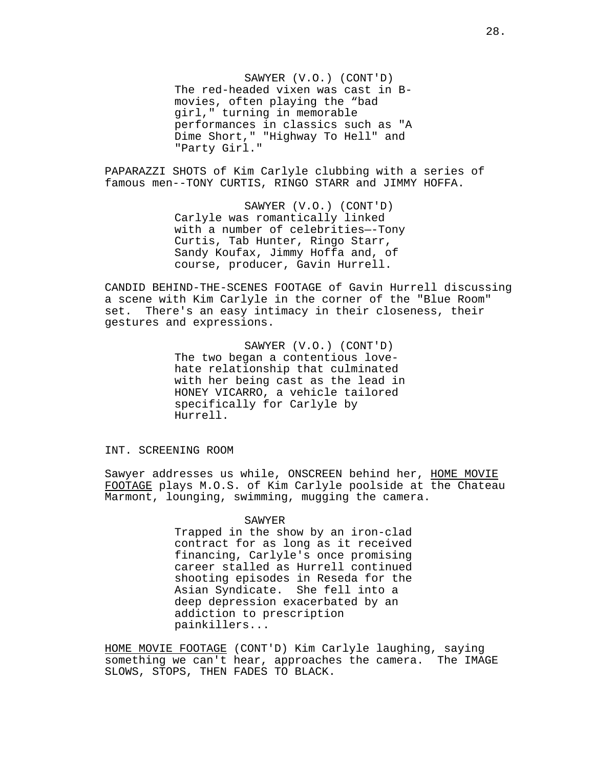SAWYER (V.O.) (CONT'D)
The red-headed vixen was cast in B-movies, often playing the "bad girl," turning in memorable performances in classics such as "A Dime Short," "Highway To Hell" and "Party Girl."

PAPARAZZI SHOTS of Kim Carlyle clubbing with a series of famous men--TONY CURTIS, RINGO STARR and JIMMY HOFFA.

SAWYER (V.O.) (CONT'D)
Carlyle was romantically linked with a number of celebrities—-Tony Curtis, Tab Hunter, Ringo Starr, Sandy Koufax, Jimmy Hoffa and, of course, producer, Gavin Hurrell.

CANDID BEHIND-THE-SCENES FOOTAGE of Gavin Hurrell discussing a scene with Kim Carlyle in the corner of the "Blue Room" set. There's an easy intimacy in their closeness, their gestures and expressions.

SAWYER (V.O.) (CONT'D)
The two began a contentious love-hate relationship that culminated with her being cast as the lead in HONEY VICARRO, a vehicle tailored specifically for Carlyle by Hurrell.

INT. SCREENING ROOM

Sawyer addresses us while, ONSCREEN behind her, HOME MOVIE FOOTAGE plays M.O.S. of Kim Carlyle poolside at the Chateau Marmont, lounging, swimming, mugging the camera.

SAWYER
Trapped in the show by an iron-clad contract for as long as it received financing, Carlyle's once promising career stalled as Hurrell continued shooting episodes in Reseda for the Asian Syndicate. She fell into a deep depression exacerbated by an addiction to prescription painkillers...

HOME MOVIE FOOTAGE (CONT'D) Kim Carlyle laughing, saying something we can't hear, approaches the camera. The IMAGE SLOWS, STOPS, THEN FADES TO BLACK.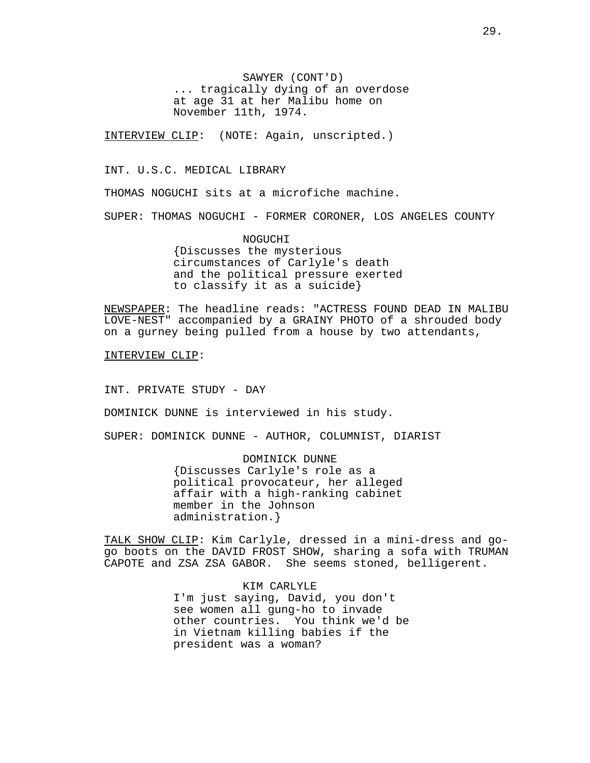SAWYER (CONT'D)
... tragically dying of an overdose at age 31 at her Malibu home on November 11th, 1974.

INTERVIEW CLIP: (NOTE: Again, unscripted.)

INT. U.S.C. MEDICAL LIBRARY

THOMAS NOGUCHI sits at a microfiche machine.

SUPER: THOMAS NOGUCHI - FORMER CORONER, LOS ANGELES COUNTY

NOGUCHI
{Discusses the mysterious circumstances of Carlyle's death and the political pressure exerted to classify it as a suicide}

NEWSPAPER: The headline reads: "ACTRESS FOUND DEAD IN MALIBU LOVE-NEST" accompanied by a GRAINY PHOTO of a shrouded body on a gurney being pulled from a house by two attendants,

INTERVIEW CLIP:

INT. PRIVATE STUDY - DAY

DOMINICK DUNNE is interviewed in his study.

SUPER: DOMINICK DUNNE - AUTHOR, COLUMNIST, DIARIST

DOMINICK DUNNE
{Discusses Carlyle's role as a political provocateur, her alleged affair with a high-ranking cabinet member in the Johnson administration.}

TALK SHOW CLIP: Kim Carlyle, dressed in a mini-dress and go-go boots on the DAVID FROST SHOW, sharing a sofa with TRUMAN CAPOTE and ZSA ZSA GABOR. She seems stoned, belligerent.

KIM CARLYLE
I'm just saying, David, you don't see women all gung-ho to invade other countries. You think we'd be in Vietnam killing babies if the president was a woman?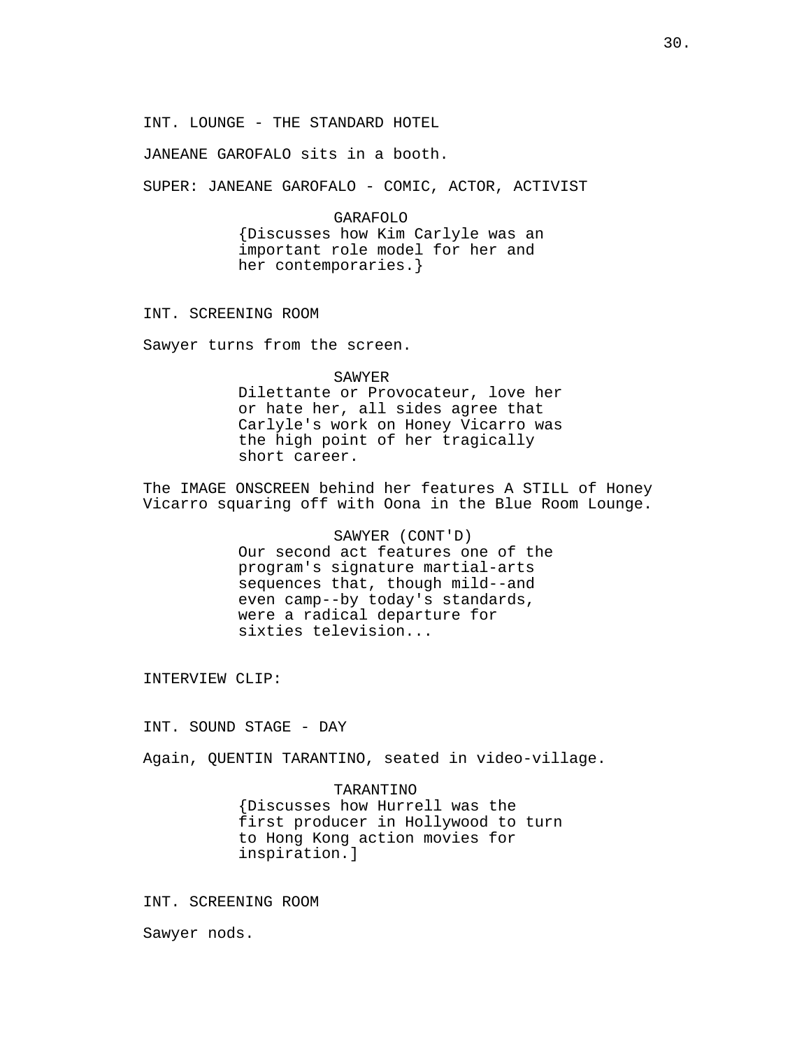INT. LOUNGE - THE STANDARD HOTEL

JANEANE GAROFALO sits in a booth.

SUPER: JANEANE GAROFALO - COMIC, ACTOR, ACTIVIST

GARAFOLO
{Discusses how Kim Carlyle was an important role model for her and her contemporaries.}

INT. SCREENING ROOM

Sawyer turns from the screen.

SAWYER
Dilettante or Provocateur, love her or hate her, all sides agree that Carlyle's work on Honey Vicarro was the high point of her tragically short career.

The IMAGE ONSCREEN behind her features A STILL of Honey Vicarro squaring off with Oona in the Blue Room Lounge.

SAWYER (CONT'D)
Our second act features one of the program's signature martial-arts sequences that, though mild--and even camp--by today's standards, were a radical departure for sixties television...

INTERVIEW CLIP:

INT. SOUND STAGE - DAY

Again, QUENTIN TARANTINO, seated in video-village.

TARANTINO
{Discusses how Hurrell was the first producer in Hollywood to turn to Hong Kong action movies for inspiration.]

INT. SCREENING ROOM

Sawyer nods.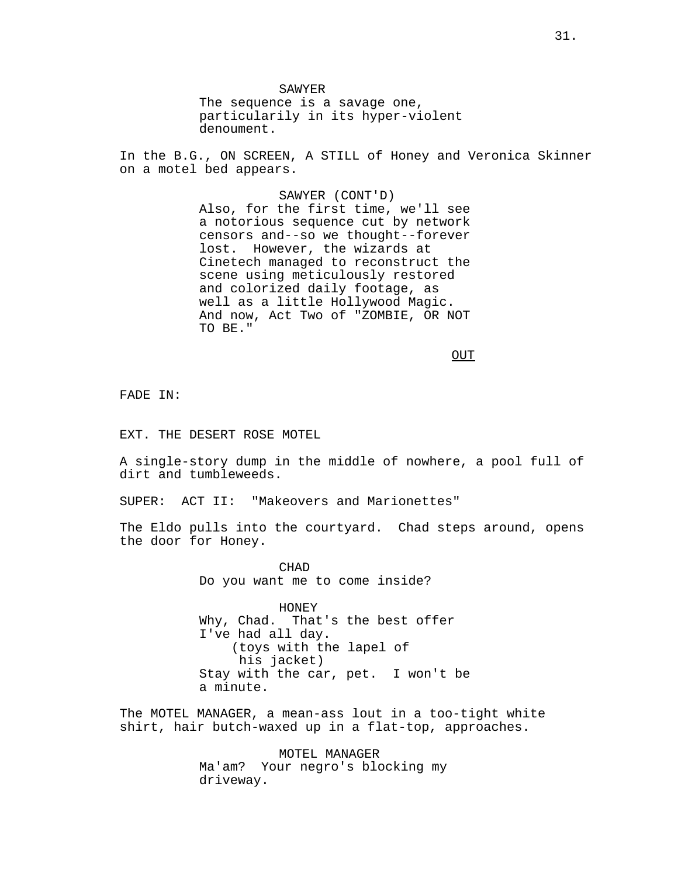SAWYER
The sequence is a savage one, particularily in its hyper-violent denoument.

In the B.G., ON SCREEN, A STILL of Honey and Veronica Skinner on a motel bed appears.

SAWYER (CONT'D)
Also, for the first time, we'll see a notorious sequence cut by network censors and--so we thought--forever lost. However, the wizards at Cinetech managed to reconstruct the scene using meticulously restored and colorized daily footage, as well as a little Hollywood Magic. And now, Act Two of "ZOMBIE, OR NOT TO BE."

OUT

FADE IN:

EXT. THE DESERT ROSE MOTEL

A single-story dump in the middle of nowhere, a pool full of dirt and tumbleweeds.

SUPER: ACT II: "Makeovers and Marionettes"

The Eldo pulls into the courtyard. Chad steps around, opens the door for Honey.

CHAD
Do you want me to come inside?

HONEY
Why, Chad. That's the best offer I've had all day.
(toys with the lapel of his jacket)
Stay with the car, pet. I won't be a minute.

The MOTEL MANAGER, a mean-ass lout in a too-tight white shirt, hair butch-waxed up in a flat-top, approaches.

MOTEL MANAGER
Ma'am? Your negro's blocking my driveway.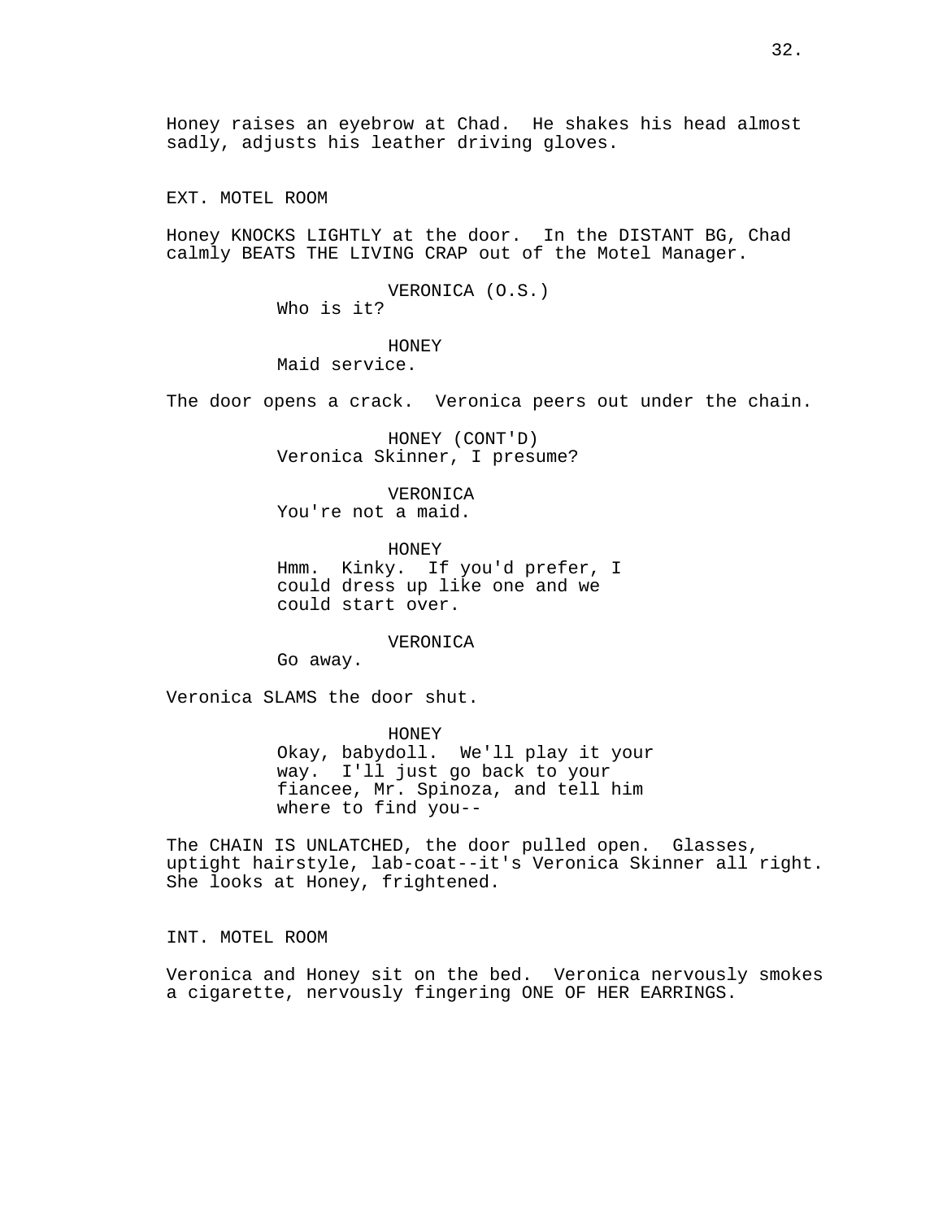Honey raises an eyebrow at Chad. He shakes his head almost sadly, adjusts his leather driving gloves.

EXT. MOTEL ROOM

Honey KNOCKS LIGHTLY at the door. In the DISTANT BG, Chad calmly BEATS THE LIVING CRAP out of the Motel Manager.

VERONICA (O.S.)
Who is it?

HONEY
Maid service.

The door opens a crack. Veronica peers out under the chain.

HONEY (CONT'D)
Veronica Skinner, I presume?

VERONICA
You're not a maid.

HONEY
Hmm. Kinky. If you'd prefer, I could dress up like one and we could start over.

VERONICA
Go away.

Veronica SLAMS the door shut.

HONEY
Okay, babydoll. We'll play it your way. I'll just go back to your fiancee, Mr. Spinoza, and tell him where to find you--

The CHAIN IS UNLATCHED, the door pulled open. Glasses, uptight hairstyle, lab-coat--it's Veronica Skinner all right. She looks at Honey, frightened.

INT. MOTEL ROOM

Veronica and Honey sit on the bed. Veronica nervously smokes a cigarette, nervously fingering ONE OF HER EARRINGS.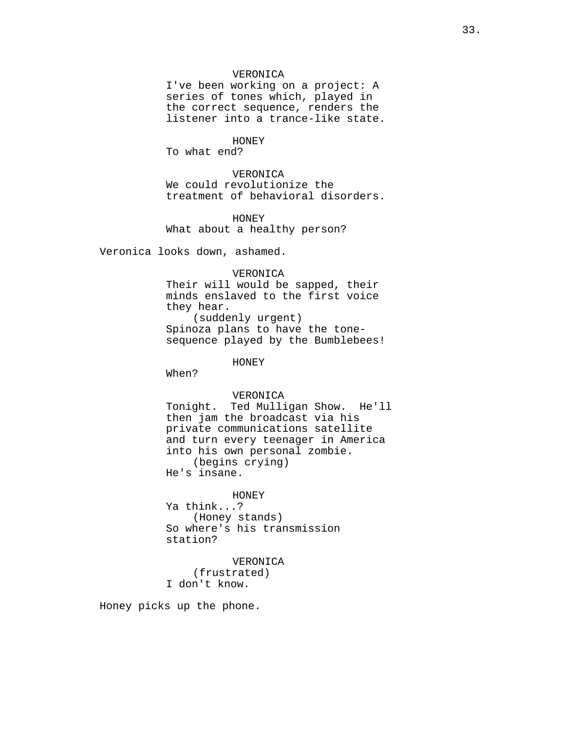VERONICA
I've been working on a project: A series of tones which, played in the correct sequence, renders the listener into a trance-like state.

HONEY
To what end?

VERONICA
We could revolutionize the treatment of behavioral disorders.

HONEY
What about a healthy person?

Veronica looks down, ashamed.

VERONICA
Their will would be sapped, their minds enslaved to the first voice they hear.
(suddenly urgent)
Spinoza plans to have the tone-sequence played by the Bumblebees!

HONEY
When?

VERONICA
Tonight. Ted Mulligan Show. He'll then jam the broadcast via his private communications satellite and turn every teenager in America into his own personal zombie.
(begins crying)
He's insane.

HONEY
Ya think...?
(Honey stands)
So where's his transmission station?

VERONICA
(frustrated)
I don't know.

Honey picks up the phone.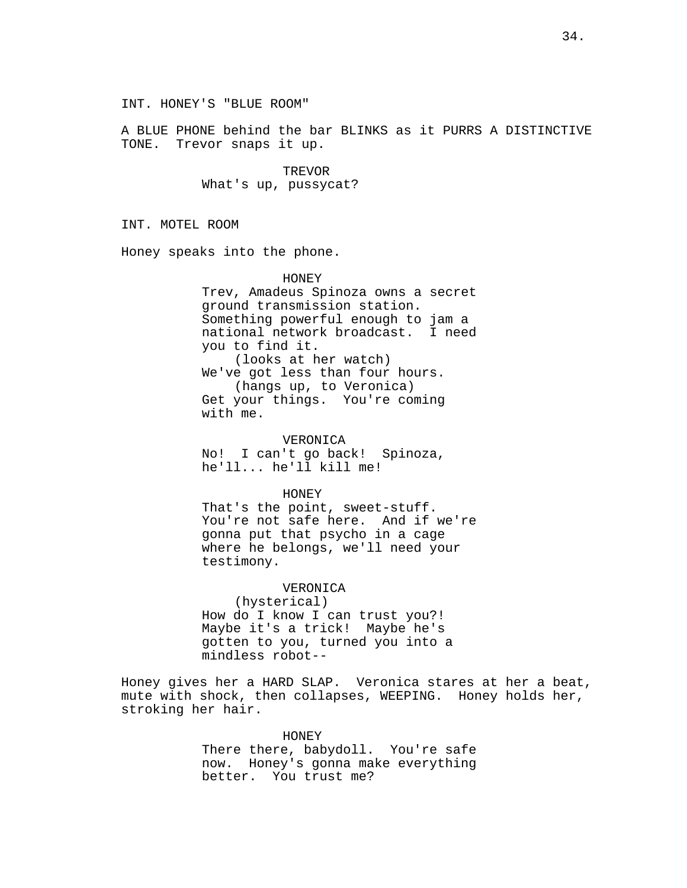INT. HONEY'S "BLUE ROOM"

A BLUE PHONE behind the bar BLINKS as it PURRS A DISTINCTIVE TONE. Trevor snaps it up.

TREVOR
What's up, pussycat?

INT. MOTEL ROOM

Honey speaks into the phone.

HONEY
Trev, Amadeus Spinoza owns a secret ground transmission station. Something powerful enough to jam a national network broadcast. I need you to find it.
(looks at her watch)
We've got less than four hours.
(hangs up, to Veronica)
Get your things. You're coming with me.

VERONICA
No! I can't go back! Spinoza, he'll... he'll kill me!

HONEY
That's the point, sweet-stuff. You're not safe here. And if we're gonna put that psycho in a cage where he belongs, we'll need your testimony.

VERONICA
(hysterical)
How do I know I can trust you?! Maybe it's a trick! Maybe he's gotten to you, turned you into a mindless robot--

Honey gives her a HARD SLAP. Veronica stares at her a beat, mute with shock, then collapses, WEEPING. Honey holds her, stroking her hair.

HONEY
There there, babydoll. You're safe now. Honey's gonna make everything better. You trust me?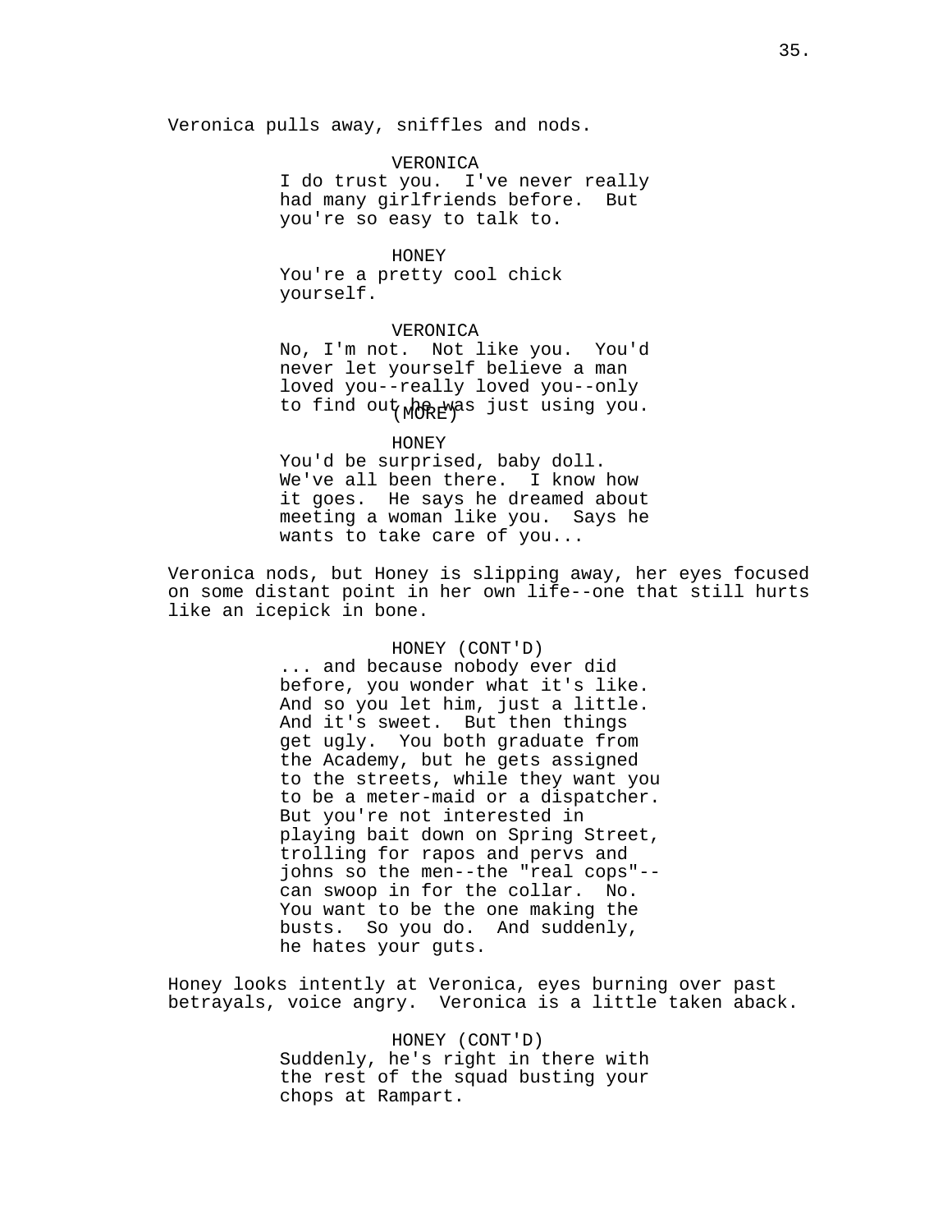Veronica pulls away, sniffles and nods.

VERONICA
I do trust you. I've never really had many girlfriends before. But you're so easy to talk to.

HONEY
You're a pretty cool chick yourself.

VERONICA
No, I'm not. Not like you. You'd never let yourself believe a man loved you--really loved you--only to find out he was just using you.
(MORE)

HONEY
You'd be surprised, baby doll. We've all been there. I know how it goes. He says he dreamed about meeting a woman like you. Says he wants to take care of you...

Veronica nods, but Honey is slipping away, her eyes focused on some distant point in her own life--one that still hurts like an icepick in bone.

HONEY (CONT'D)
... and because nobody ever did before, you wonder what it's like. And so you let him, just a little. And it's sweet. But then things get ugly. You both graduate from the Academy, but he gets assigned to the streets, while they want you to be a meter-maid or a dispatcher. But you're not interested in playing bait down on Spring Street, trolling for rapos and pervs and johns so the men--the "real cops"--can swoop in for the collar. No. You want to be the one making the busts. So you do. And suddenly, he hates your guts.

Honey looks intently at Veronica, eyes burning over past betrayals, voice angry. Veronica is a little taken aback.

HONEY (CONT'D)
Suddenly, he's right in there with the rest of the squad busting your chops at Rampart.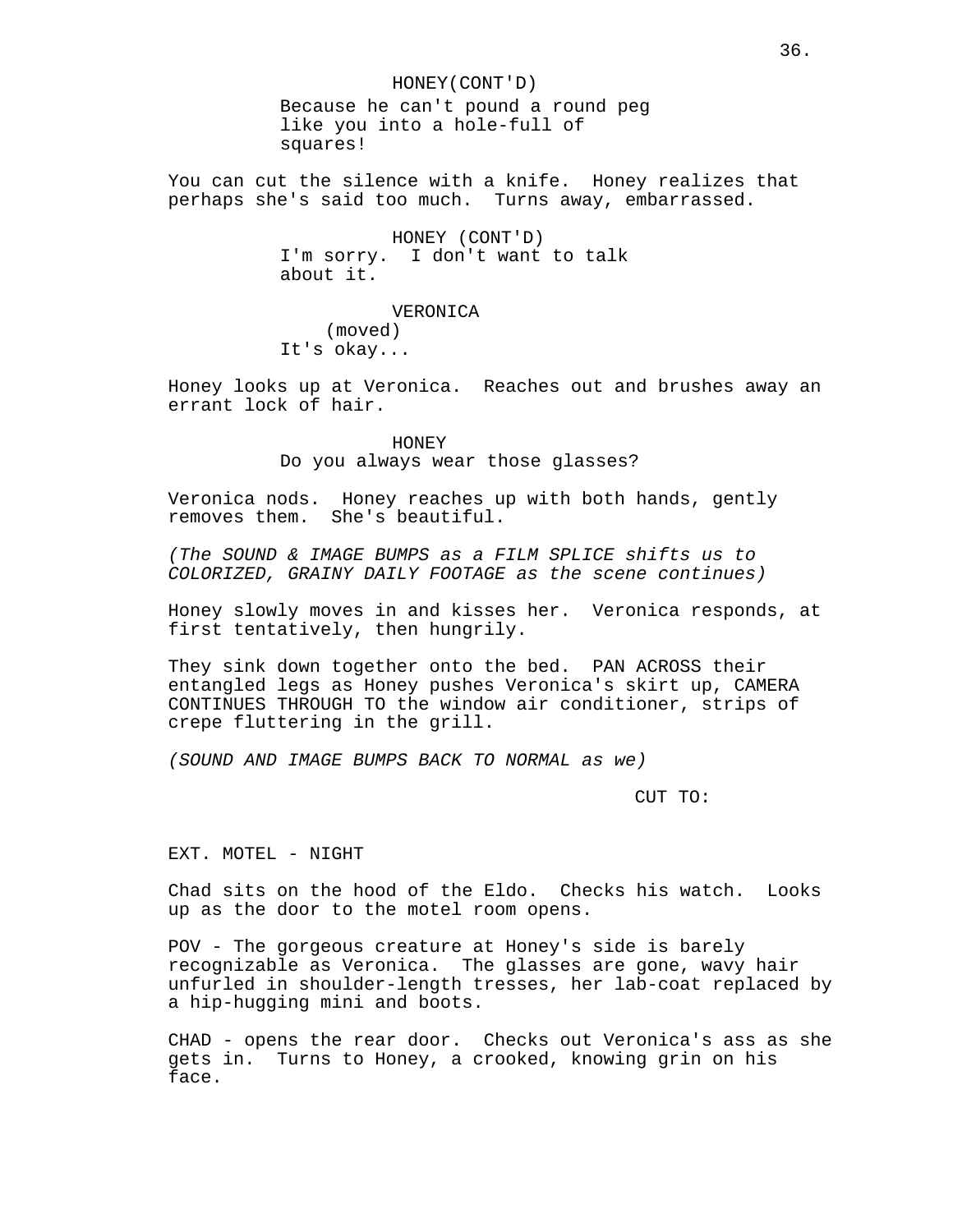HONEY(CONT'D)

Because he can't pound a round peg like you into a hole-full of squares!

You can cut the silence with a knife. Honey realizes that perhaps she's said too much. Turns away, embarrassed.

HONEY (CONT'D)

I'm sorry. I don't want to talk about it.

VERONICA

(moved)

It's okay...

Honey looks up at Veronica. Reaches out and brushes away an errant lock of hair.

HONEY

Do you always wear those glasses?

Veronica nods. Honey reaches up with both hands, gently removes them. She's beautiful.

*(The SOUND & IMAGE BUMPS as a FILM SPLICE shifts us to COLORIZED, GRAINY DAILY FOOTAGE as the scene continues)*

Honey slowly moves in and kisses her. Veronica responds, at first tentatively, then hungrily.

They sink down together onto the bed. PAN ACROSS their entangled legs as Honey pushes Veronica's skirt up, CAMERA CONTINUES THROUGH TO the window air conditioner, strips of crepe fluttering in the grill.

*(SOUND AND IMAGE BUMPS BACK TO NORMAL as we)*

CUT TO:

EXT. MOTEL - NIGHT

Chad sits on the hood of the Eldo. Checks his watch. Looks up as the door to the motel room opens.

POV - The gorgeous creature at Honey's side is barely recognizable as Veronica. The glasses are gone, wavy hair unfurled in shoulder-length tresses, her lab-coat replaced by a hip-hugging mini and boots.

CHAD - opens the rear door. Checks out Veronica's ass as she gets in. Turns to Honey, a crooked, knowing grin on his face.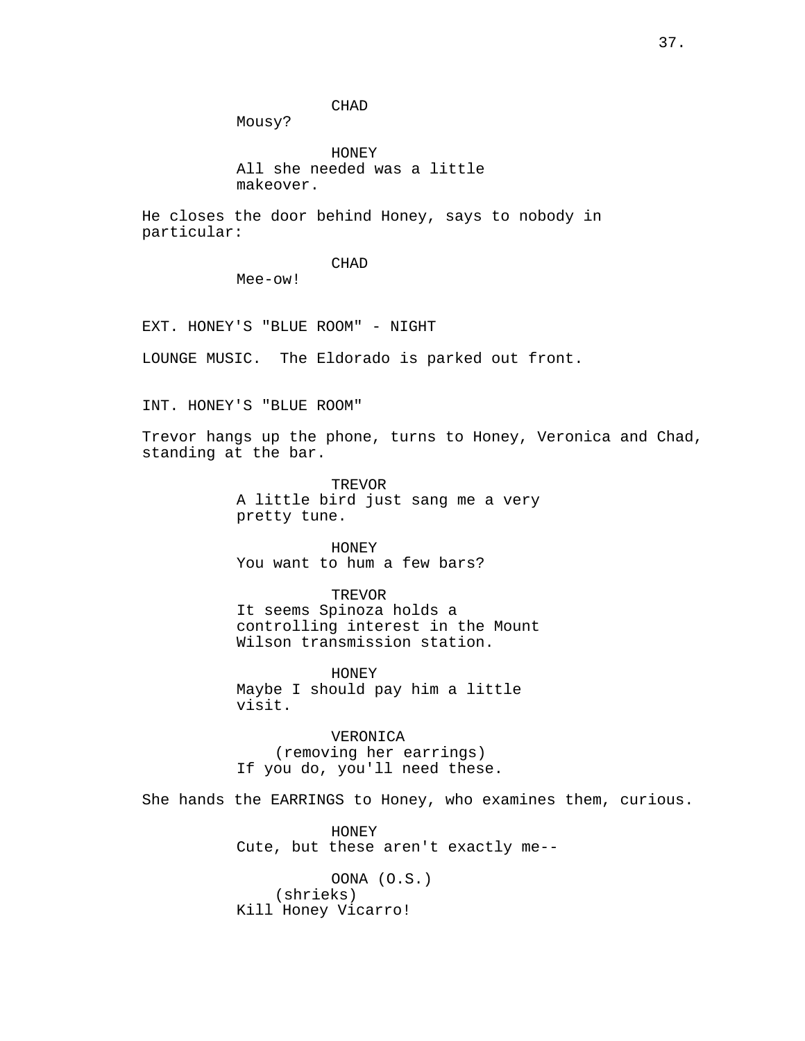CHAD
Mousy?

HONEY
All she needed was a little makeover.

He closes the door behind Honey, says to nobody in particular:

CHAD
Mee-ow!

EXT. HONEY'S "BLUE ROOM" - NIGHT

LOUNGE MUSIC. The Eldorado is parked out front.

INT. HONEY'S "BLUE ROOM"

Trevor hangs up the phone, turns to Honey, Veronica and Chad, standing at the bar.

TREVOR
A little bird just sang me a very pretty tune.

HONEY
You want to hum a few bars?

TREVOR
It seems Spinoza holds a controlling interest in the Mount Wilson transmission station.

HONEY
Maybe I should pay him a little visit.

VERONICA
(removing her earrings)
If you do, you'll need these.

She hands the EARRINGS to Honey, who examines them, curious.

HONEY
Cute, but these aren't exactly me--

OONA (O.S.)
(shrieks)
Kill Honey Vicarro!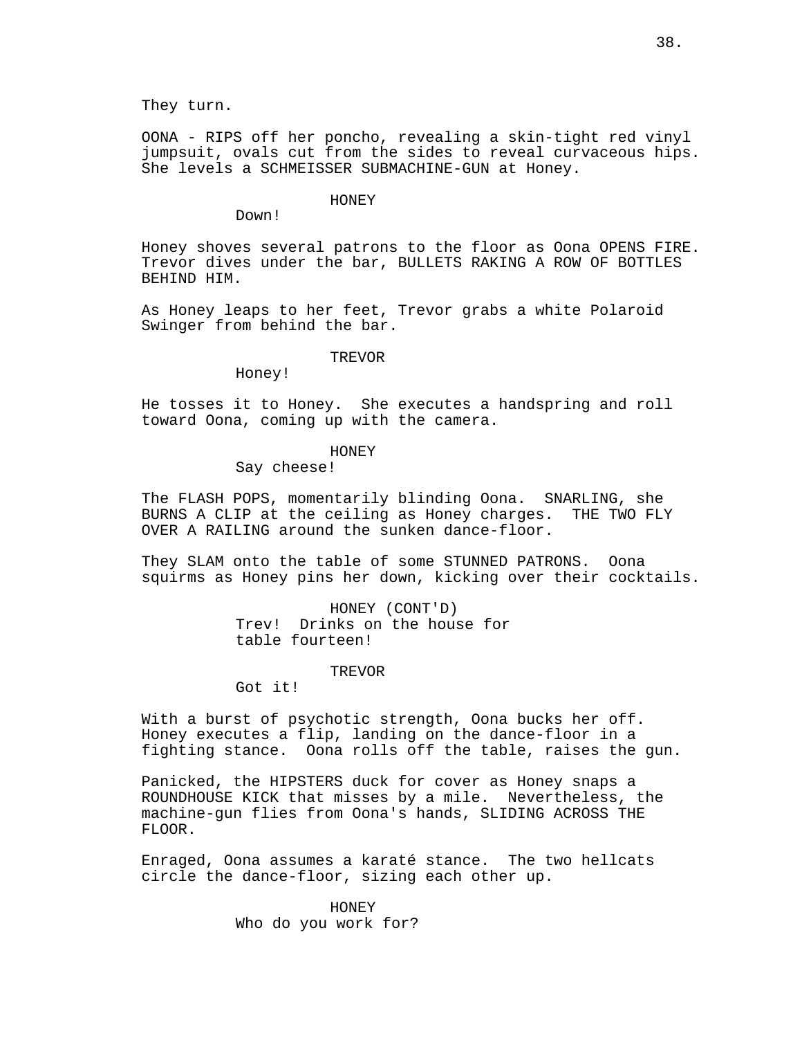They turn.

OONA - RIPS off her poncho, revealing a skin-tight red vinyl jumpsuit, ovals cut from the sides to reveal curvaceous hips. She levels a SCHMEISSER SUBMACHINE-GUN at Honey.

HONEY

Down!

Honey shoves several patrons to the floor as Oona OPENS FIRE. Trevor dives under the bar, BULLETS RAKING A ROW OF BOTTLES BEHIND HIM.

As Honey leaps to her feet, Trevor grabs a white Polaroid Swinger from behind the bar.

TREVOR

Honey!

He tosses it to Honey. She executes a handspring and roll toward Oona, coming up with the camera.

HONEY

Say cheese!

The FLASH POPS, momentarily blinding Oona. SNARLING, she BURNS A CLIP at the ceiling as Honey charges. THE TWO FLY OVER A RAILING around the sunken dance-floor.

They SLAM onto the table of some STUNNED PATRONS. Oona squirms as Honey pins her down, kicking over their cocktails.

HONEY (CONT'D)

Trev! Drinks on the house for table fourteen!

TREVOR

Got it!

With a burst of psychotic strength, Oona bucks her off. Honey executes a flip, landing on the dance-floor in a fighting stance. Oona rolls off the table, raises the gun.

Panicked, the HIPSTERS duck for cover as Honey snaps a ROUNDHOUSE KICK that misses by a mile. Nevertheless, the machine-gun flies from Oona's hands, SLIDING ACROSS THE FLOOR.

Enraged, Oona assumes a karaté stance. The two hellcats circle the dance-floor, sizing each other up.

HONEY

Who do you work for?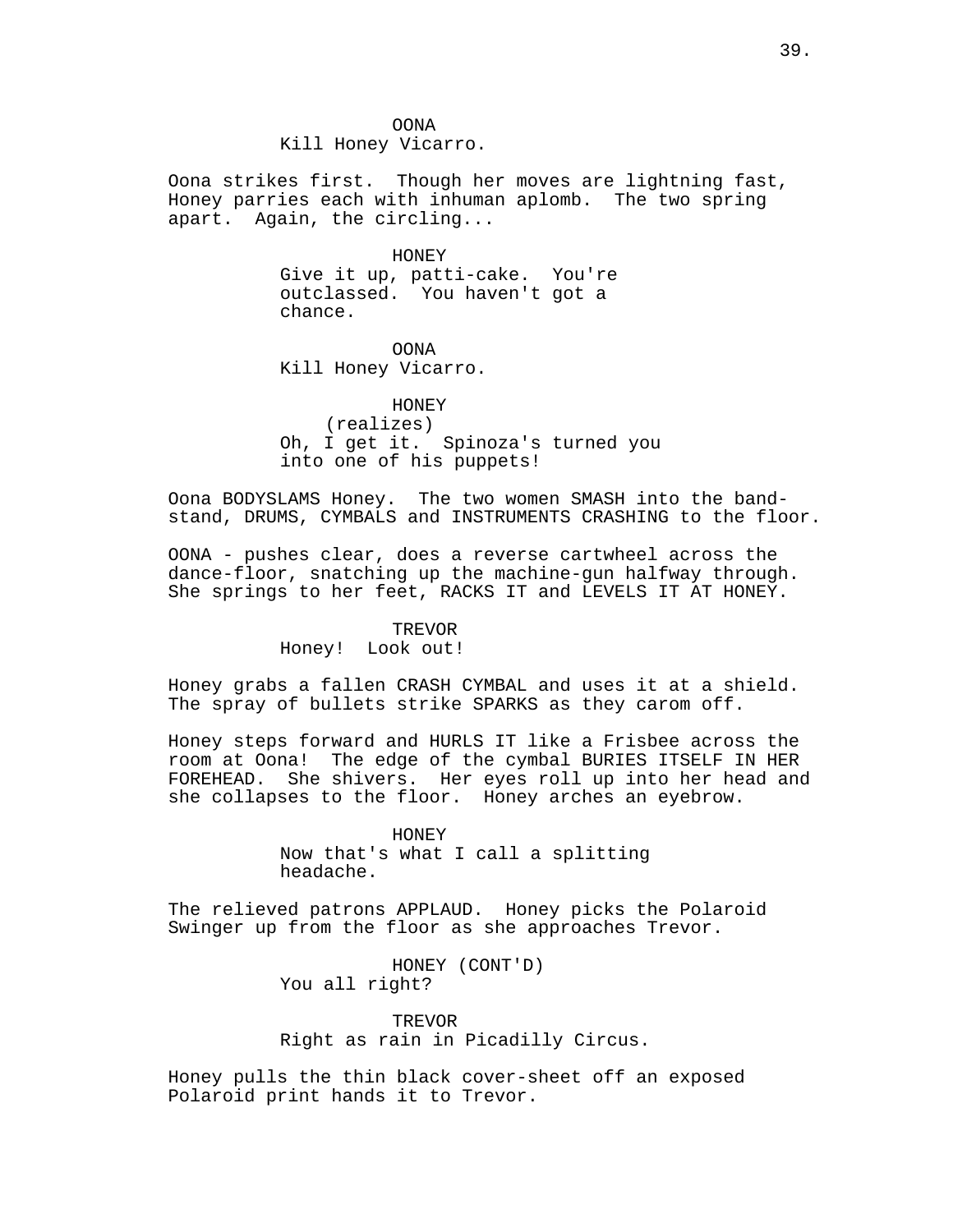OONA
Kill Honey Vicarro.

Oona strikes first. Though her moves are lightning fast, Honey parries each with inhuman aplomb. The two spring apart. Again, the circling...

HONEY
Give it up, patti-cake. You're outclassed. You haven't got a chance.

OONA
Kill Honey Vicarro.

HONEY
(realizes)
Oh, I get it. Spinoza's turned you into one of his puppets!

Oona BODYSLAMS Honey. The two women SMASH into the band-stand, DRUMS, CYMBALS and INSTRUMENTS CRASHING to the floor.

OONA - pushes clear, does a reverse cartwheel across the dance-floor, snatching up the machine-gun halfway through. She springs to her feet, RACKS IT and LEVELS IT AT HONEY.

TREVOR
Honey! Look out!

Honey grabs a fallen CRASH CYMBAL and uses it at a shield. The spray of bullets strike SPARKS as they carom off.

Honey steps forward and HURLS IT like a Frisbee across the room at Oona! The edge of the cymbal BURIES ITSELF IN HER FOREHEAD. She shivers. Her eyes roll up into her head and she collapses to the floor. Honey arches an eyebrow.

HONEY
Now that's what I call a splitting headache.

The relieved patrons APPLAUD. Honey picks the Polaroid Swinger up from the floor as she approaches Trevor.

HONEY (CONT'D)
You all right?

TREVOR
Right as rain in Picadilly Circus.

Honey pulls the thin black cover-sheet off an exposed Polaroid print hands it to Trevor.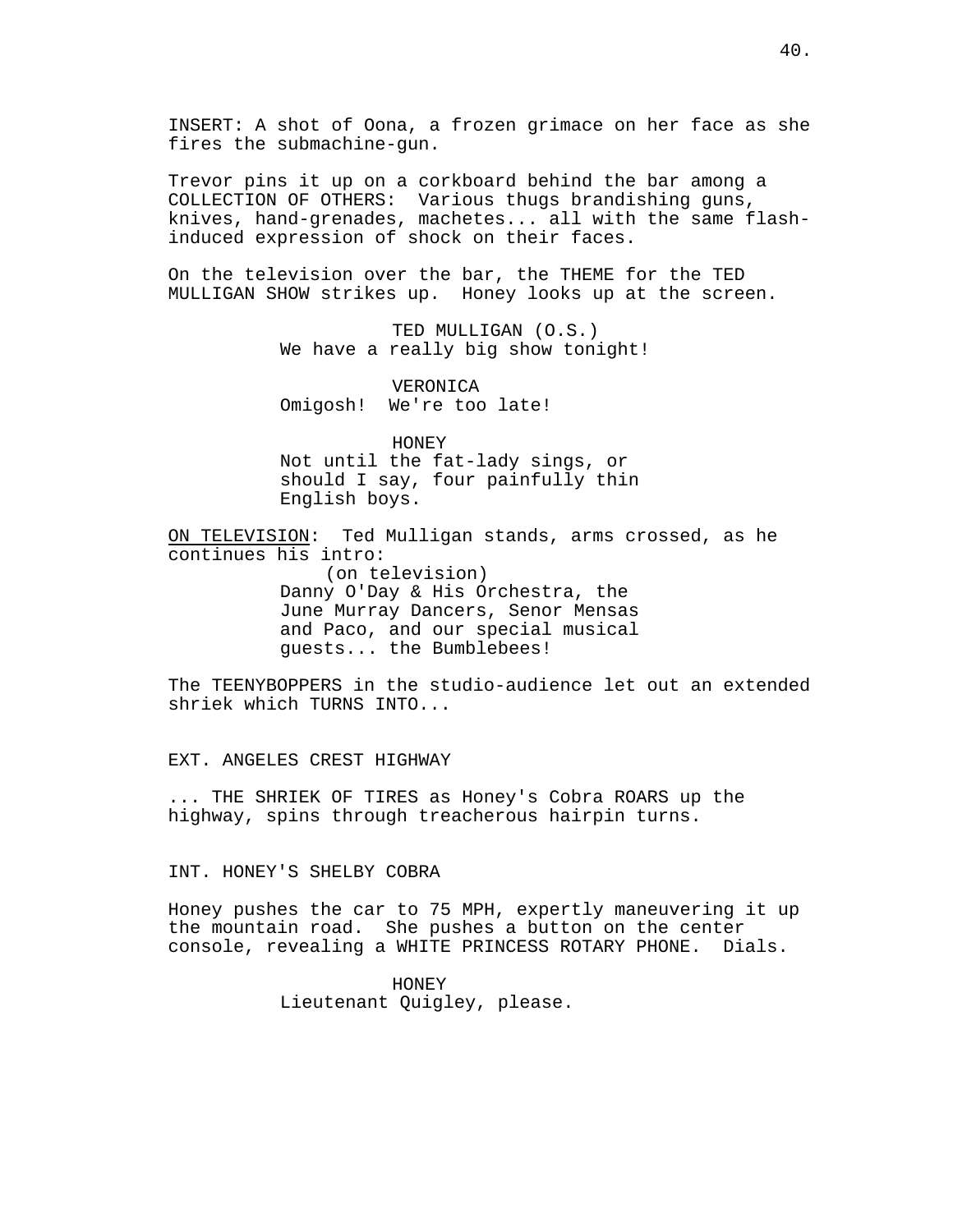INSERT: A shot of Oona, a frozen grimace on her face as she fires the submachine-gun.

Trevor pins it up on a corkboard behind the bar among a COLLECTION OF OTHERS: Various thugs brandishing guns, knives, hand-grenades, machetes... all with the same flash-induced expression of shock on their faces.

On the television over the bar, the THEME for the TED MULLIGAN SHOW strikes up. Honey looks up at the screen.

TED MULLIGAN (O.S.)
We have a really big show tonight!

VERONICA
Omigosh! We're too late!

HONEY
Not until the fat-lady sings, or should I say, four painfully thin English boys.

ON TELEVISION: Ted Mulligan stands, arms crossed, as he continues his intro:

(on television)
Danny O'Day & His Orchestra, the June Murray Dancers, Senor Mensas and Paco, and our special musical guests... the Bumblebees!

The TEENYBOPPERS in the studio-audience let out an extended shriek which TURNS INTO...

EXT. ANGELES CREST HIGHWAY

... THE SHRIEK OF TIRES as Honey's Cobra ROARS up the highway, spins through treacherous hairpin turns.

INT. HONEY'S SHELBY COBRA

Honey pushes the car to 75 MPH, expertly maneuvering it up the mountain road. She pushes a button on the center console, revealing a WHITE PRINCESS ROTARY PHONE. Dials.

HONEY
Lieutenant Quigley, please.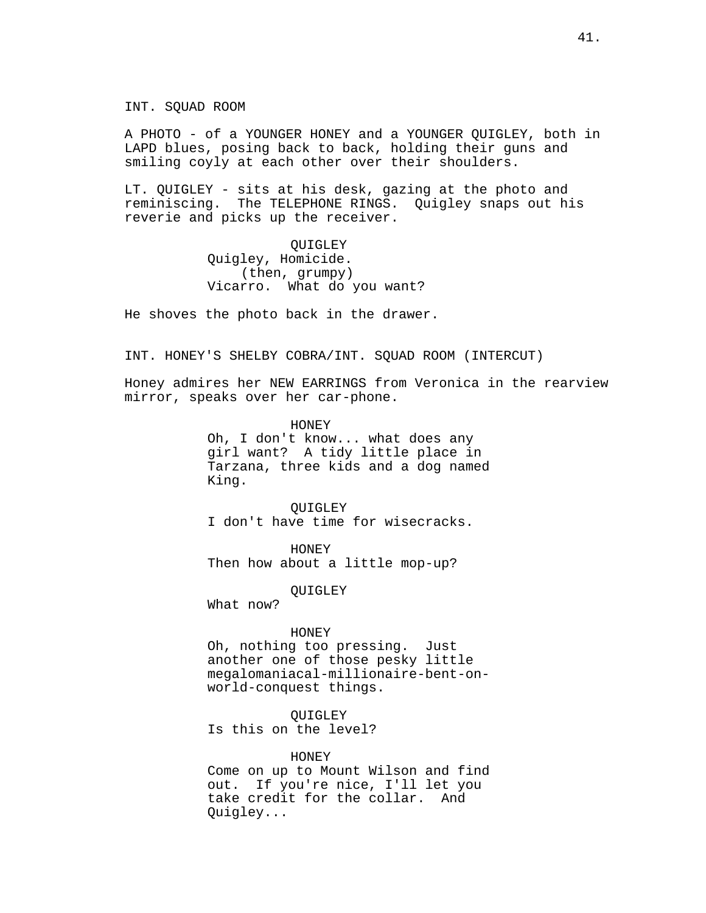INT. SQUAD ROOM

A PHOTO - of a YOUNGER HONEY and a YOUNGER QUIGLEY, both in LAPD blues, posing back to back, holding their guns and smiling coyly at each other over their shoulders.

LT. QUIGLEY - sits at his desk, gazing at the photo and reminiscing. The TELEPHONE RINGS. Quigley snaps out his reverie and picks up the receiver.

QUIGLEY
Quigley, Homicide.
(then, grumpy)
Vicarro. What do you want?

He shoves the photo back in the drawer.

INT. HONEY'S SHELBY COBRA/INT. SQUAD ROOM (INTERCUT)

Honey admires her NEW EARRINGS from Veronica in the rearview mirror, speaks over her car-phone.

HONEY
Oh, I don't know... what does any girl want? A tidy little place in Tarzana, three kids and a dog named King.

QUIGLEY
I don't have time for wisecracks.

HONEY
Then how about a little mop-up?

QUIGLEY
What now?

HONEY
Oh, nothing too pressing. Just another one of those pesky little megalomaniacal-millionaire-bent-on-world-conquest things.

QUIGLEY
Is this on the level?

HONEY
Come on up to Mount Wilson and find out. If you're nice, I'll let you take credit for the collar. And Quigley...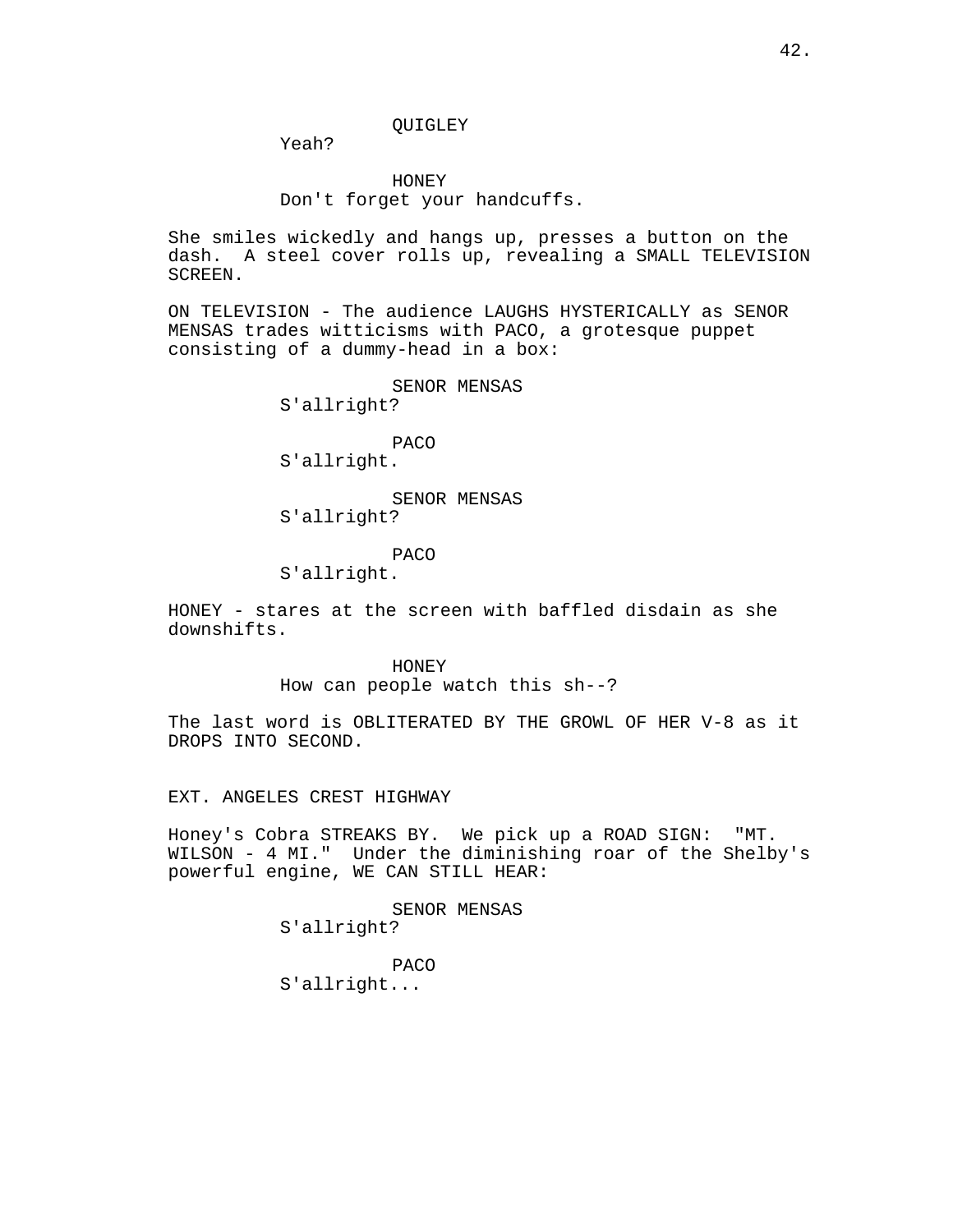QUIGLEY
Yeah?

HONEY
Don't forget your handcuffs.

She smiles wickedly and hangs up, presses a button on the dash. A steel cover rolls up, revealing a SMALL TELEVISION SCREEN.

ON TELEVISION - The audience LAUGHS HYSTERICALLY as SENOR MENSAS trades witticisms with PACO, a grotesque puppet consisting of a dummy-head in a box:

SENOR MENSAS
S'allright?

PACO
S'allright.

SENOR MENSAS
S'allright?

PACO
S'allright.

HONEY - stares at the screen with baffled disdain as she downshifts.

HONEY
How can people watch this sh--?

The last word is OBLITERATED BY THE GROWL OF HER V-8 as it DROPS INTO SECOND.

EXT. ANGELES CREST HIGHWAY

Honey's Cobra STREAKS BY. We pick up a ROAD SIGN: "MT. WILSON - 4 MI." Under the diminishing roar of the Shelby's powerful engine, WE CAN STILL HEAR:

SENOR MENSAS
S'allright?

PACO
S'allright...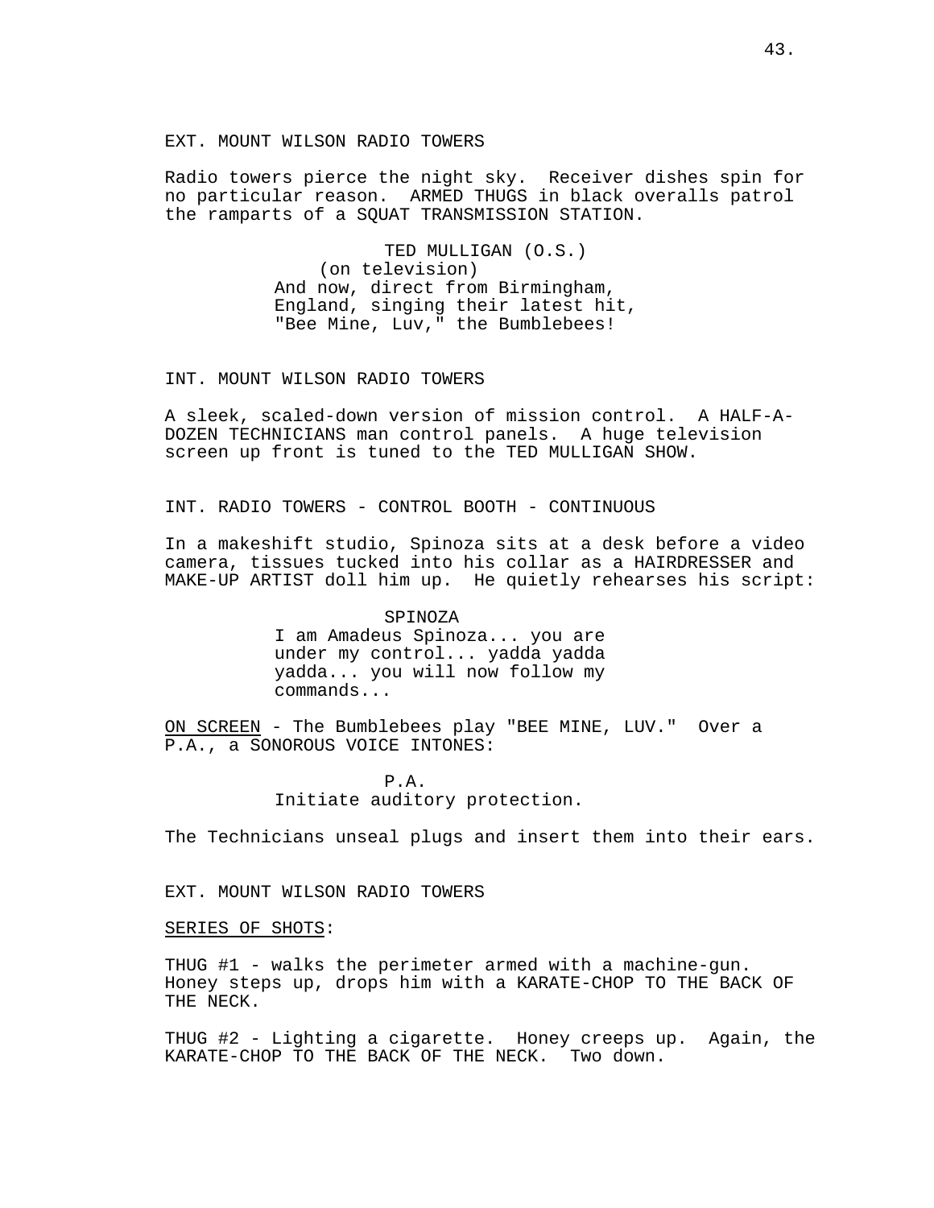EXT. MOUNT WILSON RADIO TOWERS

Radio towers pierce the night sky. Receiver dishes spin for no particular reason. ARMED THUGS in black overalls patrol the ramparts of a SQUAT TRANSMISSION STATION.

TED MULLIGAN (O.S.)
(on television)
And now, direct from Birmingham, England, singing their latest hit, "Bee Mine, Luv," the Bumblebees!

INT. MOUNT WILSON RADIO TOWERS

A sleek, scaled-down version of mission control. A HALF-A-DOZEN TECHNICIANS man control panels. A huge television screen up front is tuned to the TED MULLIGAN SHOW.

INT. RADIO TOWERS - CONTROL BOOTH - CONTINUOUS

In a makeshift studio, Spinoza sits at a desk before a video camera, tissues tucked into his collar as a HAIRDRESSER and MAKE-UP ARTIST doll him up. He quietly rehearses his script:

SPINOZA
I am Amadeus Spinoza... you are under my control... yadda yadda yadda... you will now follow my commands...

<u>ON SCREEN</u> - The Bumblebees play "BEE MINE, LUV." Over a P.A., a SONOROUS VOICE INTONES:

P.A.
Initiate auditory protection.

The Technicians unseal plugs and insert them into their ears.

EXT. MOUNT WILSON RADIO TOWERS

<u>SERIES OF SHOTS</u>:

THUG #1 - walks the perimeter armed with a machine-gun. Honey steps up, drops him with a KARATE-CHOP TO THE BACK OF THE NECK.

THUG #2 - Lighting a cigarette. Honey creeps up. Again, the KARATE-CHOP TO THE BACK OF THE NECK. Two down.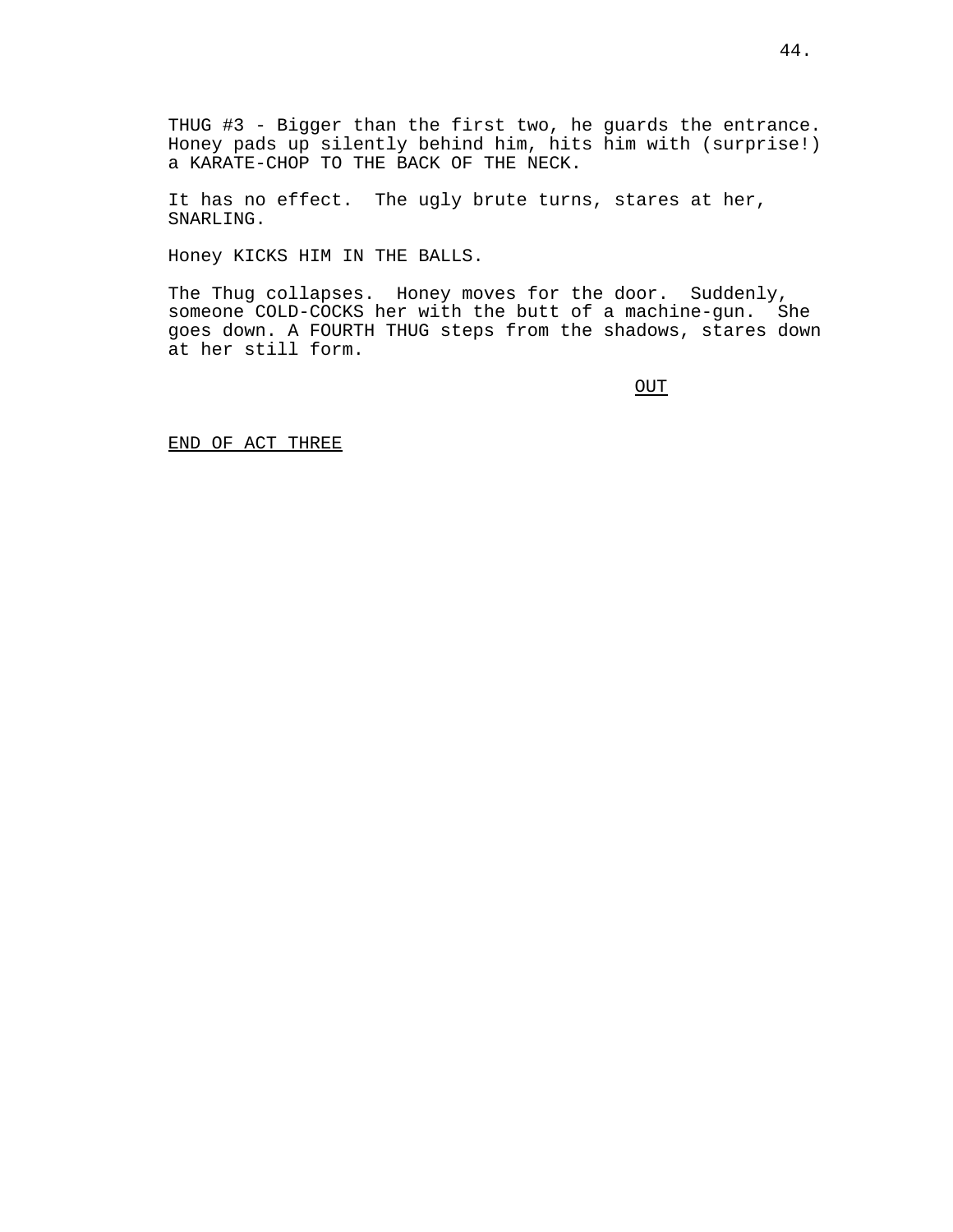THUG #3 - Bigger than the first two, he guards the entrance. Honey pads up silently behind him, hits him with (surprise!) a KARATE-CHOP TO THE BACK OF THE NECK.

It has no effect. The ugly brute turns, stares at her, SNARLING.

Honey KICKS HIM IN THE BALLS.

The Thug collapses. Honey moves for the door. Suddenly, someone COLD-COCKS her with the butt of a machine-gun. She goes down. A FOURTH THUG steps from the shadows, stares down at her still form.

OUT

END OF ACT THREE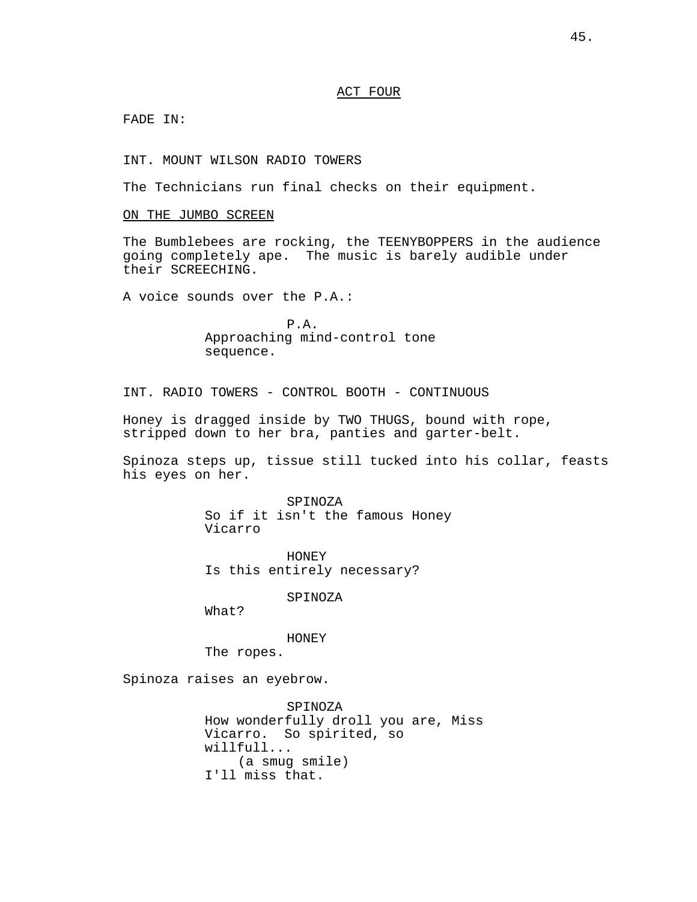ACT FOUR

FADE IN:

INT. MOUNT WILSON RADIO TOWERS

The Technicians run final checks on their equipment.

ON THE JUMBO SCREEN

The Bumblebees are rocking, the TEENYBOPPERS in the audience going completely ape. The music is barely audible under their SCREECHING.

A voice sounds over the P.A.:

P.A.
Approaching mind-control tone sequence.

INT. RADIO TOWERS - CONTROL BOOTH - CONTINUOUS

Honey is dragged inside by TWO THUGS, bound with rope, stripped down to her bra, panties and garter-belt.

Spinoza steps up, tissue still tucked into his collar, feasts his eyes on her.

SPINOZA
So if it isn't the famous Honey Vicarro

HONEY
Is this entirely necessary?

SPINOZA
What?

HONEY
The ropes.

Spinoza raises an eyebrow.

SPINOZA
How wonderfully droll you are, Miss Vicarro. So spirited, so willfull...
(a smug smile)
I'll miss that.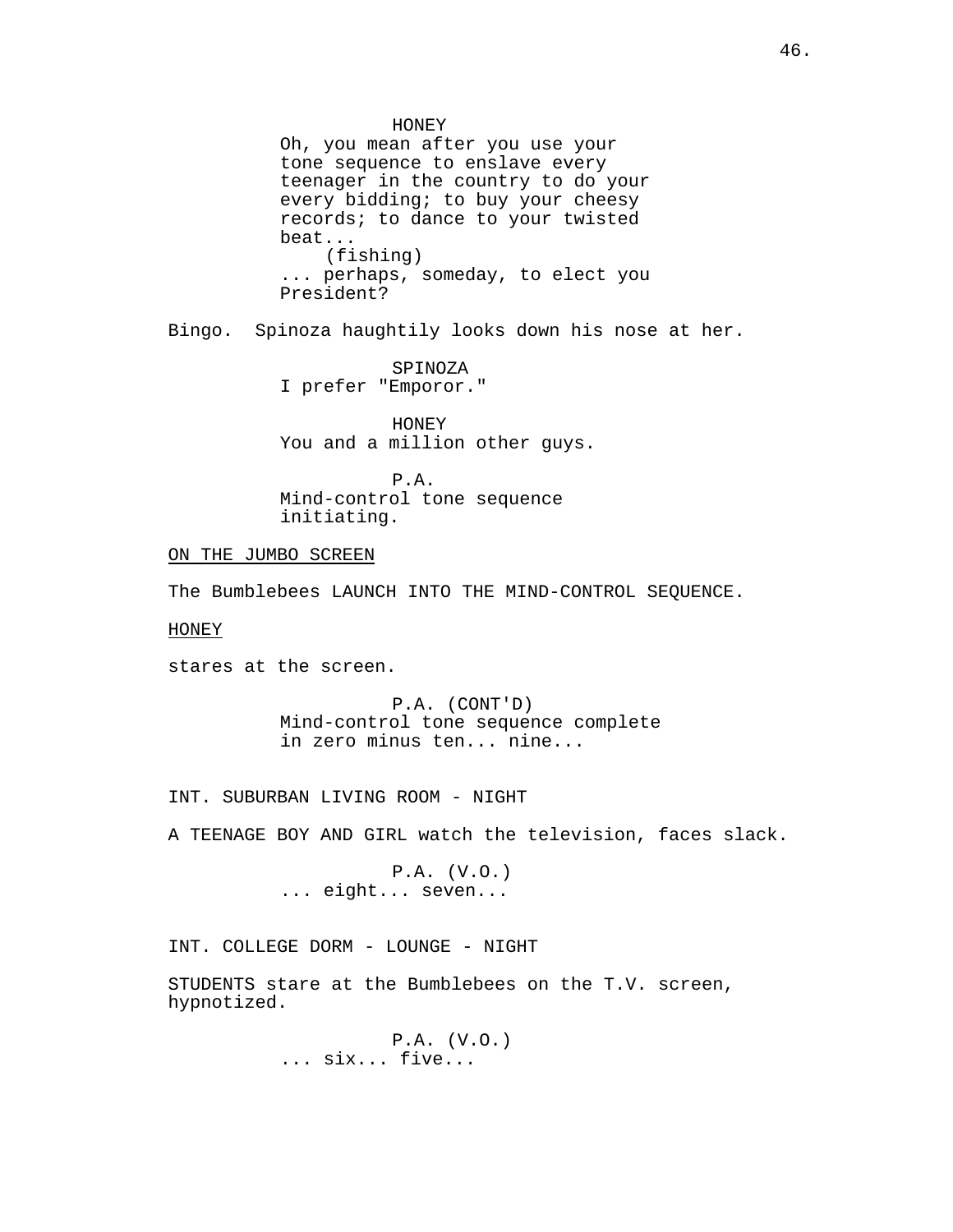HONEY
Oh, you mean after you use your tone sequence to enslave every teenager in the country to do your every bidding; to buy your cheesy records; to dance to your twisted beat...
(fishing)
... perhaps, someday, to elect you President?

Bingo. Spinoza haughtily looks down his nose at her.

SPINOZA
I prefer "Emporor."

HONEY
You and a million other guys.

P.A.
Mind-control tone sequence initiating.

ON THE JUMBO SCREEN

The Bumblebees LAUNCH INTO THE MIND-CONTROL SEQUENCE.

HONEY

stares at the screen.

P.A. (CONT'D)
Mind-control tone sequence complete in zero minus ten... nine...

INT. SUBURBAN LIVING ROOM - NIGHT

A TEENAGE BOY AND GIRL watch the television, faces slack.

P.A. (V.O.)
... eight... seven...

INT. COLLEGE DORM - LOUNGE - NIGHT

STUDENTS stare at the Bumblebees on the T.V. screen, hypnotized.

P.A. (V.O.)
... six... five...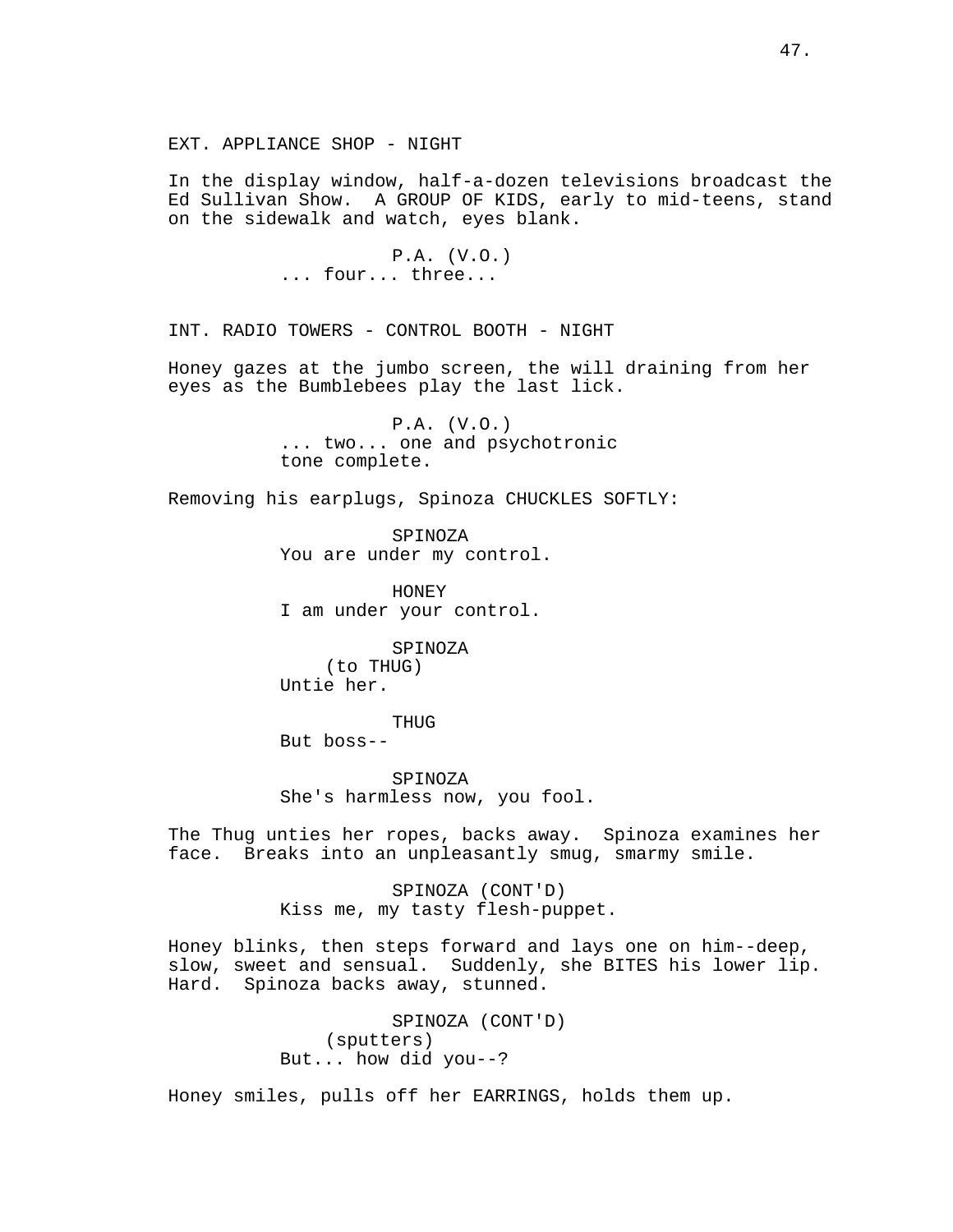EXT. APPLIANCE SHOP - NIGHT

In the display window, half-a-dozen televisions broadcast the Ed Sullivan Show. A GROUP OF KIDS, early to mid-teens, stand on the sidewalk and watch, eyes blank.

P.A. (V.O.)
... four... three...

INT. RADIO TOWERS - CONTROL BOOTH - NIGHT

Honey gazes at the jumbo screen, the will draining from her eyes as the Bumblebees play the last lick.

P.A. (V.O.)
... two... one and psychotronic tone complete.

Removing his earplugs, Spinoza CHUCKLES SOFTLY:

SPINOZA
You are under my control.

HONEY
I am under your control.

SPINOZA
(to THUG)
Untie her.

THUG
But boss--

SPINOZA
She's harmless now, you fool.

The Thug unties her ropes, backs away. Spinoza examines her face. Breaks into an unpleasantly smug, smarmy smile.

SPINOZA (CONT'D)
Kiss me, my tasty flesh-puppet.

Honey blinks, then steps forward and lays one on him--deep, slow, sweet and sensual. Suddenly, she BITES his lower lip. Hard. Spinoza backs away, stunned.

SPINOZA (CONT'D)
(sputters)
But... how did you--?

Honey smiles, pulls off her EARRINGS, holds them up.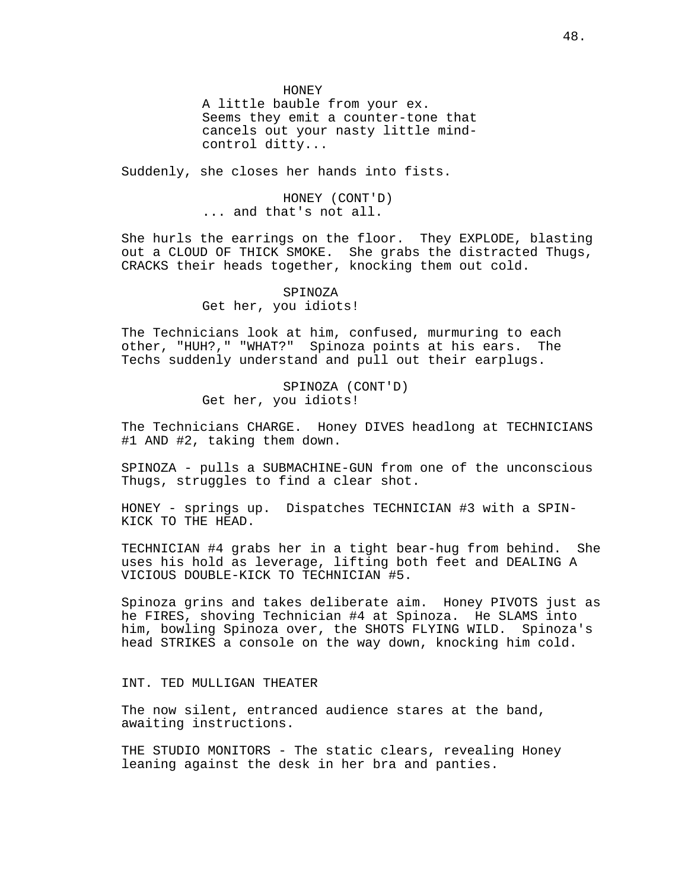HONEY
A little bauble from your ex. Seems they emit a counter-tone that cancels out your nasty little mind-control ditty...

Suddenly, she closes her hands into fists.

HONEY (CONT'D)
... and that's not all.

She hurls the earrings on the floor. They EXPLODE, blasting out a CLOUD OF THICK SMOKE. She grabs the distracted Thugs, CRACKS their heads together, knocking them out cold.

SPINOZA
Get her, you idiots!

The Technicians look at him, confused, murmuring to each other, "HUH?," "WHAT?" Spinoza points at his ears. The Techs suddenly understand and pull out their earplugs.

SPINOZA (CONT'D)
Get her, you idiots!

The Technicians CHARGE. Honey DIVES headlong at TECHNICIANS #1 AND #2, taking them down.

SPINOZA - pulls a SUBMACHINE-GUN from one of the unconscious Thugs, struggles to find a clear shot.

HONEY - springs up. Dispatches TECHNICIAN #3 with a SPIN-KICK TO THE HEAD.

TECHNICIAN #4 grabs her in a tight bear-hug from behind. She uses his hold as leverage, lifting both feet and DEALING A VICIOUS DOUBLE-KICK TO TECHNICIAN #5.

Spinoza grins and takes deliberate aim. Honey PIVOTS just as he FIRES, shoving Technician #4 at Spinoza. He SLAMS into him, bowling Spinoza over, the SHOTS FLYING WILD. Spinoza's head STRIKES a console on the way down, knocking him cold.

INT. TED MULLIGAN THEATER

The now silent, entranced audience stares at the band, awaiting instructions.

THE STUDIO MONITORS - The static clears, revealing Honey leaning against the desk in her bra and panties.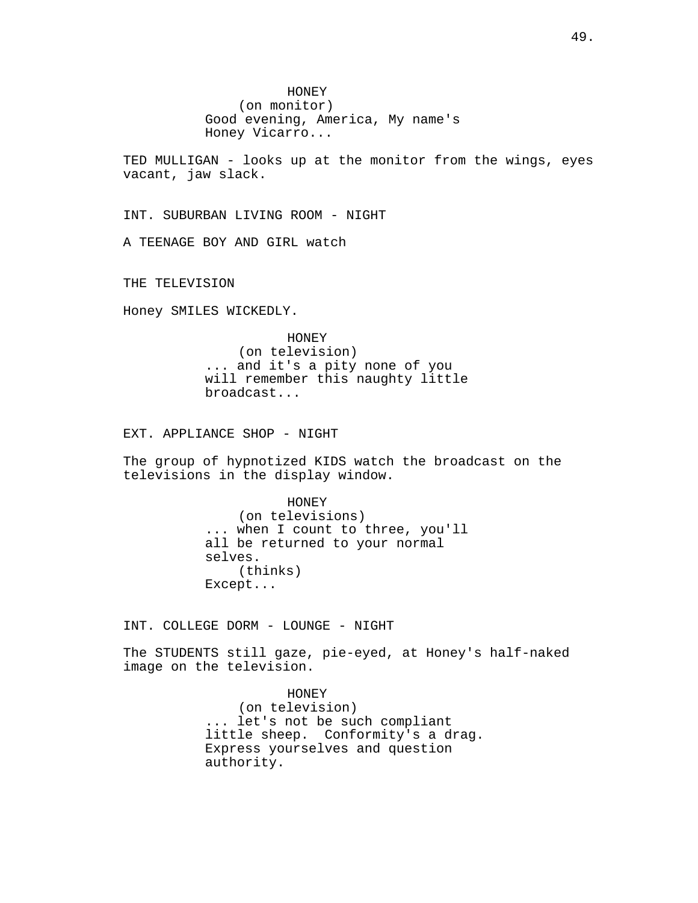HONEY
(on monitor)
Good evening, America, My name's Honey Vicarro...

TED MULLIGAN - looks up at the monitor from the wings, eyes vacant, jaw slack.

INT. SUBURBAN LIVING ROOM - NIGHT

A TEENAGE BOY AND GIRL watch

THE TELEVISION

Honey SMILES WICKEDLY.

HONEY
(on television)
... and it's a pity none of you will remember this naughty little broadcast...

EXT. APPLIANCE SHOP - NIGHT

The group of hypnotized KIDS watch the broadcast on the televisions in the display window.

HONEY
(on televisions)
... when I count to three, you'll all be returned to your normal selves.
(thinks)
Except...

INT. COLLEGE DORM - LOUNGE - NIGHT

The STUDENTS still gaze, pie-eyed, at Honey's half-naked image on the television.

HONEY
(on television)
... let's not be such compliant little sheep. Conformity's a drag. Express yourselves and question authority.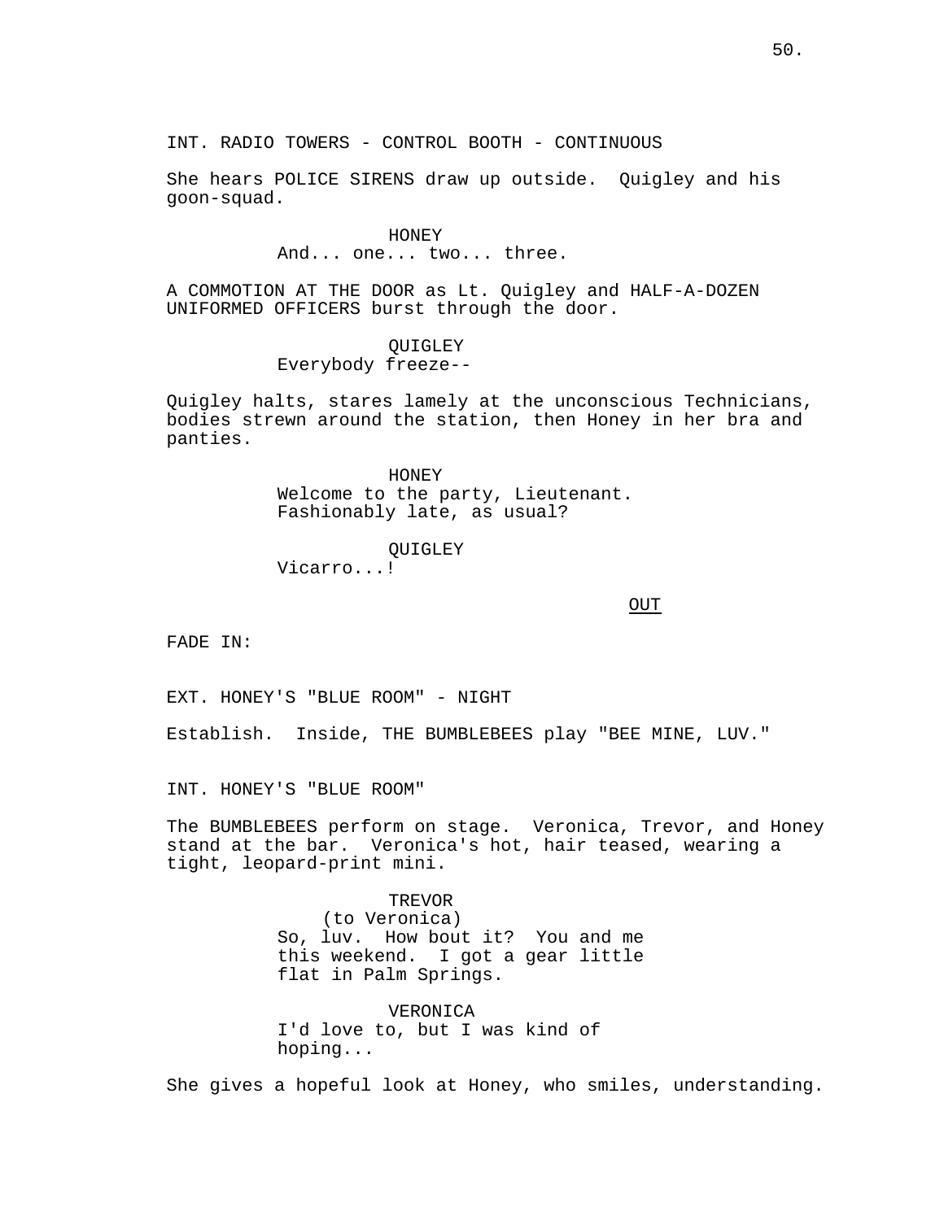INT. RADIO TOWERS - CONTROL BOOTH - CONTINUOUS

She hears POLICE SIRENS draw up outside.  Quigley and his goon-squad.

HONEY
And... one... two... three.

A COMMOTION AT THE DOOR as Lt. Quigley and HALF-A-DOZEN UNIFORMED OFFICERS burst through the door.

QUIGLEY
Everybody freeze--

Quigley halts, stares lamely at the unconscious Technicians, bodies strewn around the station, then Honey in her bra and panties.

HONEY
Welcome to the party, Lieutenant. Fashionably late, as usual?

QUIGLEY
Vicarro...!

OUT

FADE IN:

EXT. HONEY'S "BLUE ROOM" - NIGHT

Establish.  Inside, THE BUMBLEBEES play "BEE MINE, LUV."

INT. HONEY'S "BLUE ROOM"

The BUMBLEBEES perform on stage.  Veronica, Trevor, and Honey stand at the bar.  Veronica's hot, hair teased, wearing a tight, leopard-print mini.

TREVOR
(to Veronica)
So, luv.  How bout it?  You and me this weekend.  I got a gear little flat in Palm Springs.

VERONICA
I'd love to, but I was kind of hoping...

She gives a hopeful look at Honey, who smiles, understanding.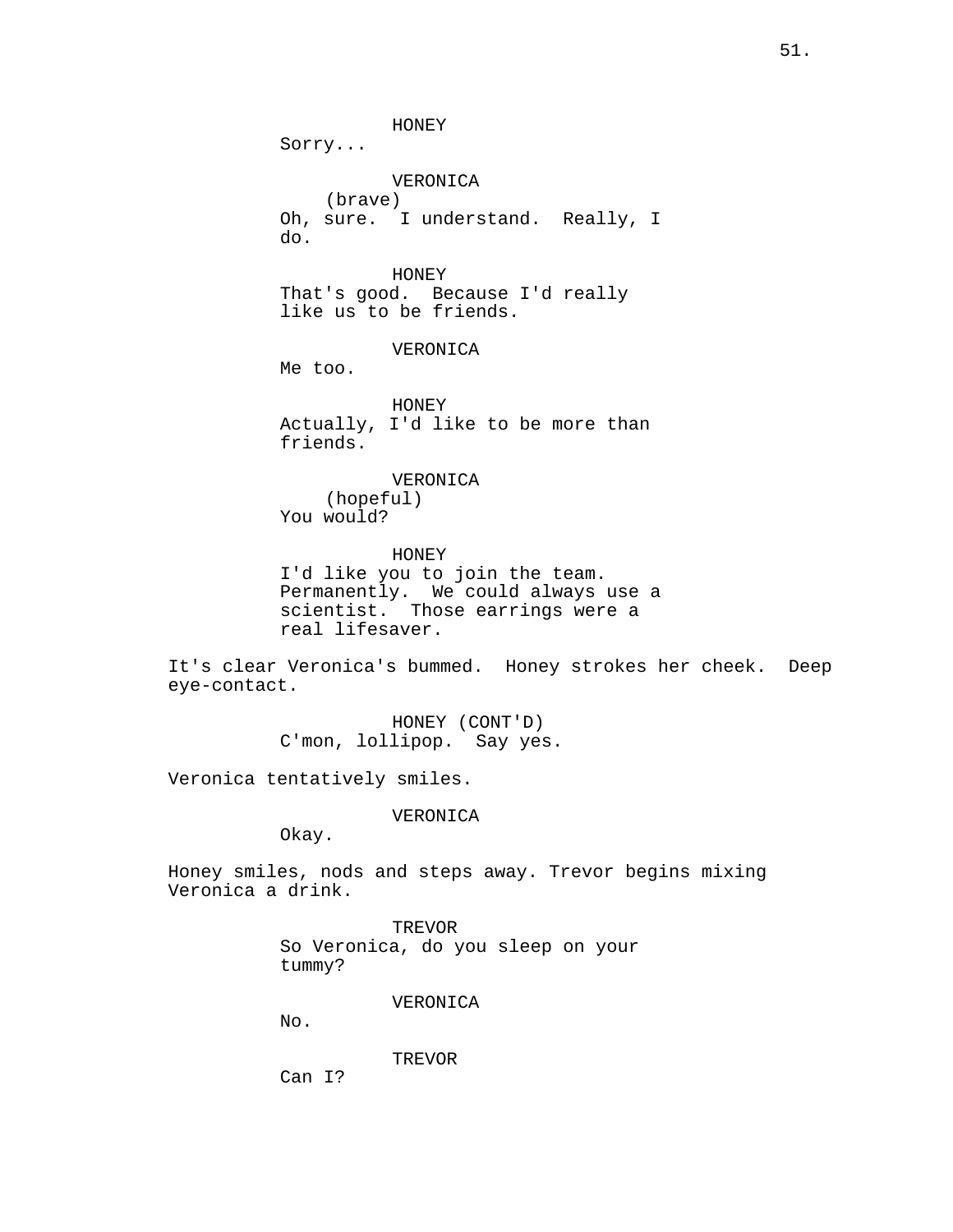HONEY
Sorry...

VERONICA
(brave)
Oh, sure.  I understand.  Really, I do.

HONEY
That's good.  Because I'd really like us to be friends.

VERONICA
Me too.

HONEY
Actually, I'd like to be more than friends.

VERONICA
(hopeful)
You would?

HONEY
I'd like you to join the team. Permanently.  We could always use a scientist.  Those earrings were a real lifesaver.

It's clear Veronica's bummed.  Honey strokes her cheek.  Deep eye-contact.

HONEY (CONT'D)
C'mon, lollipop.  Say yes.

Veronica tentatively smiles.

VERONICA
Okay.

Honey smiles, nods and steps away. Trevor begins mixing Veronica a drink.

TREVOR
So Veronica, do you sleep on your tummy?

VERONICA
No.

TREVOR
Can I?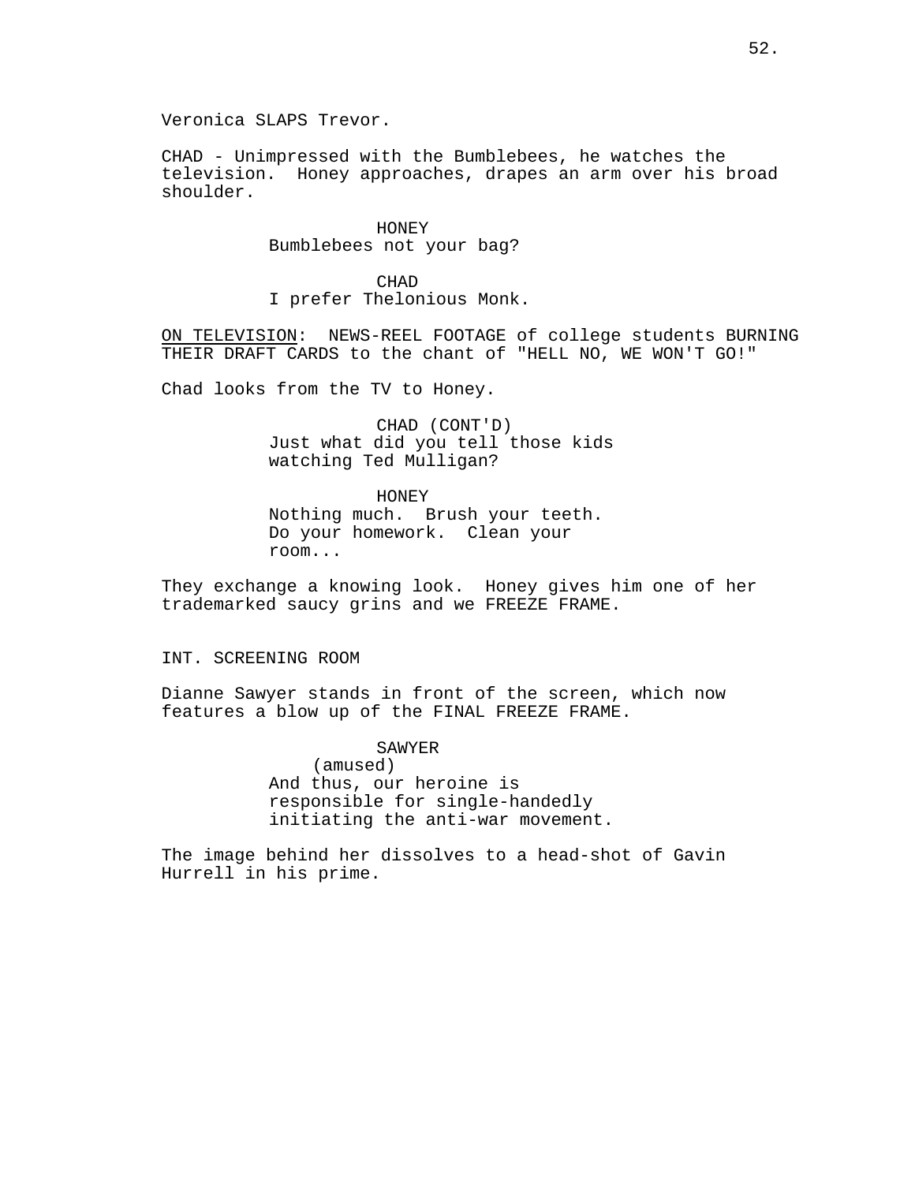Veronica SLAPS Trevor.

CHAD - Unimpressed with the Bumblebees, he watches the television. Honey approaches, drapes an arm over his broad shoulder.

HONEY
Bumblebees not your bag?

CHAD
I prefer Thelonious Monk.

<u>ON TELEVISION</u>: NEWS-REEL FOOTAGE of college students BURNING THEIR DRAFT CARDS to the chant of "HELL NO, WE WON'T GO!"

Chad looks from the TV to Honey.

CHAD (CONT'D)
Just what did you tell those kids watching Ted Mulligan?

HONEY
Nothing much. Brush your teeth. Do your homework. Clean your room...

They exchange a knowing look. Honey gives him one of her trademarked saucy grins and we FREEZE FRAME.

INT. SCREENING ROOM

Dianne Sawyer stands in front of the screen, which now features a blow up of the FINAL FREEZE FRAME.

SAWYER
(amused)
And thus, our heroine is responsible for single-handedly initiating the anti-war movement.

The image behind her dissolves to a head-shot of Gavin Hurrell in his prime.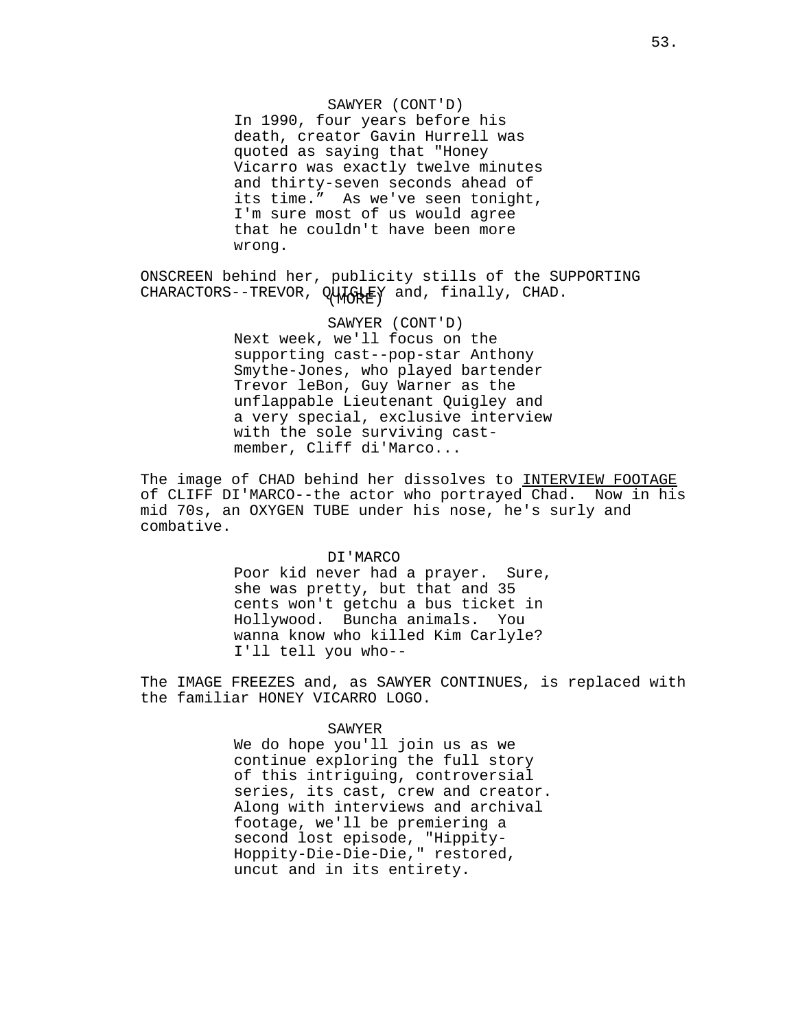SAWYER (CONT'D)
In 1990, four years before his death, creator Gavin Hurrell was quoted as saying that "Honey Vicarro was exactly twelve minutes and thirty-seven seconds ahead of its time." As we've seen tonight, I'm sure most of us would agree that he couldn't have been more wrong.

ONSCREEN behind her, publicity stills of the SUPPORTING CHARACTORS--TREVOR, QUIGLEY and, finally, CHAD.

(MORE)

SAWYER (CONT'D)
Next week, we'll focus on the supporting cast--pop-star Anthony Smythe-Jones, who played bartender Trevor leBon, Guy Warner as the unflappable Lieutenant Quigley and a very special, exclusive interview with the sole surviving cast-member, Cliff di'Marco...

The image of CHAD behind her dissolves to INTERVIEW FOOTAGE of CLIFF DI'MARCO--the actor who portrayed Chad. Now in his mid 70s, an OXYGEN TUBE under his nose, he's surly and combative.

DI'MARCO
Poor kid never had a prayer. Sure, she was pretty, but that and 35 cents won't getchu a bus ticket in Hollywood. Buncha animals. You wanna know who killed Kim Carlyle? I'll tell you who--

The IMAGE FREEZES and, as SAWYER CONTINUES, is replaced with the familiar HONEY VICARRO LOGO.

SAWYER
We do hope you'll join us as we continue exploring the full story of this intriguing, controversial series, its cast, crew and creator. Along with interviews and archival footage, we'll be premiering a second lost episode, "Hippity-Hoppity-Die-Die-Die," restored, uncut and in its entirety.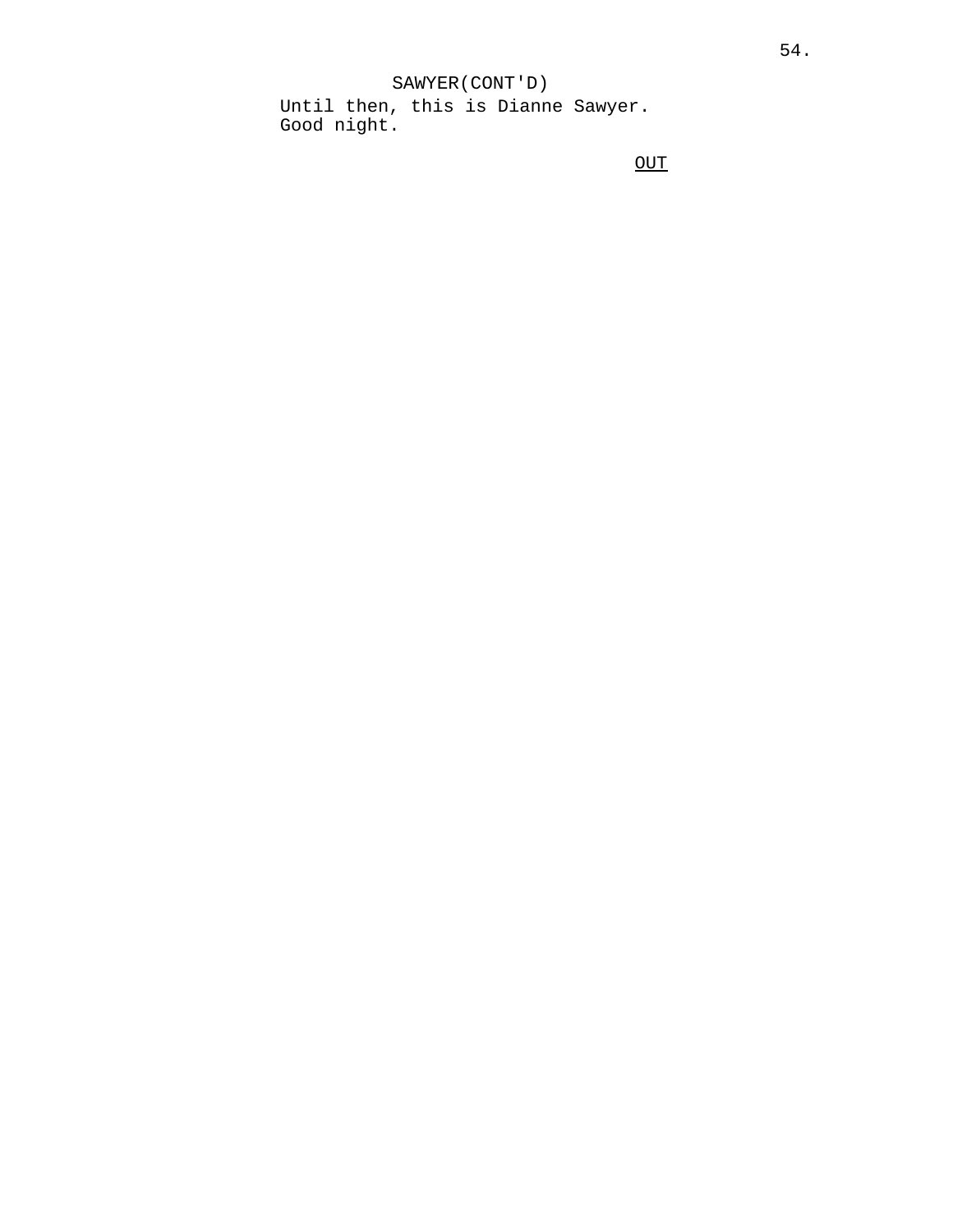SAWYER(CONT'D)

Until then, this is Dianne Sawyer.
Good night.

OUT